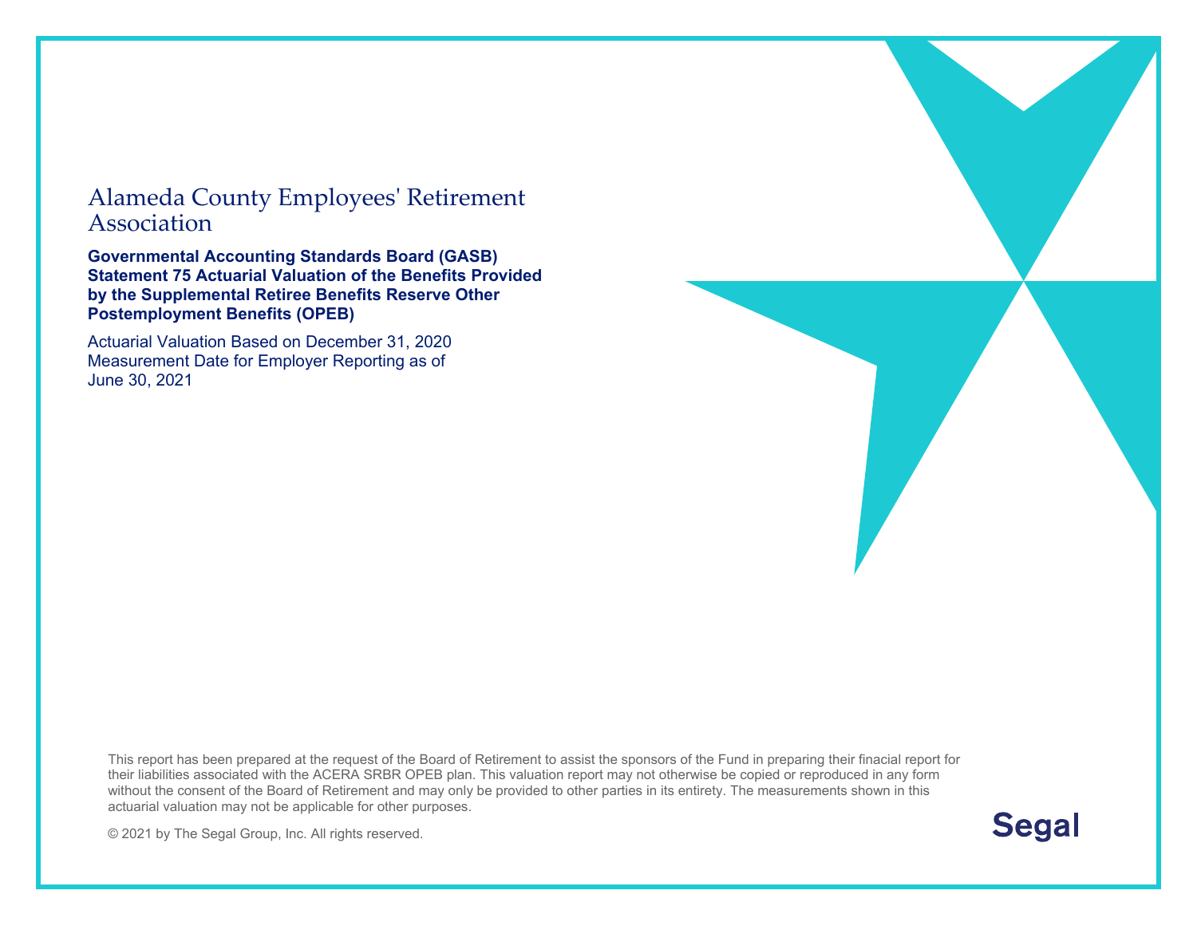# Alameda County Employees' Retirement Association

**Governmental Accounting Standards Board (GASB) Statement 75 Actuarial Valuation of the Benefits Provided by the Supplemental Retiree Benefits Reserve Other Postemployment Benefits (OPEB)**

Actuarial Valuation Based on December 31, 2020 Measurement Date for Employer Reporting as of June 30, 2021

This report has been prepared at the request of the Board of Retirement to assist the sponsors of the Fund in preparing their finacial report for their liabilities associated with the ACERA SRBR OPEB plan. This valuation report may not otherwise be copied or reproduced in any form without the consent of the Board of Retirement and may only be provided to other parties in its entirety. The measurements shown in this actuarial valuation may not be applicable for other purposes.

© 2021 by The Segal Group, Inc. All rights reserved.

Segal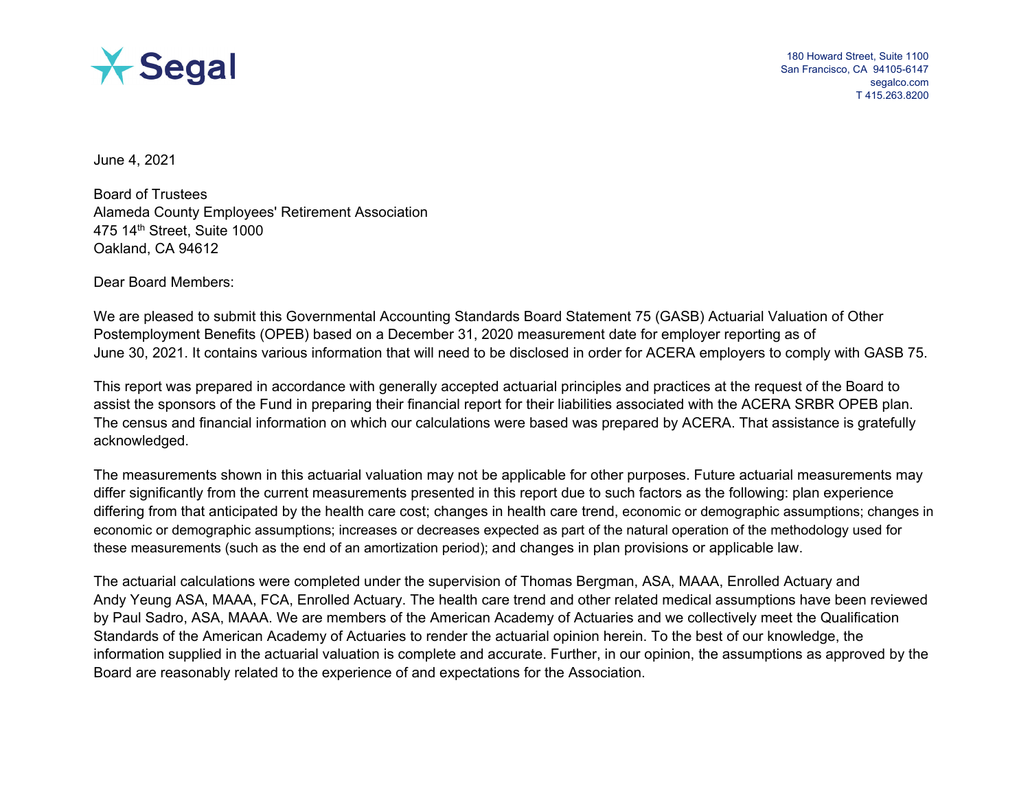Segal

180 Howard Street, Suite 1100
San Francisco, CA 94105-6147
segalco.com
T 415.263.8200

June 4, 2021

Board of Trustees
Alameda County Employees' Retirement Association
475 14th Street, Suite 1000
Oakland, CA 94612

Dear Board Members:

We are pleased to submit this Governmental Accounting Standards Board Statement 75 (GASB) Actuarial Valuation of Other Postemployment Benefits (OPEB) based on a December 31, 2020 measurement date for employer reporting as of June 30, 2021. It contains various information that will need to be disclosed in order for ACERA employers to comply with GASB 75.

This report was prepared in accordance with generally accepted actuarial principles and practices at the request of the Board to assist the sponsors of the Fund in preparing their financial report for their liabilities associated with the ACERA SRBR OPEB plan. The census and financial information on which our calculations were based was prepared by ACERA. That assistance is gratefully acknowledged.

The measurements shown in this actuarial valuation may not be applicable for other purposes. Future actuarial measurements may differ significantly from the current measurements presented in this report due to such factors as the following: plan experience differing from that anticipated by the health care cost; changes in health care trend, economic or demographic assumptions; changes in economic or demographic assumptions; increases or decreases expected as part of the natural operation of the methodology used for these measurements (such as the end of an amortization period); and changes in plan provisions or applicable law.

The actuarial calculations were completed under the supervision of Thomas Bergman, ASA, MAAA, Enrolled Actuary and Andy Yeung ASA, MAAA, FCA, Enrolled Actuary. The health care trend and other related medical assumptions have been reviewed by Paul Sadro, ASA, MAAA. We are members of the American Academy of Actuaries and we collectively meet the Qualification Standards of the American Academy of Actuaries to render the actuarial opinion herein. To the best of our knowledge, the information supplied in the actuarial valuation is complete and accurate. Further, in our opinion, the assumptions as approved by the Board are reasonably related to the experience of and expectations for the Association.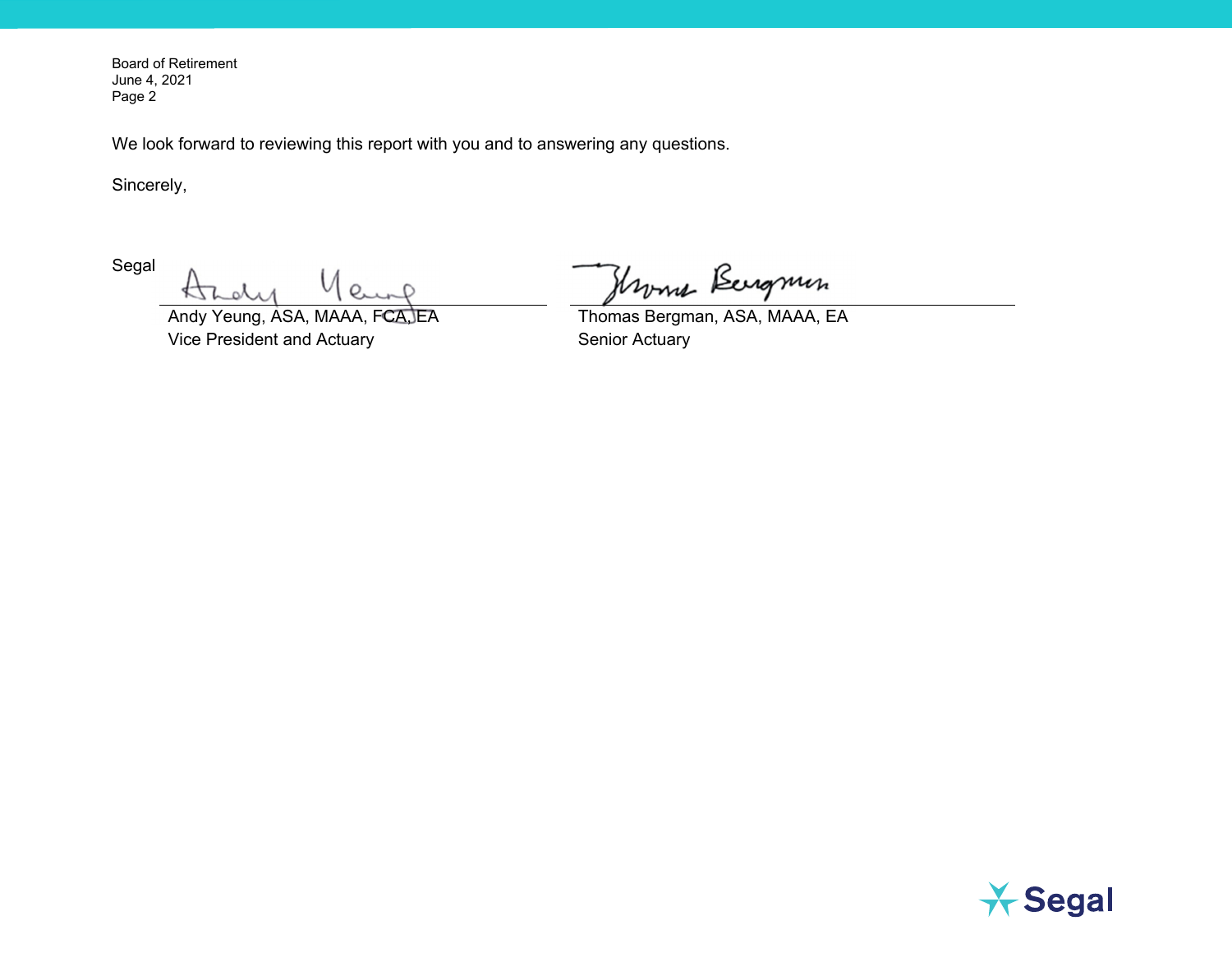Board of Retirement
June 4, 2021
Page 2

We look forward to reviewing this report with you and to answering any questions.

Sincerely,

Segal

Andy Yeung, ASA, MAAA, FCA, EA
Vice President and Actuary

Thomas Bergman, ASA, MAAA, EA
Senior Actuary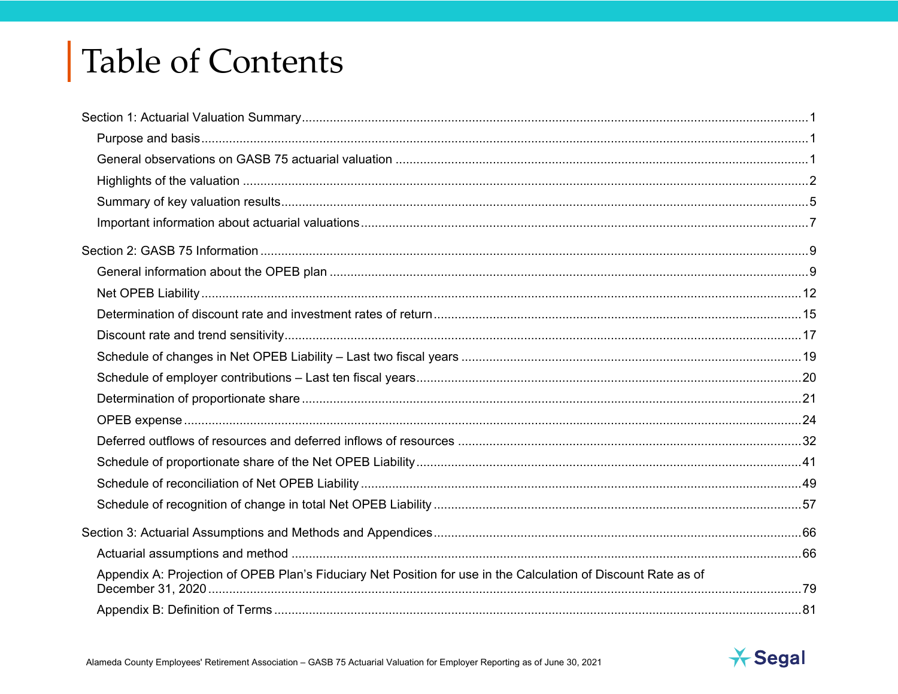# Table of Contents

Section 1: Actuarial Valuation Summary .......... 1

- Purpose and basis .......... 1
- General observations on GASB 75 actuarial valuation .......... 1
- Highlights of the valuation .......... 2
- Summary of key valuation results .......... 5
- Important information about actuarial valuations .......... 7

Section 2: GASB 75 Information .......... 9

- General information about the OPEB plan .......... 9
- Net OPEB Liability .......... 12
- Determination of discount rate and investment rates of return .......... 15
- Discount rate and trend sensitivity .......... 17
- Schedule of changes in Net OPEB Liability – Last two fiscal years .......... 19
- Schedule of employer contributions – Last ten fiscal years .......... 20
- Determination of proportionate share .......... 21
- OPEB expense .......... 24
- Deferred outflows of resources and deferred inflows of resources .......... 32
- Schedule of proportionate share of the Net OPEB Liability .......... 41
- Schedule of reconciliation of Net OPEB Liability .......... 49
- Schedule of recognition of change in total Net OPEB Liability .......... 57

Section 3: Actuarial Assumptions and Methods and Appendices .......... 66

- Actuarial assumptions and method .......... 66
- Appendix A: Projection of OPEB Plan's Fiduciary Net Position for use in the Calculation of Discount Rate as of December 31, 2020 .......... 79
- Appendix B: Definition of Terms .......... 81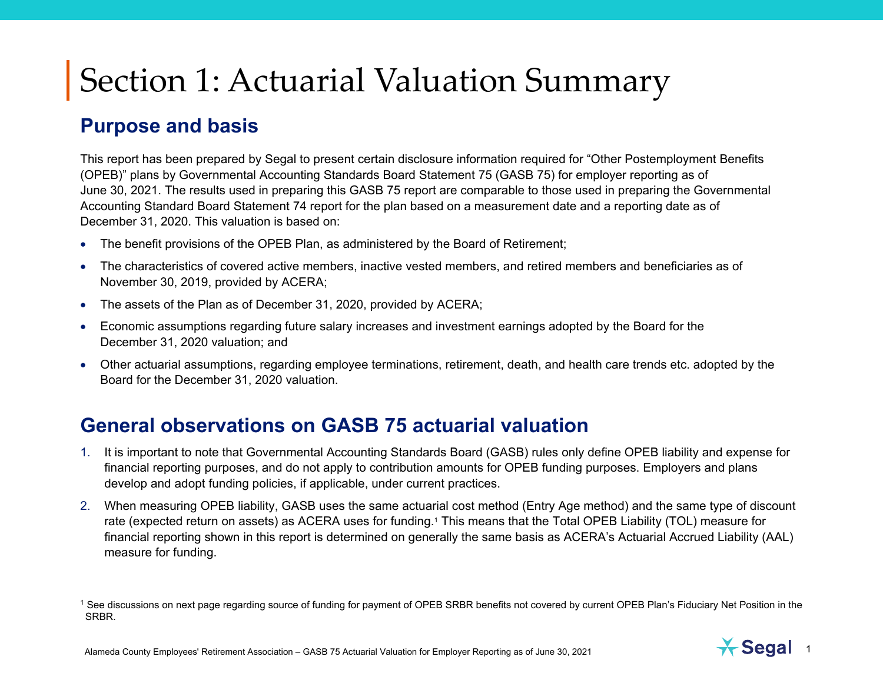# Section 1: Actuarial Valuation Summary

## Purpose and basis

This report has been prepared by Segal to present certain disclosure information required for "Other Postemployment Benefits (OPEB)" plans by Governmental Accounting Standards Board Statement 75 (GASB 75) for employer reporting as of June 30, 2021. The results used in preparing this GASB 75 report are comparable to those used in preparing the Governmental Accounting Standard Board Statement 74 report for the plan based on a measurement date and a reporting date as of December 31, 2020. This valuation is based on:

- The benefit provisions of the OPEB Plan, as administered by the Board of Retirement;
- The characteristics of covered active members, inactive vested members, and retired members and beneficiaries as of November 30, 2019, provided by ACERA;
- The assets of the Plan as of December 31, 2020, provided by ACERA;
- Economic assumptions regarding future salary increases and investment earnings adopted by the Board for the December 31, 2020 valuation; and
- Other actuarial assumptions, regarding employee terminations, retirement, death, and health care trends etc. adopted by the Board for the December 31, 2020 valuation.

## General observations on GASB 75 actuarial valuation

1. It is important to note that Governmental Accounting Standards Board (GASB) rules only define OPEB liability and expense for financial reporting purposes, and do not apply to contribution amounts for OPEB funding purposes. Employers and plans develop and adopt funding policies, if applicable, under current practices.
2. When measuring OPEB liability, GASB uses the same actuarial cost method (Entry Age method) and the same type of discount rate (expected return on assets) as ACERA uses for funding.[1] This means that the Total OPEB Liability (TOL) measure for financial reporting shown in this report is determined on generally the same basis as ACERA's Actuarial Accrued Liability (AAL) measure for funding.

[1] See discussions on next page regarding source of funding for payment of OPEB SRBR benefits not covered by current OPEB Plan's Fiduciary Net Position in the SRBR.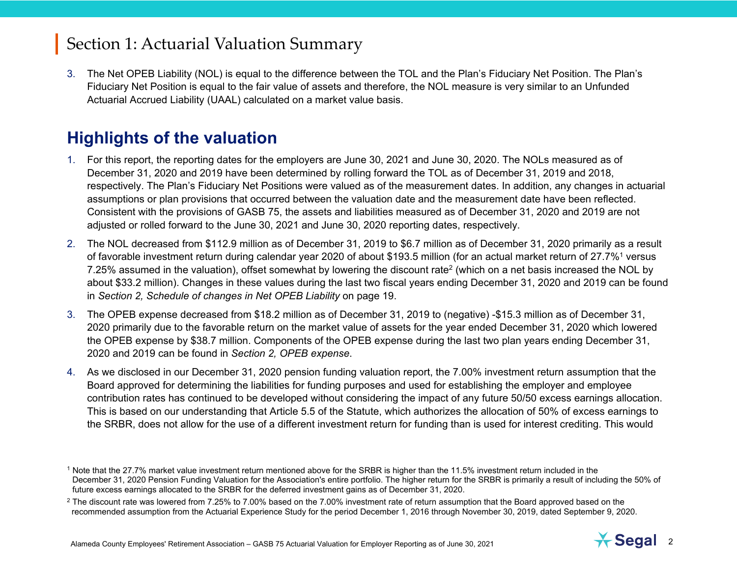# Section 1: Actuarial Valuation Summary

3. The Net OPEB Liability (NOL) is equal to the difference between the TOL and the Plan's Fiduciary Net Position. The Plan's Fiduciary Net Position is equal to the fair value of assets and therefore, the NOL measure is very similar to an Unfunded Actuarial Accrued Liability (UAAL) calculated on a market value basis.

## Highlights of the valuation

1. For this report, the reporting dates for the employers are June 30, 2021 and June 30, 2020. The NOLs measured as of December 31, 2020 and 2019 have been determined by rolling forward the TOL as of December 31, 2019 and 2018, respectively. The Plan's Fiduciary Net Positions were valued as of the measurement dates. In addition, any changes in actuarial assumptions or plan provisions that occurred between the valuation date and the measurement date have been reflected. Consistent with the provisions of GASB 75, the assets and liabilities measured as of December 31, 2020 and 2019 are not adjusted or rolled forward to the June 30, 2021 and June 30, 2020 reporting dates, respectively.
2. The NOL decreased from $112.9 million as of December 31, 2019 to $6.7 million as of December 31, 2020 primarily as a result of favorable investment return during calendar year 2020 of about $193.5 million (for an actual market return of 27.7%[1] versus 7.25% assumed in the valuation), offset somewhat by lowering the discount rate[2] (which on a net basis increased the NOL by about $33.2 million). Changes in these values during the last two fiscal years ending December 31, 2020 and 2019 can be found in *Section 2, Schedule of changes in Net OPEB Liability* on page 19.
3. The OPEB expense decreased from $18.2 million as of December 31, 2019 to (negative) -$15.3 million as of December 31, 2020 primarily due to the favorable return on the market value of assets for the year ended December 31, 2020 which lowered the OPEB expense by $38.7 million. Components of the OPEB expense during the last two plan years ending December 31, 2020 and 2019 can be found in *Section 2, OPEB expense*.
4. As we disclosed in our December 31, 2020 pension funding valuation report, the 7.00% investment return assumption that the Board approved for determining the liabilities for funding purposes and used for establishing the employer and employee contribution rates has continued to be developed without considering the impact of any future 50/50 excess earnings allocation. This is based on our understanding that Article 5.5 of the Statute, which authorizes the allocation of 50% of excess earnings to the SRBR, does not allow for the use of a different investment return for funding than is used for interest crediting. This would

[1] Note that the 27.7% market value investment return mentioned above for the SRBR is higher than the 11.5% investment return included in the December 31, 2020 Pension Funding Valuation for the Association's entire portfolio. The higher return for the SRBR is primarily a result of including the 50% of future excess earnings allocated to the SRBR for the deferred investment gains as of December 31, 2020.

[2] The discount rate was lowered from 7.25% to 7.00% based on the 7.00% investment rate of return assumption that the Board approved based on the recommended assumption from the Actuarial Experience Study for the period December 1, 2016 through November 30, 2019, dated September 9, 2020.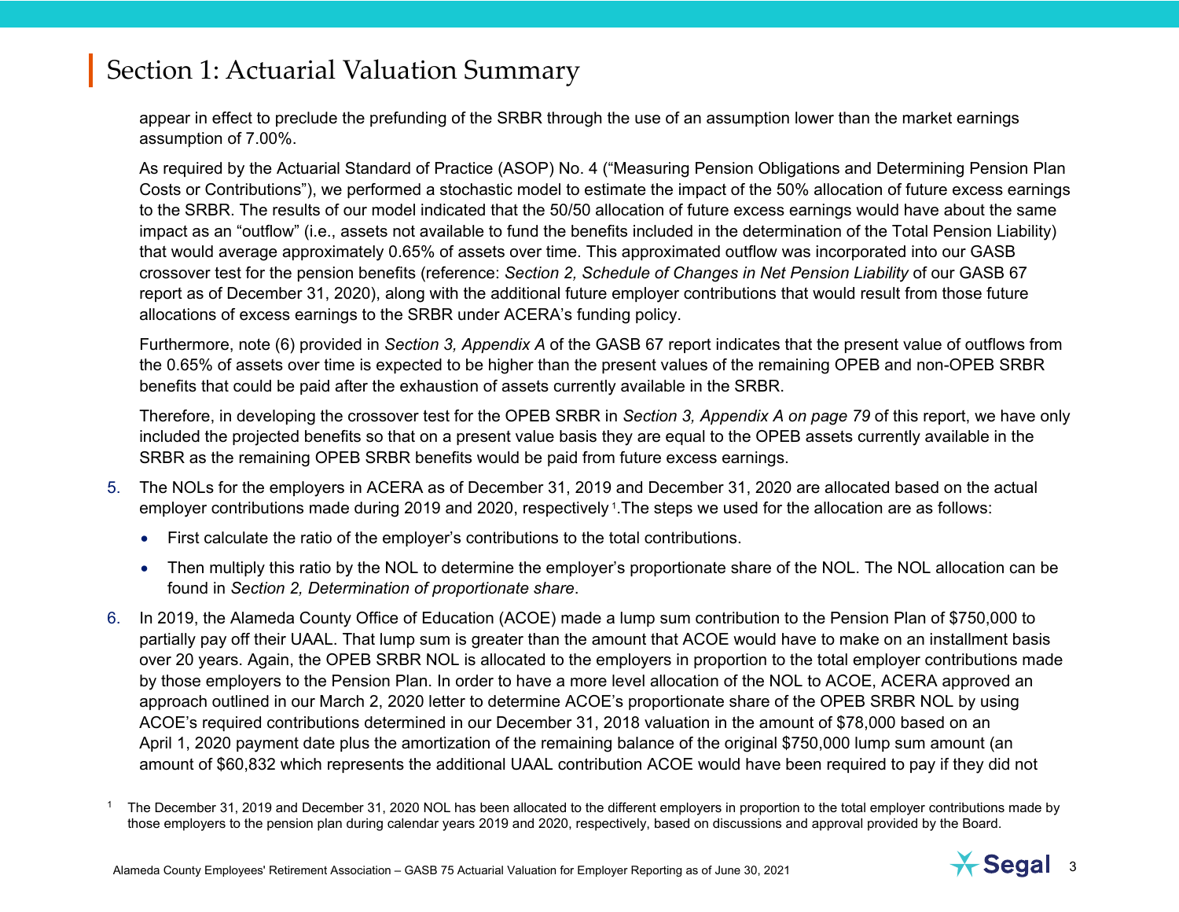## Section 1: Actuarial Valuation Summary

appear in effect to preclude the prefunding of the SRBR through the use of an assumption lower than the market earnings assumption of 7.00%.

As required by the Actuarial Standard of Practice (ASOP) No. 4 ("Measuring Pension Obligations and Determining Pension Plan Costs or Contributions"), we performed a stochastic model to estimate the impact of the 50% allocation of future excess earnings to the SRBR. The results of our model indicated that the 50/50 allocation of future excess earnings would have about the same impact as an "outflow" (i.e., assets not available to fund the benefits included in the determination of the Total Pension Liability) that would average approximately 0.65% of assets over time. This approximated outflow was incorporated into our GASB crossover test for the pension benefits (reference: *Section 2, Schedule of Changes in Net Pension Liability* of our GASB 67 report as of December 31, 2020), along with the additional future employer contributions that would result from those future allocations of excess earnings to the SRBR under ACERA's funding policy.

Furthermore, note (6) provided in *Section 3, Appendix A* of the GASB 67 report indicates that the present value of outflows from the 0.65% of assets over time is expected to be higher than the present values of the remaining OPEB and non-OPEB SRBR benefits that could be paid after the exhaustion of assets currently available in the SRBR.

Therefore, in developing the crossover test for the OPEB SRBR in *Section 3, Appendix A on page 79* of this report, we have only included the projected benefits so that on a present value basis they are equal to the OPEB assets currently available in the SRBR as the remaining OPEB SRBR benefits would be paid from future excess earnings.

5. The NOLs for the employers in ACERA as of December 31, 2019 and December 31, 2020 are allocated based on the actual employer contributions made during 2019 and 2020, respectively[1]. The steps we used for the allocation are as follows:
   - First calculate the ratio of the employer's contributions to the total contributions.
   - Then multiply this ratio by the NOL to determine the employer's proportionate share of the NOL. The NOL allocation can be found in *Section 2, Determination of proportionate share*.
6. In 2019, the Alameda County Office of Education (ACOE) made a lump sum contribution to the Pension Plan of $750,000 to partially pay off their UAAL. That lump sum is greater than the amount that ACOE would have to make on an installment basis over 20 years. Again, the OPEB SRBR NOL is allocated to the employers in proportion to the total employer contributions made by those employers to the Pension Plan. In order to have a more level allocation of the NOL to ACOE, ACERA approved an approach outlined in our March 2, 2020 letter to determine ACOE's proportionate share of the OPEB SRBR NOL by using ACOE's required contributions determined in our December 31, 2018 valuation in the amount of $78,000 based on an April 1, 2020 payment date plus the amortization of the remaining balance of the original $750,000 lump sum amount (an amount of $60,832 which represents the additional UAAL contribution ACOE would have been required to pay if they did not

[1] The December 31, 2019 and December 31, 2020 NOL has been allocated to the different employers in proportion to the total employer contributions made by those employers to the pension plan during calendar years 2019 and 2020, respectively, based on discussions and approval provided by the Board.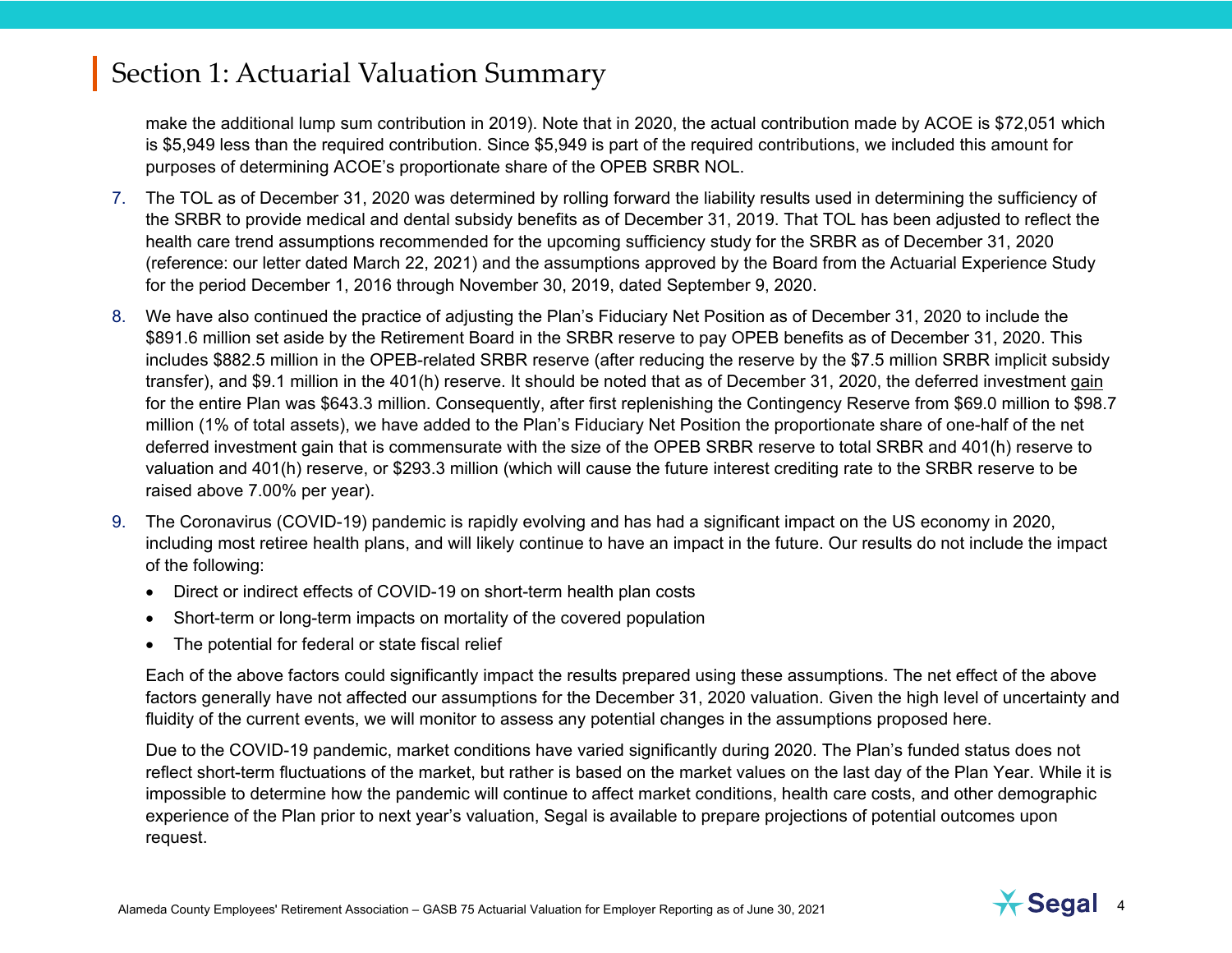# Section 1: Actuarial Valuation Summary

make the additional lump sum contribution in 2019). Note that in 2020, the actual contribution made by ACOE is $72,051 which is $5,949 less than the required contribution. Since $5,949 is part of the required contributions, we included this amount for purposes of determining ACOE's proportionate share of the OPEB SRBR NOL.

7. The TOL as of December 31, 2020 was determined by rolling forward the liability results used in determining the sufficiency of the SRBR to provide medical and dental subsidy benefits as of December 31, 2019. That TOL has been adjusted to reflect the health care trend assumptions recommended for the upcoming sufficiency study for the SRBR as of December 31, 2020 (reference: our letter dated March 22, 2021) and the assumptions approved by the Board from the Actuarial Experience Study for the period December 1, 2016 through November 30, 2019, dated September 9, 2020.

8. We have also continued the practice of adjusting the Plan's Fiduciary Net Position as of December 31, 2020 to include the $891.6 million set aside by the Retirement Board in the SRBR reserve to pay OPEB benefits as of December 31, 2020. This includes $882.5 million in the OPEB-related SRBR reserve (after reducing the reserve by the $7.5 million SRBR implicit subsidy transfer), and $9.1 million in the 401(h) reserve. It should be noted that as of December 31, 2020, the deferred investment gain for the entire Plan was $643.3 million. Consequently, after first replenishing the Contingency Reserve from $69.0 million to $98.7 million (1% of total assets), we have added to the Plan's Fiduciary Net Position the proportionate share of one-half of the net deferred investment gain that is commensurate with the size of the OPEB SRBR reserve to total SRBR and 401(h) reserve to valuation and 401(h) reserve, or $293.3 million (which will cause the future interest crediting rate to the SRBR reserve to be raised above 7.00% per year).

9. The Coronavirus (COVID-19) pandemic is rapidly evolving and has had a significant impact on the US economy in 2020, including most retiree health plans, and will likely continue to have an impact in the future. Our results do not include the impact of the following:

   - Direct or indirect effects of COVID-19 on short-term health plan costs
   - Short-term or long-term impacts on mortality of the covered population
   - The potential for federal or state fiscal relief

   Each of the above factors could significantly impact the results prepared using these assumptions. The net effect of the above factors generally have not affected our assumptions for the December 31, 2020 valuation. Given the high level of uncertainty and fluidity of the current events, we will monitor to assess any potential changes in the assumptions proposed here.

   Due to the COVID-19 pandemic, market conditions have varied significantly during 2020. The Plan's funded status does not reflect short-term fluctuations of the market, but rather is based on the market values on the last day of the Plan Year. While it is impossible to determine how the pandemic will continue to affect market conditions, health care costs, and other demographic experience of the Plan prior to next year's valuation, Segal is available to prepare projections of potential outcomes upon request.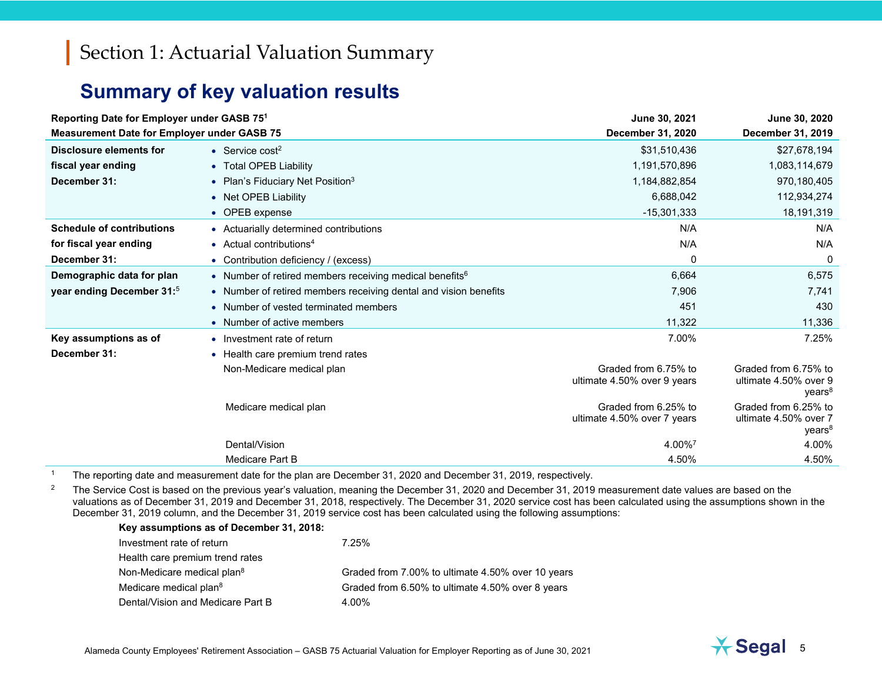# Section 1: Actuarial Valuation Summary

## Summary of key valuation results

| Reporting Date for Employer under GASB 75[1] | | June 30, 2021 | June 30, 2020 |
|---|---|---|---|
| **Measurement Date for Employer under GASB 75** | | **December 31, 2020** | **December 31, 2019** |
| **Disclosure elements for fiscal year ending December 31:** | • Service cost[2] | $31,510,436 | $27,678,194 |
| | • Total OPEB Liability | 1,191,570,896 | 1,083,114,679 |
| | • Plan's Fiduciary Net Position[3] | 1,184,882,854 | 970,180,405 |
| | • Net OPEB Liability | 6,688,042 | 112,934,274 |
| | • OPEB expense | -15,301,333 | 18,191,319 |
| **Schedule of contributions for fiscal year ending December 31:** | • Actuarially determined contributions | N/A | N/A |
| | • Actual contributions[4] | N/A | N/A |
| | • Contribution deficiency / (excess) | 0 | 0 |
| **Demographic data for plan year ending December 31:**[5] | • Number of retired members receiving medical benefits[6] | 6,664 | 6,575 |
| | • Number of retired members receiving dental and vision benefits | 7,906 | 7,741 |
| | • Number of vested terminated members | 451 | 430 |
| | • Number of active members | 11,322 | 11,336 |
| **Key assumptions as of December 31:** | • Investment rate of return | 7.00% | 7.25% |
| | • Health care premium trend rates | | |
| | Non-Medicare medical plan | Graded from 6.75% to ultimate 4.50% over 9 years | Graded from 6.75% to ultimate 4.50% over 9 years[8] |
| | Medicare medical plan | Graded from 6.25% to ultimate 4.50% over 7 years | Graded from 6.25% to ultimate 4.50% over 7 years[8] |
| | Dental/Vision | 4.00%[7] | 4.00% |
| | Medicare Part B | 4.50% | 4.50% |

[1] The reporting date and measurement date for the plan are December 31, 2020 and December 31, 2019, respectively.

[2] The Service Cost is based on the previous year's valuation, meaning the December 31, 2020 and December 31, 2019 measurement date values are based on the valuations as of December 31, 2019 and December 31, 2018, respectively. The December 31, 2020 service cost has been calculated using the assumptions shown in the December 31, 2019 column, and the December 31, 2019 service cost has been calculated using the following assumptions:

| **Key assumptions as of December 31, 2018:** | |
|---|---|
| Investment rate of return | 7.25% |
| Health care premium trend rates | |
| Non-Medicare medical plan[8] | Graded from 7.00% to ultimate 4.50% over 10 years |
| Medicare medical plan[8] | Graded from 6.50% to ultimate 4.50% over 8 years |
| Dental/Vision and Medicare Part B | 4.00% |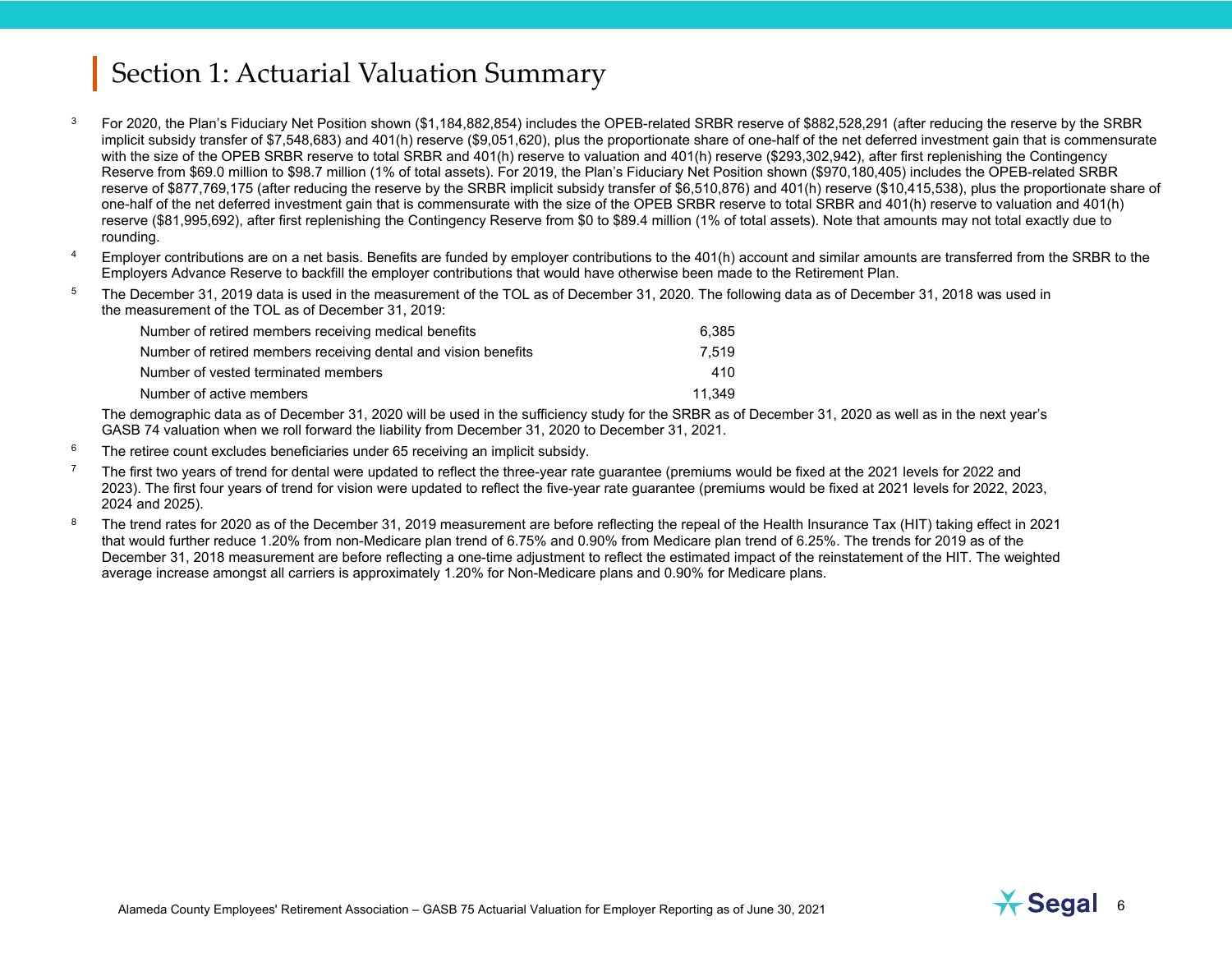# Section 1: Actuarial Valuation Summary

[3] For 2020, the Plan's Fiduciary Net Position shown ($1,184,882,854) includes the OPEB-related SRBR reserve of $882,528,291 (after reducing the reserve by the SRBR implicit subsidy transfer of $7,548,683) and 401(h) reserve ($9,051,620), plus the proportionate share of one-half of the net deferred investment gain that is commensurate with the size of the OPEB SRBR reserve to total SRBR and 401(h) reserve to valuation and 401(h) reserve ($293,302,942), after first replenishing the Contingency Reserve from $69.0 million to $98.7 million (1% of total assets). For 2019, the Plan's Fiduciary Net Position shown ($970,180,405) includes the OPEB-related SRBR reserve of $877,769,175 (after reducing the reserve by the SRBR implicit subsidy transfer of $6,510,876) and 401(h) reserve ($10,415,538), plus the proportionate share of one-half of the net deferred investment gain that is commensurate with the size of the OPEB SRBR reserve to total SRBR and 401(h) reserve to valuation and 401(h) reserve ($81,995,692), after first replenishing the Contingency Reserve from $0 to $89.4 million (1% of total assets). Note that amounts may not total exactly due to rounding.

[4] Employer contributions are on a net basis. Benefits are funded by employer contributions to the 401(h) account and similar amounts are transferred from the SRBR to the Employers Advance Reserve to backfill the employer contributions that would have otherwise been made to the Retirement Plan.

[5] The December 31, 2019 data is used in the measurement of the TOL as of December 31, 2020. The following data as of December 31, 2018 was used in the measurement of the TOL as of December 31, 2019:

| | |
|---|---|
| Number of retired members receiving medical benefits | 6,385 |
| Number of retired members receiving dental and vision benefits | 7,519 |
| Number of vested terminated members | 410 |
| Number of active members | 11,349 |

The demographic data as of December 31, 2020 will be used in the sufficiency study for the SRBR as of December 31, 2020 as well as in the next year's GASB 74 valuation when we roll forward the liability from December 31, 2020 to December 31, 2021.

[6] The retiree count excludes beneficiaries under 65 receiving an implicit subsidy.

[7] The first two years of trend for dental were updated to reflect the three-year rate guarantee (premiums would be fixed at the 2021 levels for 2022 and 2023). The first four years of trend for vision were updated to reflect the five-year rate guarantee (premiums would be fixed at 2021 levels for 2022, 2023, 2024 and 2025).

[8] The trend rates for 2020 as of the December 31, 2019 measurement are before reflecting the repeal of the Health Insurance Tax (HIT) taking effect in 2021 that would further reduce 1.20% from non-Medicare plan trend of 6.75% and 0.90% from Medicare plan trend of 6.25%. The trends for 2019 as of the December 31, 2018 measurement are before reflecting a one-time adjustment to reflect the estimated impact of the reinstatement of the HIT. The weighted average increase amongst all carriers is approximately 1.20% for Non-Medicare plans and 0.90% for Medicare plans.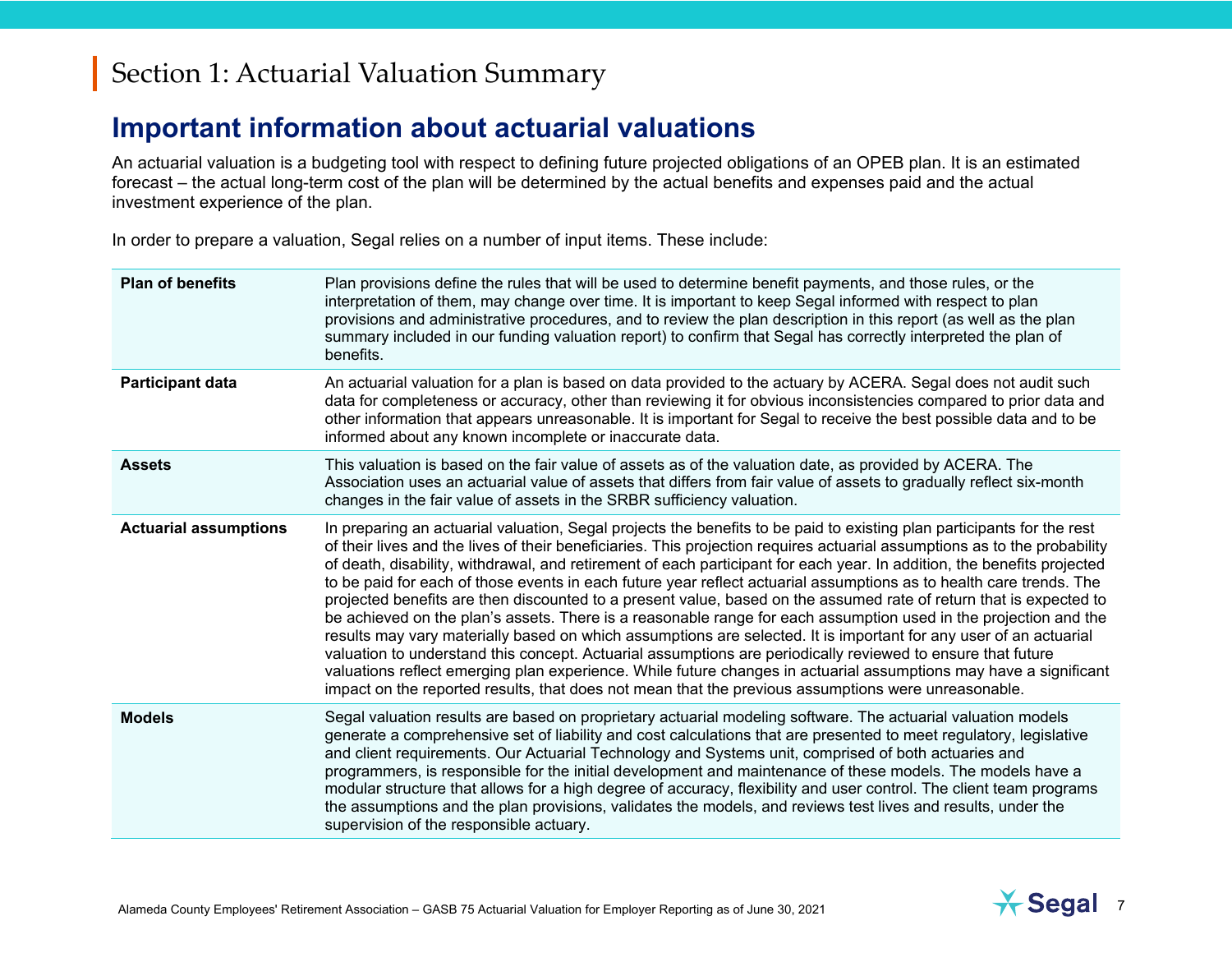# Section 1: Actuarial Valuation Summary

## Important information about actuarial valuations

An actuarial valuation is a budgeting tool with respect to defining future projected obligations of an OPEB plan. It is an estimated forecast – the actual long-term cost of the plan will be determined by the actual benefits and expenses paid and the actual investment experience of the plan.

In order to prepare a valuation, Segal relies on a number of input items. These include:

| | |
|---|---|
| **Plan of benefits** | Plan provisions define the rules that will be used to determine benefit payments, and those rules, or the interpretation of them, may change over time. It is important to keep Segal informed with respect to plan provisions and administrative procedures, and to review the plan description in this report (as well as the plan summary included in our funding valuation report) to confirm that Segal has correctly interpreted the plan of benefits. |
| **Participant data** | An actuarial valuation for a plan is based on data provided to the actuary by ACERA. Segal does not audit such data for completeness or accuracy, other than reviewing it for obvious inconsistencies compared to prior data and other information that appears unreasonable. It is important for Segal to receive the best possible data and to be informed about any known incomplete or inaccurate data. |
| **Assets** | This valuation is based on the fair value of assets as of the valuation date, as provided by ACERA. The Association uses an actuarial value of assets that differs from fair value of assets to gradually reflect six-month changes in the fair value of assets in the SRBR sufficiency valuation. |
| **Actuarial assumptions** | In preparing an actuarial valuation, Segal projects the benefits to be paid to existing plan participants for the rest of their lives and the lives of their beneficiaries. This projection requires actuarial assumptions as to the probability of death, disability, withdrawal, and retirement of each participant for each year. In addition, the benefits projected to be paid for each of those events in each future year reflect actuarial assumptions as to health care trends. The projected benefits are then discounted to a present value, based on the assumed rate of return that is expected to be achieved on the plan's assets. There is a reasonable range for each assumption used in the projection and the results may vary materially based on which assumptions are selected. It is important for any user of an actuarial valuation to understand this concept. Actuarial assumptions are periodically reviewed to ensure that future valuations reflect emerging plan experience. While future changes in actuarial assumptions may have a significant impact on the reported results, that does not mean that the previous assumptions were unreasonable. |
| **Models** | Segal valuation results are based on proprietary actuarial modeling software. The actuarial valuation models generate a comprehensive set of liability and cost calculations that are presented to meet regulatory, legislative and client requirements. Our Actuarial Technology and Systems unit, comprised of both actuaries and programmers, is responsible for the initial development and maintenance of these models. The models have a modular structure that allows for a high degree of accuracy, flexibility and user control. The client team programs the assumptions and the plan provisions, validates the models, and reviews test lives and results, under the supervision of the responsible actuary. |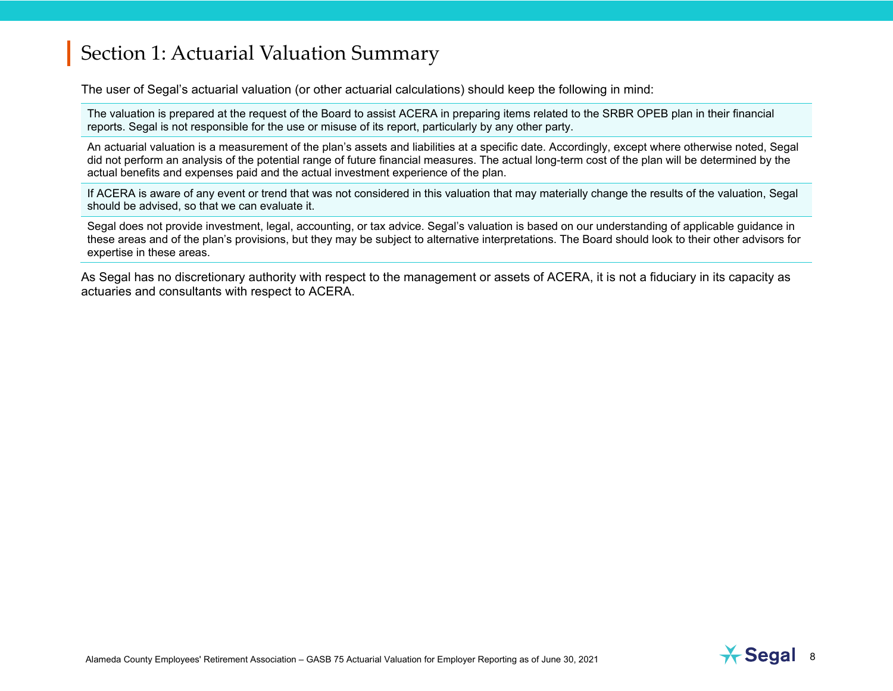# Section 1: Actuarial Valuation Summary

The user of Segal's actuarial valuation (or other actuarial calculations) should keep the following in mind:

| |
|---|
| The valuation is prepared at the request of the Board to assist ACERA in preparing items related to the SRBR OPEB plan in their financial reports. Segal is not responsible for the use or misuse of its report, particularly by any other party. |
| An actuarial valuation is a measurement of the plan's assets and liabilities at a specific date. Accordingly, except where otherwise noted, Segal did not perform an analysis of the potential range of future financial measures. The actual long-term cost of the plan will be determined by the actual benefits and expenses paid and the actual investment experience of the plan. |
| If ACERA is aware of any event or trend that was not considered in this valuation that may materially change the results of the valuation, Segal should be advised, so that we can evaluate it. |
| Segal does not provide investment, legal, accounting, or tax advice. Segal's valuation is based on our understanding of applicable guidance in these areas and of the plan's provisions, but they may be subject to alternative interpretations. The Board should look to their other advisors for expertise in these areas. |

As Segal has no discretionary authority with respect to the management or assets of ACERA, it is not a fiduciary in its capacity as actuaries and consultants with respect to ACERA.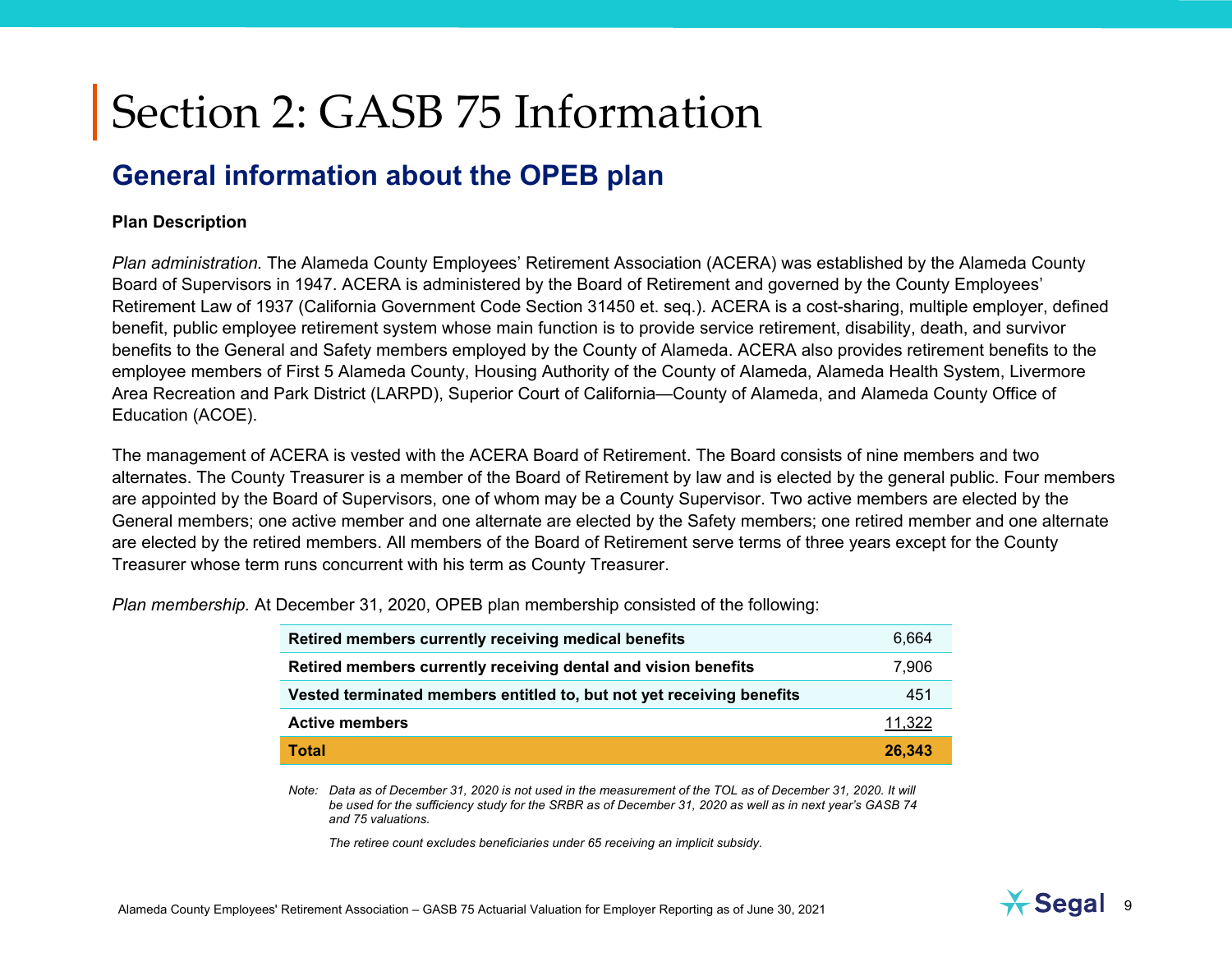# Section 2: GASB 75 Information

## General information about the OPEB plan

**Plan Description**

*Plan administration.* The Alameda County Employees' Retirement Association (ACERA) was established by the Alameda County Board of Supervisors in 1947. ACERA is administered by the Board of Retirement and governed by the County Employees' Retirement Law of 1937 (California Government Code Section 31450 et. seq.). ACERA is a cost-sharing, multiple employer, defined benefit, public employee retirement system whose main function is to provide service retirement, disability, death, and survivor benefits to the General and Safety members employed by the County of Alameda. ACERA also provides retirement benefits to the employee members of First 5 Alameda County, Housing Authority of the County of Alameda, Alameda Health System, Livermore Area Recreation and Park District (LARPD), Superior Court of California—County of Alameda, and Alameda County Office of Education (ACOE).

The management of ACERA is vested with the ACERA Board of Retirement. The Board consists of nine members and two alternates. The County Treasurer is a member of the Board of Retirement by law and is elected by the general public. Four members are appointed by the Board of Supervisors, one of whom may be a County Supervisor. Two active members are elected by the General members; one active member and one alternate are elected by the Safety members; one retired member and one alternate are elected by the retired members. All members of the Board of Retirement serve terms of three years except for the County Treasurer whose term runs concurrent with his term as County Treasurer.

*Plan membership.* At December 31, 2020, OPEB plan membership consisted of the following:

| | |
|---|---|
| **Retired members currently receiving medical benefits** | 6,664 |
| **Retired members currently receiving dental and vision benefits** | 7,906 |
| **Vested terminated members entitled to, but not yet receiving benefits** | 451 |
| **Active members** | 11,322 |
| **Total** | **26,343** |

*Note: Data as of December 31, 2020 is not used in the measurement of the TOL as of December 31, 2020. It will be used for the sufficiency study for the SRBR as of December 31, 2020 as well as in next year's GASB 74 and 75 valuations.*

*The retiree count excludes beneficiaries under 65 receiving an implicit subsidy.*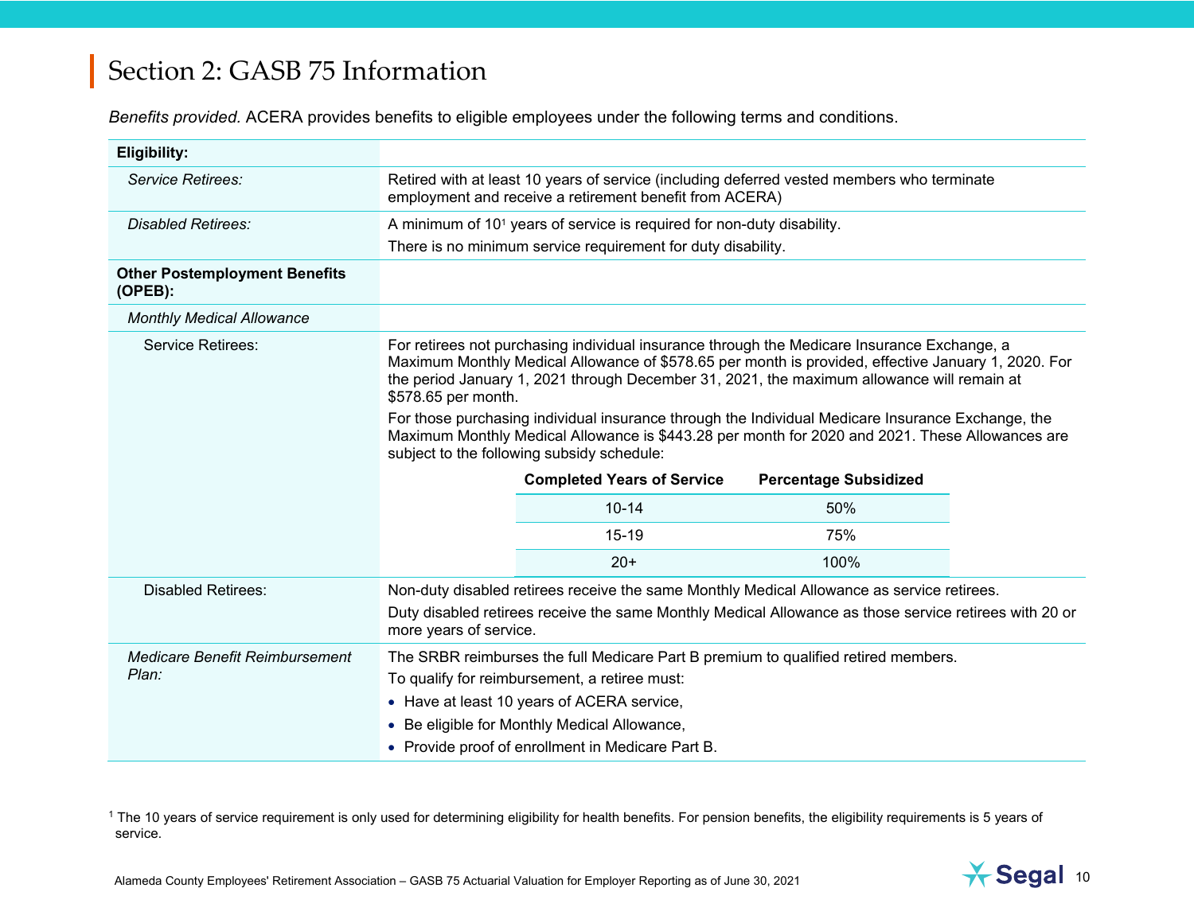# Section 2: GASB 75 Information

*Benefits provided.* ACERA provides benefits to eligible employees under the following terms and conditions.

| | |
|---|---|
| **Eligibility:** | |
| *Service Retirees:* | Retired with at least 10 years of service (including deferred vested members who terminate employment and receive a retirement benefit from ACERA) |
| *Disabled Retirees:* | A minimum of 10[1] years of service is required for non-duty disability.<br>There is no minimum service requirement for duty disability. |
| **Other Postemployment Benefits (OPEB):** | |
| *Monthly Medical Allowance* | |
| Service Retirees: | For retirees not purchasing individual insurance through the Medicare Insurance Exchange, a Maximum Monthly Medical Allowance of $578.65 per month is provided, effective January 1, 2020. For the period January 1, 2021 through December 31, 2021, the maximum allowance will remain at $578.65 per month.<br>For those purchasing individual insurance through the Individual Medicare Insurance Exchange, the Maximum Monthly Medical Allowance is $443.28 per month for 2020 and 2021. These Allowances are subject to the following subsidy schedule: (see subsidy schedule below) |
| Disabled Retirees: | Non-duty disabled retirees receive the same Monthly Medical Allowance as service retirees.<br>Duty disabled retirees receive the same Monthly Medical Allowance as those service retirees with 20 or more years of service. |
| *Medicare Benefit Reimbursement Plan:* | The SRBR reimburses the full Medicare Part B premium to qualified retired members.<br>To qualify for reimbursement, a retiree must:<br>• Have at least 10 years of ACERA service,<br>• Be eligible for Monthly Medical Allowance,<br>• Provide proof of enrollment in Medicare Part B. |

| Completed Years of Service | Percentage Subsidized |
|---|---|
| 10-14 | 50% |
| 15-19 | 75% |
| 20+ | 100% |

[1] The 10 years of service requirement is only used for determining eligibility for health benefits. For pension benefits, the eligibility requirements is 5 years of service.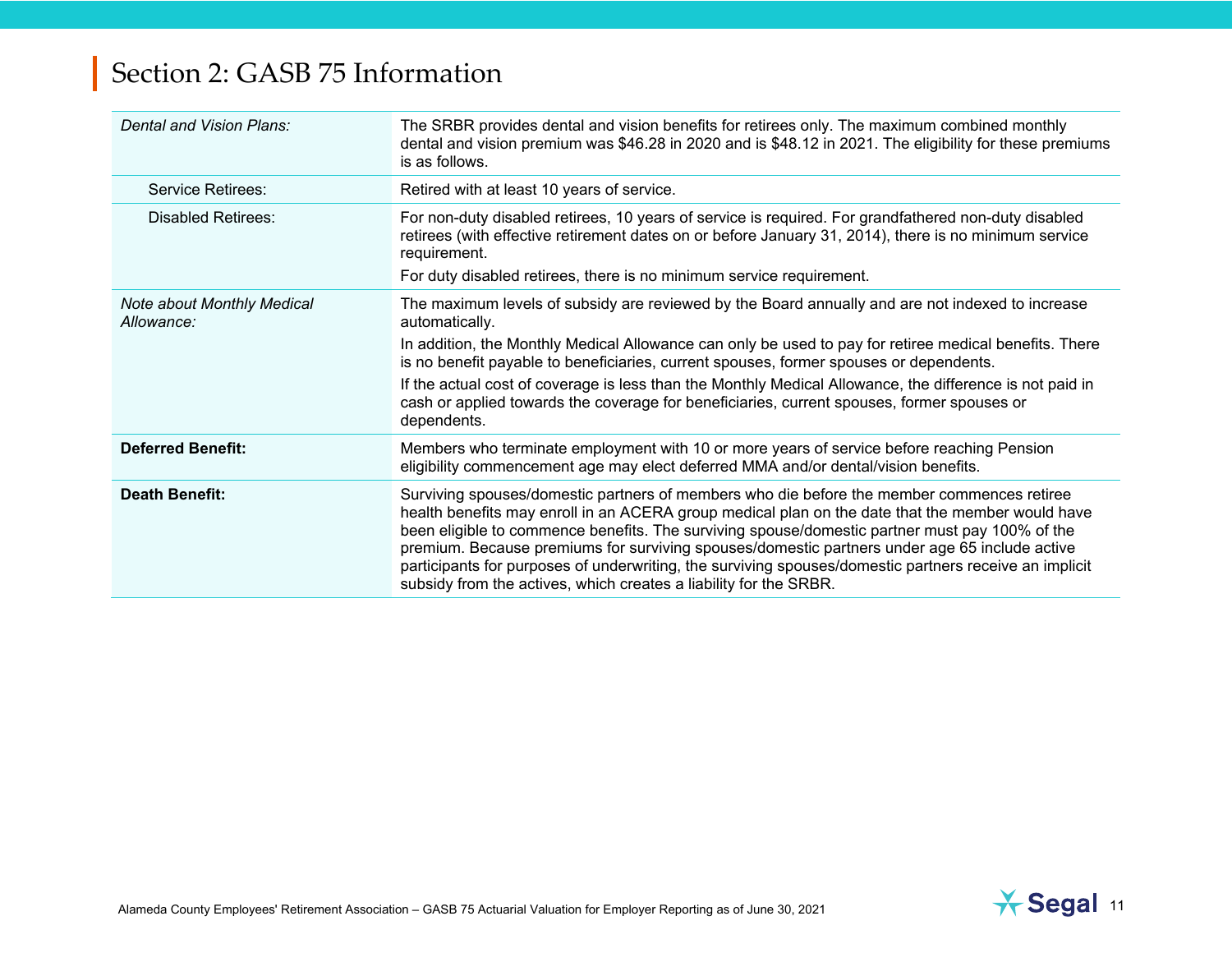# Section 2: GASB 75 Information

| | |
|---|---|
| *Dental and Vision Plans:* | The SRBR provides dental and vision benefits for retirees only. The maximum combined monthly dental and vision premium was $46.28 in 2020 and is $48.12 in 2021. The eligibility for these premiums is as follows. |
| Service Retirees: | Retired with at least 10 years of service. |
| Disabled Retirees: | For non-duty disabled retirees, 10 years of service is required. For grandfathered non-duty disabled retirees (with effective retirement dates on or before January 31, 2014), there is no minimum service requirement.<br>For duty disabled retirees, there is no minimum service requirement. |
| *Note about Monthly Medical Allowance:* | The maximum levels of subsidy are reviewed by the Board annually and are not indexed to increase automatically.<br>In addition, the Monthly Medical Allowance can only be used to pay for retiree medical benefits. There is no benefit payable to beneficiaries, current spouses, former spouses or dependents.<br>If the actual cost of coverage is less than the Monthly Medical Allowance, the difference is not paid in cash or applied towards the coverage for beneficiaries, current spouses, former spouses or dependents. |
| **Deferred Benefit:** | Members who terminate employment with 10 or more years of service before reaching Pension eligibility commencement age may elect deferred MMA and/or dental/vision benefits. |
| **Death Benefit:** | Surviving spouses/domestic partners of members who die before the member commences retiree health benefits may enroll in an ACERA group medical plan on the date that the member would have been eligible to commence benefits. The surviving spouse/domestic partner must pay 100% of the premium. Because premiums for surviving spouses/domestic partners under age 65 include active participants for purposes of underwriting, the surviving spouses/domestic partners receive an implicit subsidy from the actives, which creates a liability for the SRBR. |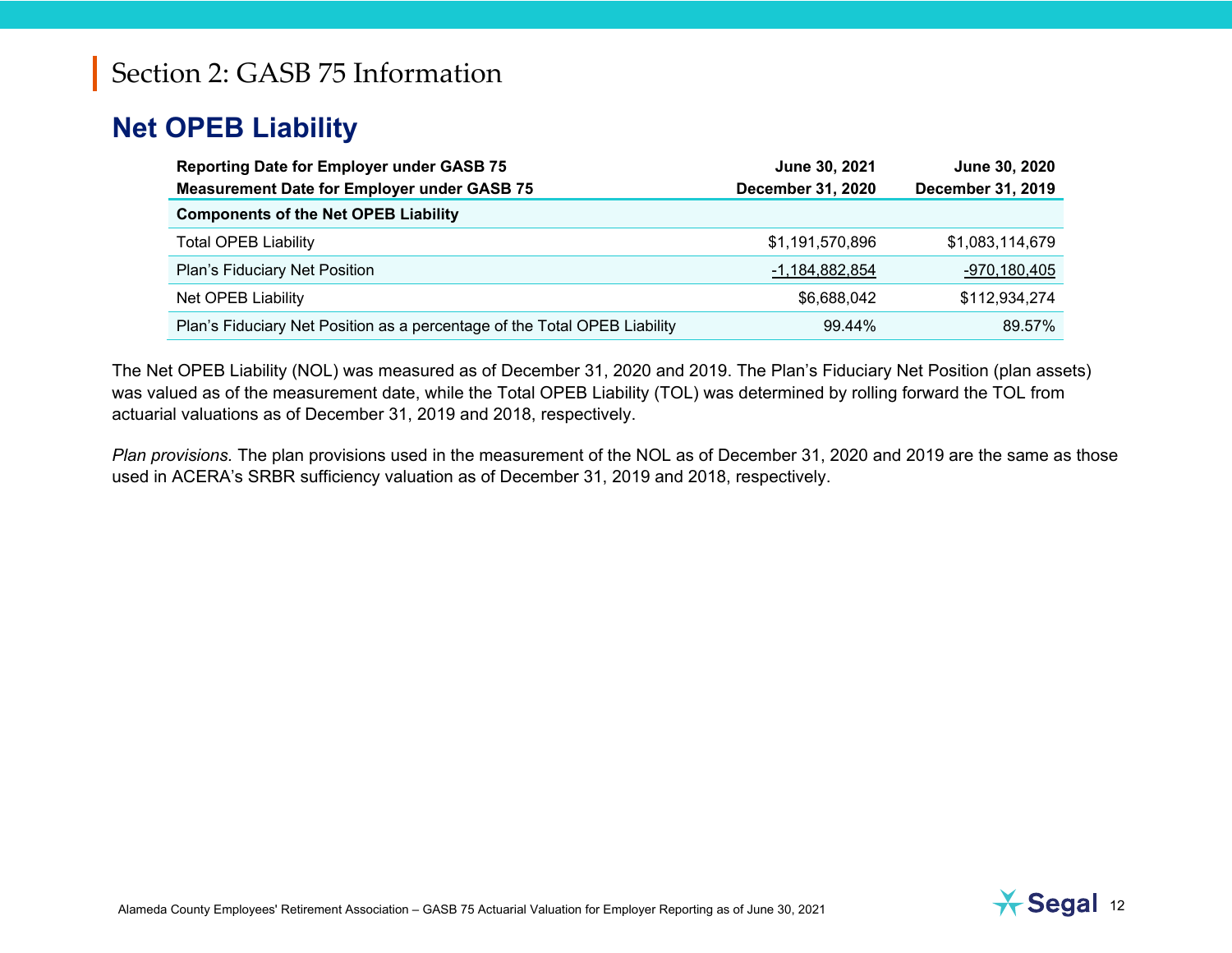# Section 2: GASB 75 Information

## Net OPEB Liability

| Reporting Date for Employer under GASB 75<br>Measurement Date for Employer under GASB 75 | June 30, 2021<br>December 31, 2020 | June 30, 2020<br>December 31, 2019 |
|---|---|---|
| **Components of the Net OPEB Liability** | | |
| Total OPEB Liability | $1,191,570,896 | $1,083,114,679 |
| Plan's Fiduciary Net Position | -1,184,882,854 | -970,180,405 |
| Net OPEB Liability | $6,688,042 | $112,934,274 |
| Plan's Fiduciary Net Position as a percentage of the Total OPEB Liability | 99.44% | 89.57% |

The Net OPEB Liability (NOL) was measured as of December 31, 2020 and 2019. The Plan's Fiduciary Net Position (plan assets) was valued as of the measurement date, while the Total OPEB Liability (TOL) was determined by rolling forward the TOL from actuarial valuations as of December 31, 2019 and 2018, respectively.

*Plan provisions.* The plan provisions used in the measurement of the NOL as of December 31, 2020 and 2019 are the same as those used in ACERA's SRBR sufficiency valuation as of December 31, 2019 and 2018, respectively.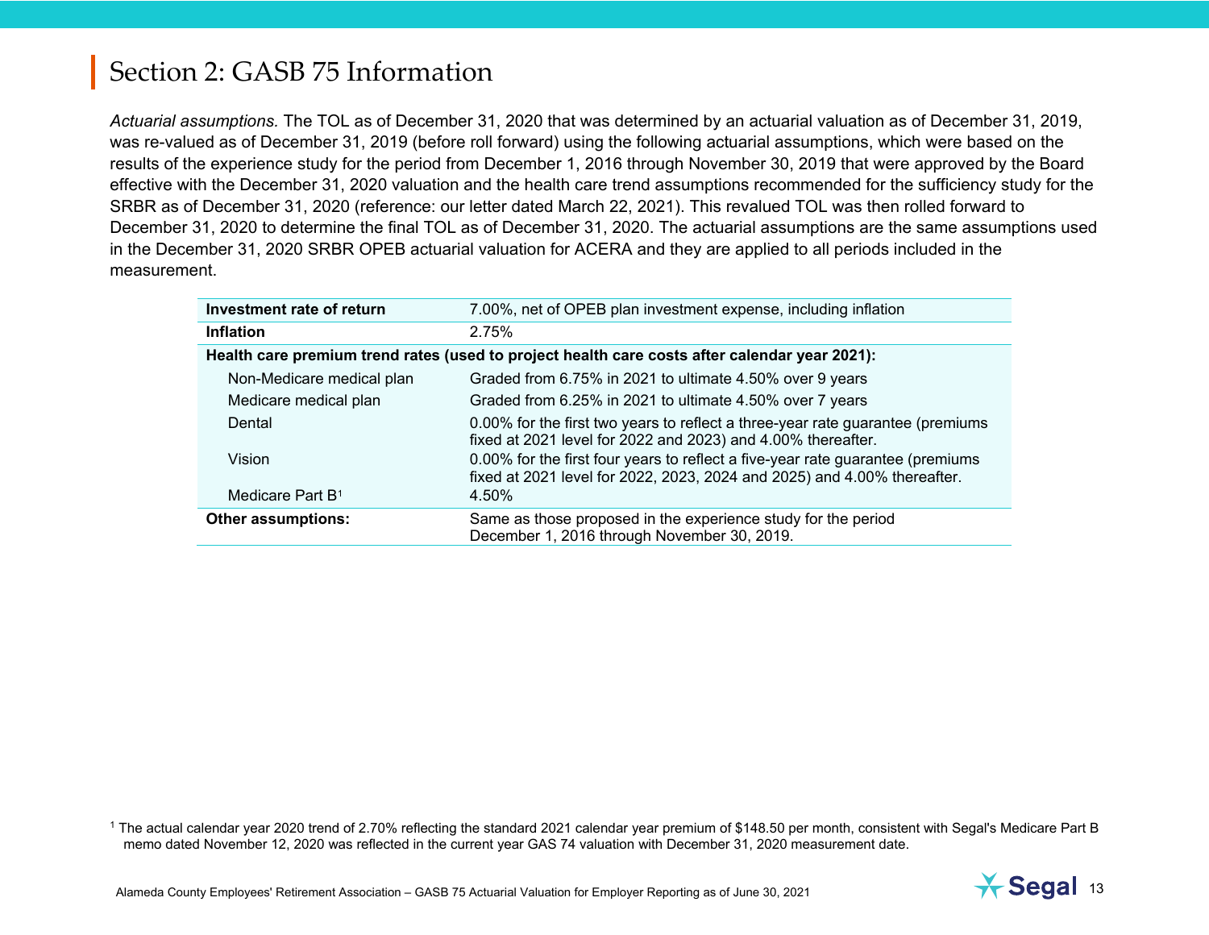# Section 2: GASB 75 Information

*Actuarial assumptions.* The TOL as of December 31, 2020 that was determined by an actuarial valuation as of December 31, 2019, was re-valued as of December 31, 2019 (before roll forward) using the following actuarial assumptions, which were based on the results of the experience study for the period from December 1, 2016 through November 30, 2019 that were approved by the Board effective with the December 31, 2020 valuation and the health care trend assumptions recommended for the sufficiency study for the SRBR as of December 31, 2020 (reference: our letter dated March 22, 2021). This revalued TOL was then rolled forward to December 31, 2020 to determine the final TOL as of December 31, 2020. The actuarial assumptions are the same assumptions used in the December 31, 2020 SRBR OPEB actuarial valuation for ACERA and they are applied to all periods included in the measurement.

| | |
|---|---|
| **Investment rate of return** | 7.00%, net of OPEB plan investment expense, including inflation |
| **Inflation** | 2.75% |
| **Health care premium trend rates (used to project health care costs after calendar year 2021):** | |
| Non-Medicare medical plan | Graded from 6.75% in 2021 to ultimate 4.50% over 9 years |
| Medicare medical plan | Graded from 6.25% in 2021 to ultimate 4.50% over 7 years |
| Dental | 0.00% for the first two years to reflect a three-year rate guarantee (premiums fixed at 2021 level for 2022 and 2023) and 4.00% thereafter. |
| Vision | 0.00% for the first four years to reflect a five-year rate guarantee (premiums fixed at 2021 level for 2022, 2023, 2024 and 2025) and 4.00% thereafter. |
| Medicare Part B[1] | 4.50% |
| **Other assumptions:** | Same as those proposed in the experience study for the period December 1, 2016 through November 30, 2019. |

[1] The actual calendar year 2020 trend of 2.70% reflecting the standard 2021 calendar year premium of $148.50 per month, consistent with Segal's Medicare Part B memo dated November 12, 2020 was reflected in the current year GAS 74 valuation with December 31, 2020 measurement date.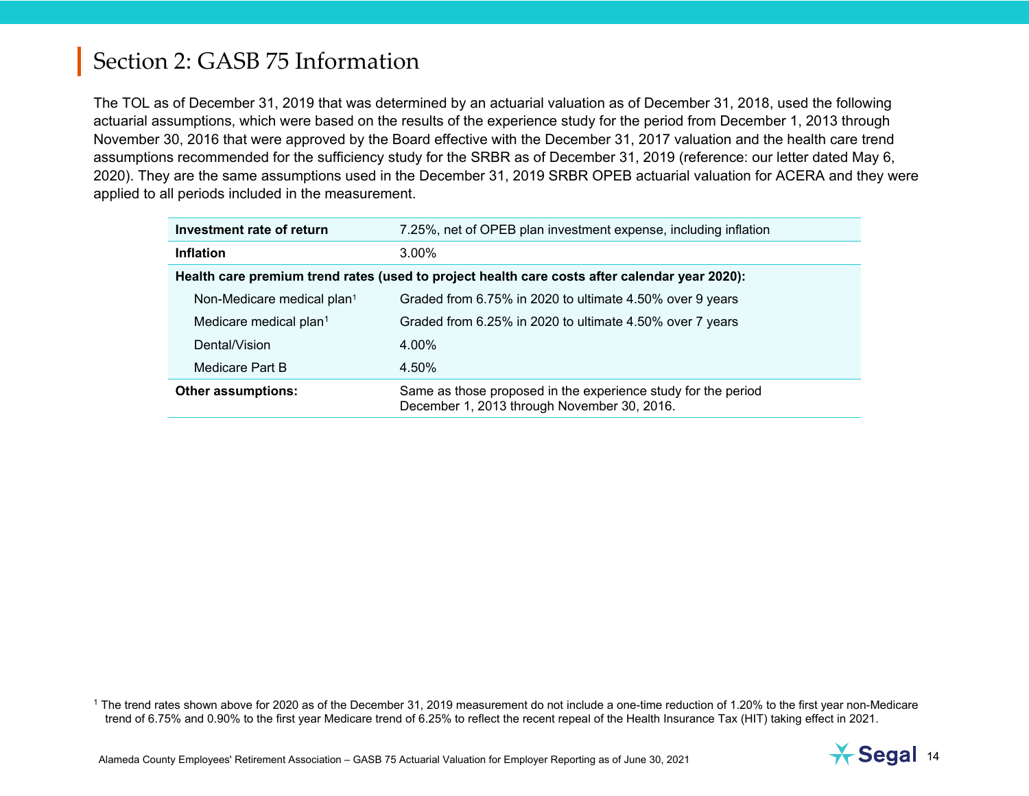# Section 2: GASB 75 Information

The TOL as of December 31, 2019 that was determined by an actuarial valuation as of December 31, 2018, used the following actuarial assumptions, which were based on the results of the experience study for the period from December 1, 2013 through November 30, 2016 that were approved by the Board effective with the December 31, 2017 valuation and the health care trend assumptions recommended for the sufficiency study for the SRBR as of December 31, 2019 (reference: our letter dated May 6, 2020). They are the same assumptions used in the December 31, 2019 SRBR OPEB actuarial valuation for ACERA and they were applied to all periods included in the measurement.

| | |
|---|---|
| **Investment rate of return** | 7.25%, net of OPEB plan investment expense, including inflation |
| **Inflation** | 3.00% |
| **Health care premium trend rates (used to project health care costs after calendar year 2020):** | |
| Non-Medicare medical plan[1] | Graded from 6.75% in 2020 to ultimate 4.50% over 9 years |
| Medicare medical plan[1] | Graded from 6.25% in 2020 to ultimate 4.50% over 7 years |
| Dental/Vision | 4.00% |
| Medicare Part B | 4.50% |
| **Other assumptions:** | Same as those proposed in the experience study for the period December 1, 2013 through November 30, 2016. |

[1] The trend rates shown above for 2020 as of the December 31, 2019 measurement do not include a one-time reduction of 1.20% to the first year non-Medicare trend of 6.75% and 0.90% to the first year Medicare trend of 6.25% to reflect the recent repeal of the Health Insurance Tax (HIT) taking effect in 2021.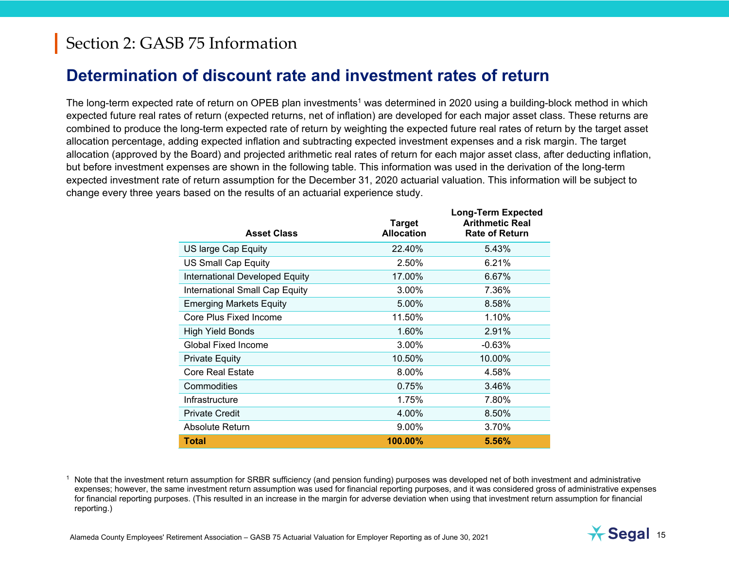# Section 2: GASB 75 Information

## Determination of discount rate and investment rates of return

The long-term expected rate of return on OPEB plan investments[1] was determined in 2020 using a building-block method in which expected future real rates of return (expected returns, net of inflation) are developed for each major asset class. These returns are combined to produce the long-term expected rate of return by weighting the expected future real rates of return by the target asset allocation percentage, adding expected inflation and subtracting expected investment expenses and a risk margin. The target allocation (approved by the Board) and projected arithmetic real rates of return for each major asset class, after deducting inflation, but before investment expenses are shown in the following table. This information was used in the derivation of the long-term expected investment rate of return assumption for the December 31, 2020 actuarial valuation. This information will be subject to change every three years based on the results of an actuarial experience study.

| Asset Class | Target Allocation | Long-Term Expected Arithmetic Real Rate of Return |
|---|---|---|
| US large Cap Equity | 22.40% | 5.43% |
| US Small Cap Equity | 2.50% | 6.21% |
| International Developed Equity | 17.00% | 6.67% |
| International Small Cap Equity | 3.00% | 7.36% |
| Emerging Markets Equity | 5.00% | 8.58% |
| Core Plus Fixed Income | 11.50% | 1.10% |
| High Yield Bonds | 1.60% | 2.91% |
| Global Fixed Income | 3.00% | -0.63% |
| Private Equity | 10.50% | 10.00% |
| Core Real Estate | 8.00% | 4.58% |
| Commodities | 0.75% | 3.46% |
| Infrastructure | 1.75% | 7.80% |
| Private Credit | 4.00% | 8.50% |
| Absolute Return | 9.00% | 3.70% |
| **Total** | **100.00%** | **5.56%** |

[1] Note that the investment return assumption for SRBR sufficiency (and pension funding) purposes was developed net of both investment and administrative expenses; however, the same investment return assumption was used for financial reporting purposes, and it was considered gross of administrative expenses for financial reporting purposes. (This resulted in an increase in the margin for adverse deviation when using that investment return assumption for financial reporting.)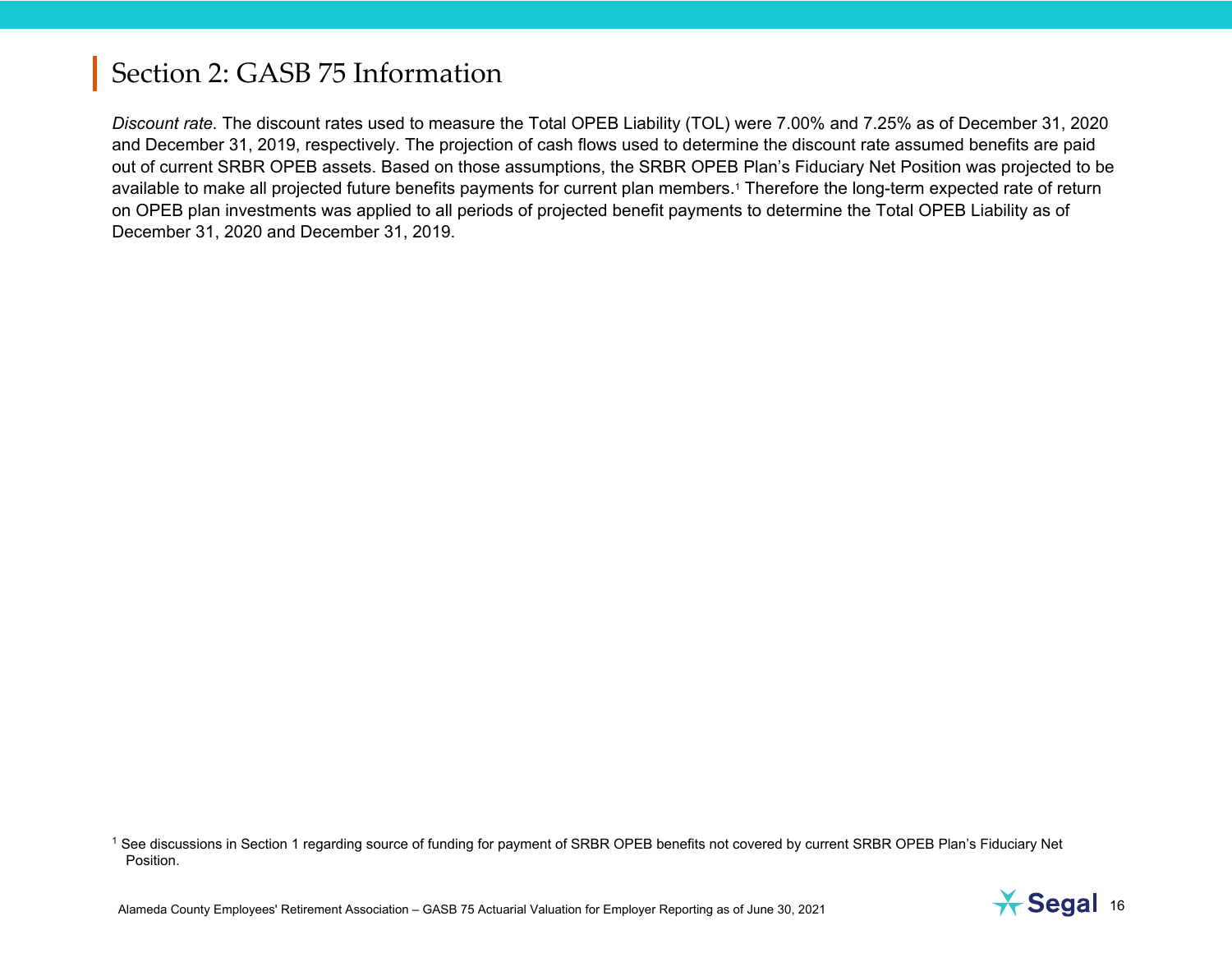# Section 2: GASB 75 Information

*Discount rate.* The discount rates used to measure the Total OPEB Liability (TOL) were 7.00% and 7.25% as of December 31, 2020 and December 31, 2019, respectively. The projection of cash flows used to determine the discount rate assumed benefits are paid out of current SRBR OPEB assets. Based on those assumptions, the SRBR OPEB Plan's Fiduciary Net Position was projected to be available to make all projected future benefits payments for current plan members.[1] Therefore the long-term expected rate of return on OPEB plan investments was applied to all periods of projected benefit payments to determine the Total OPEB Liability as of December 31, 2020 and December 31, 2019.

[1] See discussions in Section 1 regarding source of funding for payment of SRBR OPEB benefits not covered by current SRBR OPEB Plan's Fiduciary Net Position.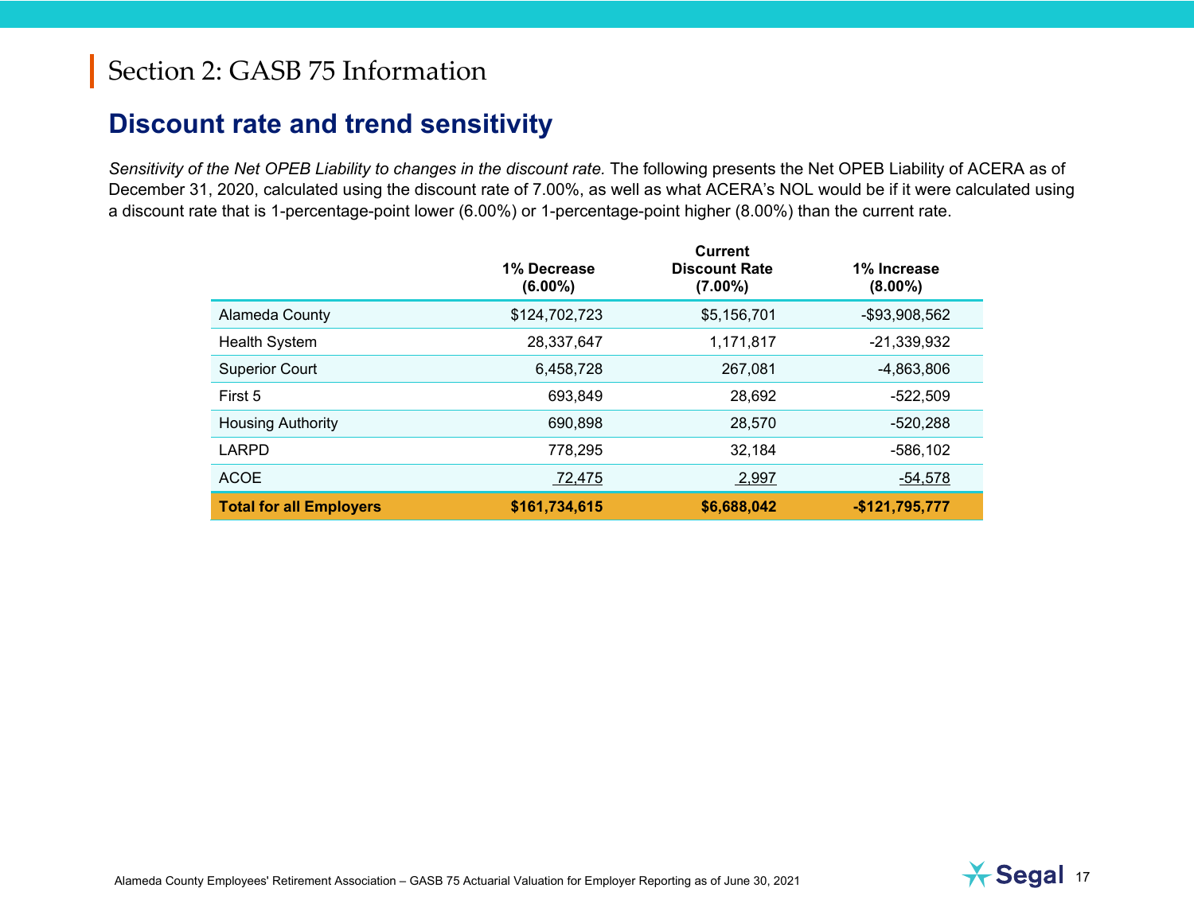# Section 2: GASB 75 Information

## Discount rate and trend sensitivity

*Sensitivity of the Net OPEB Liability to changes in the discount rate.* The following presents the Net OPEB Liability of ACERA as of December 31, 2020, calculated using the discount rate of 7.00%, as well as what ACERA's NOL would be if it were calculated using a discount rate that is 1-percentage-point lower (6.00%) or 1-percentage-point higher (8.00%) than the current rate.

| | 1% Decrease (6.00%) | Current Discount Rate (7.00%) | 1% Increase (8.00%) |
|---|---|---|---|
| Alameda County | $124,702,723 | $5,156,701 | -$93,908,562 |
| Health System | 28,337,647 | 1,171,817 | -21,339,932 |
| Superior Court | 6,458,728 | 267,081 | -4,863,806 |
| First 5 | 693,849 | 28,692 | -522,509 |
| Housing Authority | 690,898 | 28,570 | -520,288 |
| LARPD | 778,295 | 32,184 | -586,102 |
| ACOE | 72,475 | 2,997 | -54,578 |
| **Total for all Employers** | **$161,734,615** | **$6,688,042** | **-$121,795,777** |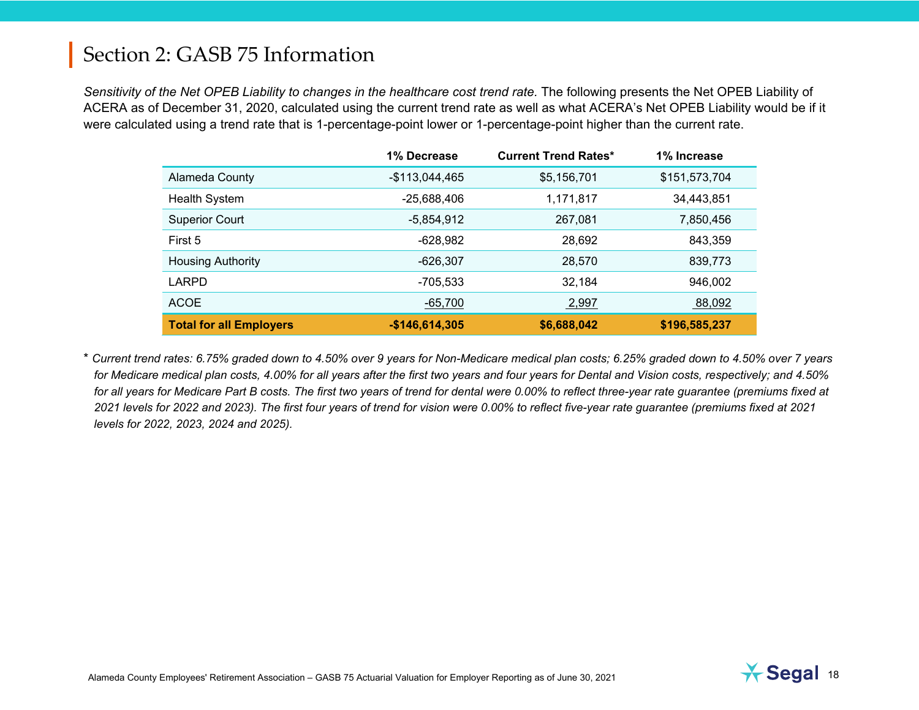# Section 2: GASB 75 Information

*Sensitivity of the Net OPEB Liability to changes in the healthcare cost trend rate.* The following presents the Net OPEB Liability of ACERA as of December 31, 2020, calculated using the current trend rate as well as what ACERA's Net OPEB Liability would be if it were calculated using a trend rate that is 1-percentage-point lower or 1-percentage-point higher than the current rate.

| | 1% Decrease | Current Trend Rates* | 1% Increase |
|---|---|---|---|
| Alameda County | -$113,044,465 | $5,156,701 | $151,573,704 |
| Health System | -25,688,406 | 1,171,817 | 34,443,851 |
| Superior Court | -5,854,912 | 267,081 | 7,850,456 |
| First 5 | -628,982 | 28,692 | 843,359 |
| Housing Authority | -626,307 | 28,570 | 839,773 |
| LARPD | -705,533 | 32,184 | 946,002 |
| ACOE | -65,700 | 2,997 | 88,092 |
| **Total for all Employers** | **-$146,614,305** | **$6,688,042** | **$196,585,237** |

\* *Current trend rates: 6.75% graded down to 4.50% over 9 years for Non-Medicare medical plan costs; 6.25% graded down to 4.50% over 7 years for Medicare medical plan costs, 4.00% for all years after the first two years and four years for Dental and Vision costs, respectively; and 4.50% for all years for Medicare Part B costs. The first two years of trend for dental were 0.00% to reflect three-year rate guarantee (premiums fixed at 2021 levels for 2022 and 2023). The first four years of trend for vision were 0.00% to reflect five-year rate guarantee (premiums fixed at 2021 levels for 2022, 2023, 2024 and 2025).*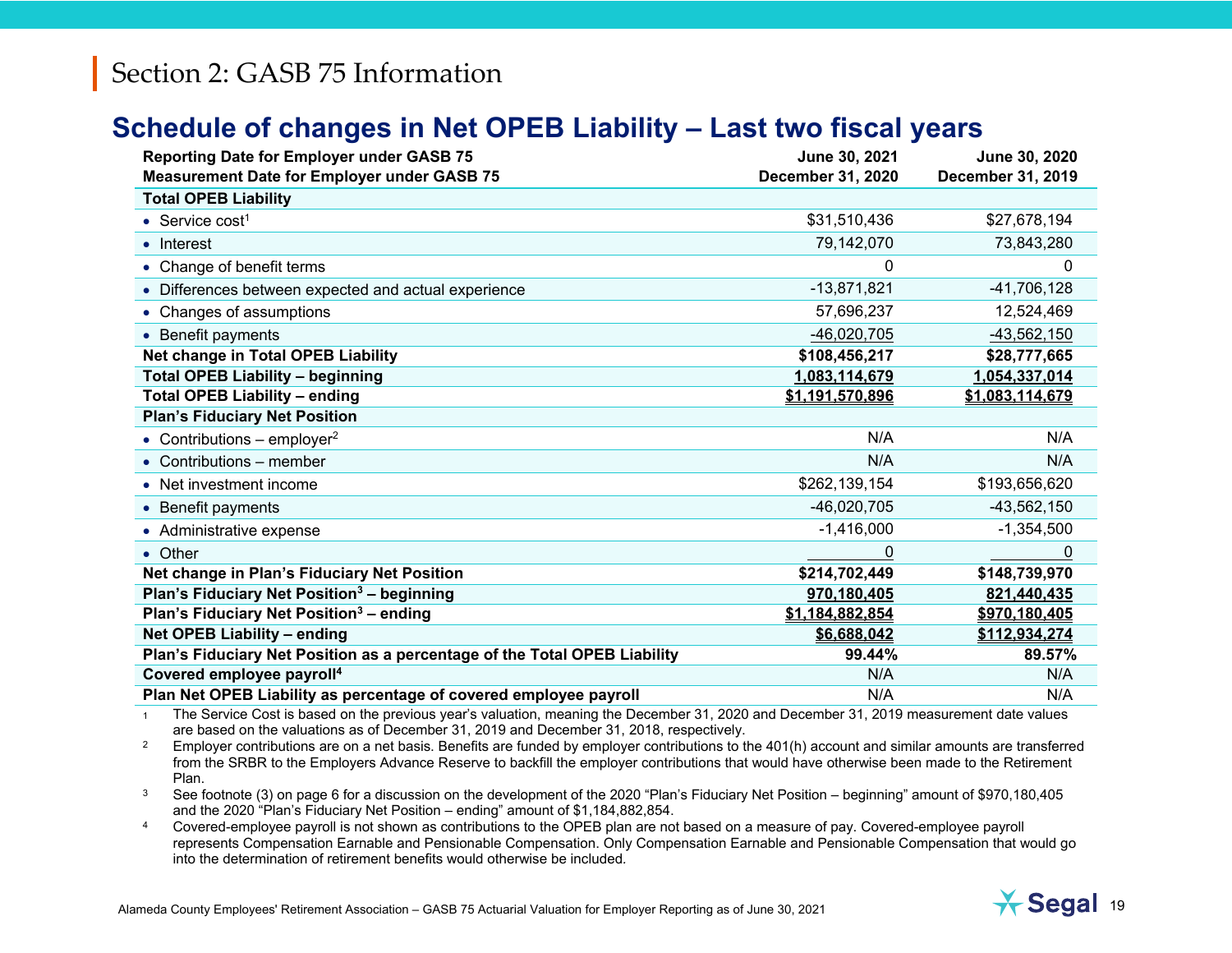## Section 2: GASB 75 Information

### Schedule of changes in Net OPEB Liability – Last two fiscal years

| Reporting Date for Employer under GASB 75<br>Measurement Date for Employer under GASB 75 | June 30, 2021<br>December 31, 2020 | June 30, 2020<br>December 31, 2019 |
|---|---|---|
| **Total OPEB Liability** | | |
| • Service cost[1] | $31,510,436 | $27,678,194 |
| • Interest | 79,142,070 | 73,843,280 |
| • Change of benefit terms | 0 | 0 |
| • Differences between expected and actual experience | -13,871,821 | -41,706,128 |
| • Changes of assumptions | 57,696,237 | 12,524,469 |
| • Benefit payments | -46,020,705 | -43,562,150 |
| **Net change in Total OPEB Liability** | **$108,456,217** | **$28,777,665** |
| **Total OPEB Liability – beginning** | **1,083,114,679** | **1,054,337,014** |
| **Total OPEB Liability – ending** | **$1,191,570,896** | **$1,083,114,679** |
| **Plan's Fiduciary Net Position** | | |
| • Contributions – employer[2] | N/A | N/A |
| • Contributions – member | N/A | N/A |
| • Net investment income | $262,139,154 | $193,656,620 |
| • Benefit payments | -46,020,705 | -43,562,150 |
| • Administrative expense | -1,416,000 | -1,354,500 |
| • Other | 0 | 0 |
| **Net change in Plan's Fiduciary Net Position** | **$214,702,449** | **$148,739,970** |
| **Plan's Fiduciary Net Position[3] – beginning** | **970,180,405** | **821,440,435** |
| **Plan's Fiduciary Net Position[3] – ending** | **$1,184,882,854** | **$970,180,405** |
| **Net OPEB Liability – ending** | **$6,688,042** | **$112,934,274** |
| **Plan's Fiduciary Net Position as a percentage of the Total OPEB Liability** | **99.44%** | **89.57%** |
| **Covered employee payroll[4]** | N/A | N/A |
| **Plan Net OPEB Liability as percentage of covered employee payroll** | N/A | N/A |

1 The Service Cost is based on the previous year's valuation, meaning the December 31, 2020 and December 31, 2019 measurement date values are based on the valuations as of December 31, 2019 and December 31, 2018, respectively.

2 Employer contributions are on a net basis. Benefits are funded by employer contributions to the 401(h) account and similar amounts are transferred from the SRBR to the Employers Advance Reserve to backfill the employer contributions that would have otherwise been made to the Retirement Plan.

3 See footnote (3) on page 6 for a discussion on the development of the 2020 "Plan's Fiduciary Net Position – beginning" amount of $970,180,405 and the 2020 "Plan's Fiduciary Net Position – ending" amount of $1,184,882,854.

4 Covered-employee payroll is not shown as contributions to the OPEB plan are not based on a measure of pay. Covered-employee payroll represents Compensation Earnable and Pensionable Compensation. Only Compensation Earnable and Pensionable Compensation that would go into the determination of retirement benefits would otherwise be included.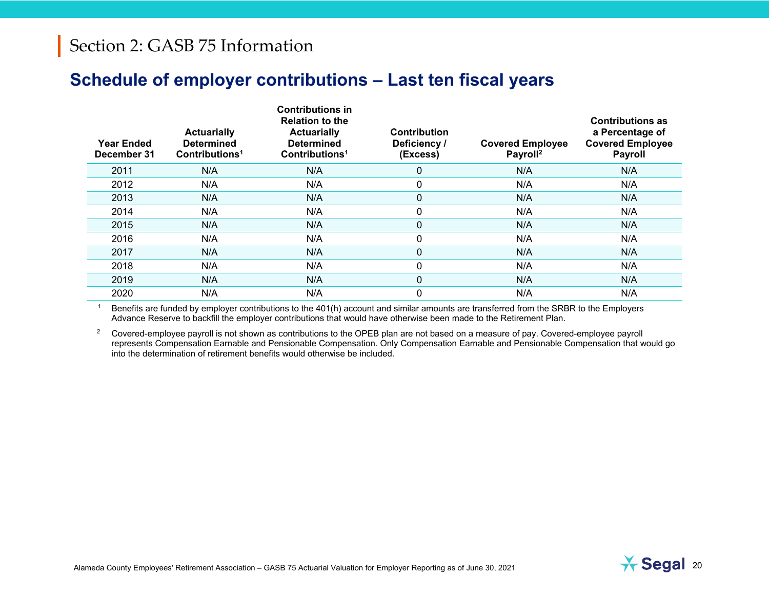# Section 2: GASB 75 Information

## Schedule of employer contributions – Last ten fiscal years

| Year Ended December 31 | Actuarially Determined Contributions[1] | Contributions in Relation to the Actuarially Determined Contributions[1] | Contribution Deficiency / (Excess) | Covered Employee Payroll[2] | Contributions as a Percentage of Covered Employee Payroll |
|---|---|---|---|---|---|
| 2011 | N/A | N/A | 0 | N/A | N/A |
| 2012 | N/A | N/A | 0 | N/A | N/A |
| 2013 | N/A | N/A | 0 | N/A | N/A |
| 2014 | N/A | N/A | 0 | N/A | N/A |
| 2015 | N/A | N/A | 0 | N/A | N/A |
| 2016 | N/A | N/A | 0 | N/A | N/A |
| 2017 | N/A | N/A | 0 | N/A | N/A |
| 2018 | N/A | N/A | 0 | N/A | N/A |
| 2019 | N/A | N/A | 0 | N/A | N/A |
| 2020 | N/A | N/A | 0 | N/A | N/A |

[1] Benefits are funded by employer contributions to the 401(h) account and similar amounts are transferred from the SRBR to the Employers Advance Reserve to backfill the employer contributions that would have otherwise been made to the Retirement Plan.

[2] Covered-employee payroll is not shown as contributions to the OPEB plan are not based on a measure of pay. Covered-employee payroll represents Compensation Earnable and Pensionable Compensation. Only Compensation Earnable and Pensionable Compensation that would go into the determination of retirement benefits would otherwise be included.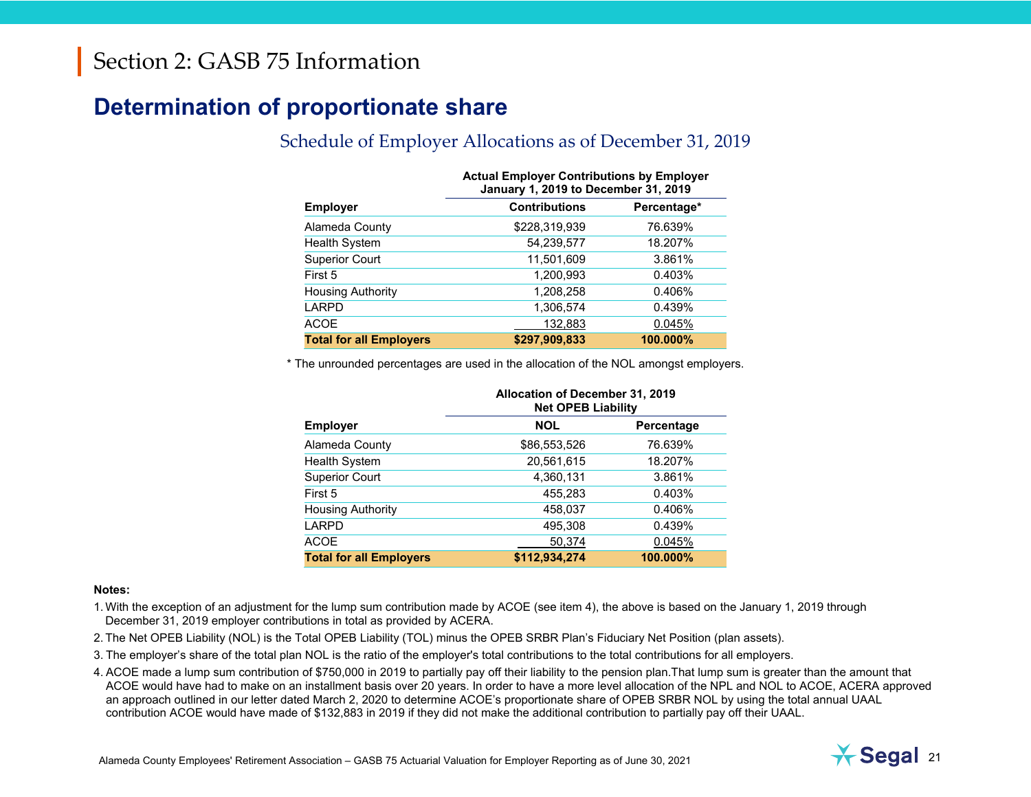# Section 2: GASB 75 Information

## Determination of proportionate share

### Schedule of Employer Allocations as of December 31, 2019

| Employer | Actual Employer Contributions by Employer January 1, 2019 to December 31, 2019 | |
|---|---|---|
| | Contributions | Percentage* |
| Alameda County | $228,319,939 | 76.639% |
| Health System | 54,239,577 | 18.207% |
| Superior Court | 11,501,609 | 3.861% |
| First 5 | 1,200,993 | 0.403% |
| Housing Authority | 1,208,258 | 0.406% |
| LARPD | 1,306,574 | 0.439% |
| ACOE | 132,883 | 0.045% |
| **Total for all Employers** | **$297,909,833** | **100.000%** |

* The unrounded percentages are used in the allocation of the NOL amongst employers.

| Employer | Allocation of December 31, 2019 Net OPEB Liability | |
|---|---|---|
| | NOL | Percentage |
| Alameda County | $86,553,526 | 76.639% |
| Health System | 20,561,615 | 18.207% |
| Superior Court | 4,360,131 | 3.861% |
| First 5 | 455,283 | 0.403% |
| Housing Authority | 458,037 | 0.406% |
| LARPD | 495,308 | 0.439% |
| ACOE | 50,374 | 0.045% |
| **Total for all Employers** | **$112,934,274** | **100.000%** |

**Notes:**

1. With the exception of an adjustment for the lump sum contribution made by ACOE (see item 4), the above is based on the January 1, 2019 through December 31, 2019 employer contributions in total as provided by ACERA.
2. The Net OPEB Liability (NOL) is the Total OPEB Liability (TOL) minus the OPEB SRBR Plan's Fiduciary Net Position (plan assets).
3. The employer's share of the total plan NOL is the ratio of the employer's total contributions to the total contributions for all employers.
4. ACOE made a lump sum contribution of $750,000 in 2019 to partially pay off their liability to the pension plan.That lump sum is greater than the amount that ACOE would have had to make on an installment basis over 20 years. In order to have a more level allocation of the NPL and NOL to ACOE, ACERA approved an approach outlined in our letter dated March 2, 2020 to determine ACOE's proportionate share of OPEB SRBR NOL by using the total annual UAAL contribution ACOE would have made of $132,883 in 2019 if they did not make the additional contribution to partially pay off their UAAL.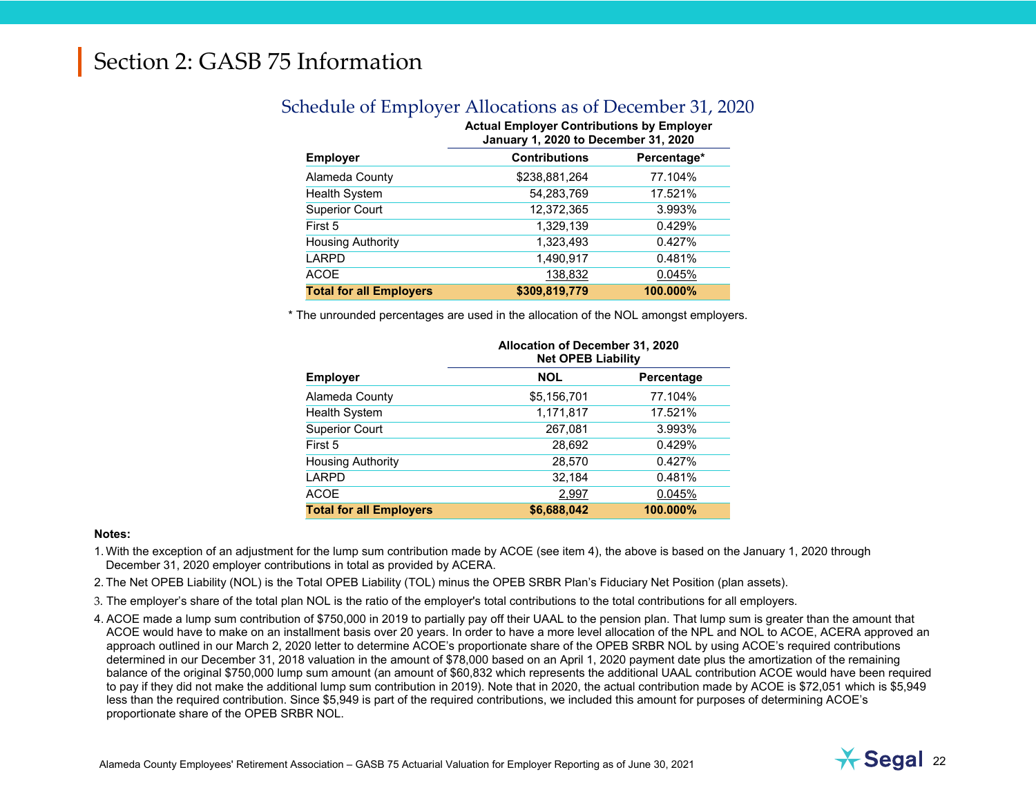# Section 2: GASB 75 Information

## Schedule of Employer Allocations as of December 31, 2020

| | Actual Employer Contributions by Employer January 1, 2020 to December 31, 2020 | |
|---|---|---|
| **Employer** | **Contributions** | **Percentage*** |
| Alameda County | $238,881,264 | 77.104% |
| Health System | 54,283,769 | 17.521% |
| Superior Court | 12,372,365 | 3.993% |
| First 5 | 1,329,139 | 0.429% |
| Housing Authority | 1,323,493 | 0.427% |
| LARPD | 1,490,917 | 0.481% |
| ACOE | 138,832 | 0.045% |
| **Total for all Employers** | **$309,819,779** | **100.000%** |

* The unrounded percentages are used in the allocation of the NOL amongst employers.

| | Allocation of December 31, 2020 Net OPEB Liability | |
|---|---|---|
| **Employer** | **NOL** | **Percentage** |
| Alameda County | $5,156,701 | 77.104% |
| Health System | 1,171,817 | 17.521% |
| Superior Court | 267,081 | 3.993% |
| First 5 | 28,692 | 0.429% |
| Housing Authority | 28,570 | 0.427% |
| LARPD | 32,184 | 0.481% |
| ACOE | 2,997 | 0.045% |
| **Total for all Employers** | **$6,688,042** | **100.000%** |

**Notes:**

1. With the exception of an adjustment for the lump sum contribution made by ACOE (see item 4), the above is based on the January 1, 2020 through December 31, 2020 employer contributions in total as provided by ACERA.
2. The Net OPEB Liability (NOL) is the Total OPEB Liability (TOL) minus the OPEB SRBR Plan's Fiduciary Net Position (plan assets).
3. The employer's share of the total plan NOL is the ratio of the employer's total contributions to the total contributions for all employers.
4. ACOE made a lump sum contribution of $750,000 in 2019 to partially pay off their UAAL to the pension plan. That lump sum is greater than the amount that ACOE would have to make on an installment basis over 20 years. In order to have a more level allocation of the NPL and NOL to ACOE, ACERA approved an approach outlined in our March 2, 2020 letter to determine ACOE's proportionate share of the OPEB SRBR NOL by using ACOE's required contributions determined in our December 31, 2018 valuation in the amount of $78,000 based on an April 1, 2020 payment date plus the amortization of the remaining balance of the original $750,000 lump sum amount (an amount of $60,832 which represents the additional UAAL contribution ACOE would have been required to pay if they did not make the additional lump sum contribution in 2019). Note that in 2020, the actual contribution made by ACOE is $72,051 which is $5,949 less than the required contribution. Since $5,949 is part of the required contributions, we included this amount for purposes of determining ACOE's proportionate share of the OPEB SRBR NOL.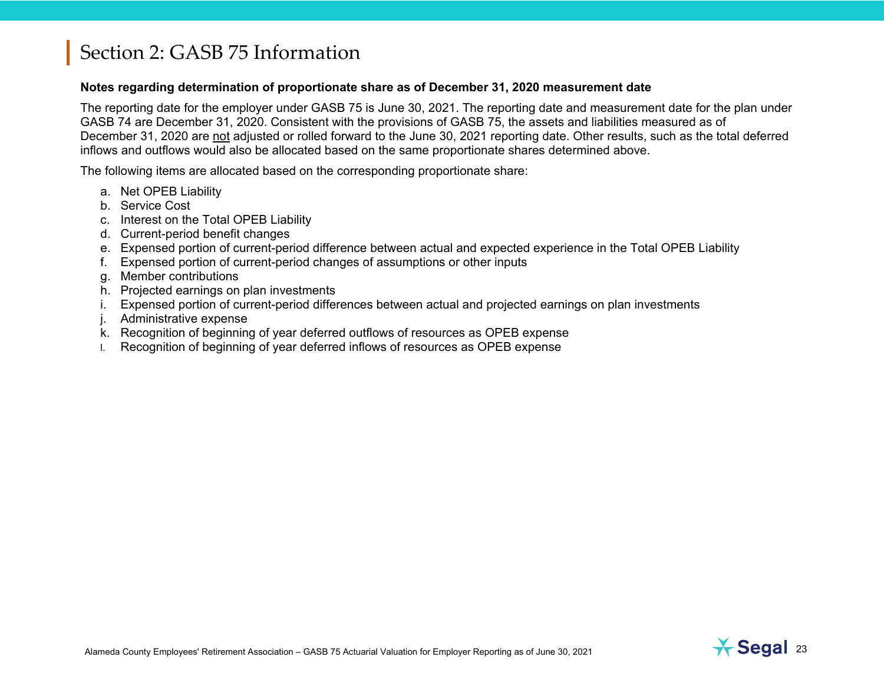# Section 2: GASB 75 Information

**Notes regarding determination of proportionate share as of December 31, 2020 measurement date**

The reporting date for the employer under GASB 75 is June 30, 2021. The reporting date and measurement date for the plan under GASB 74 are December 31, 2020. Consistent with the provisions of GASB 75, the assets and liabilities measured as of December 31, 2020 are <u>not</u> adjusted or rolled forward to the June 30, 2021 reporting date. Other results, such as the total deferred inflows and outflows would also be allocated based on the same proportionate shares determined above.

The following items are allocated based on the corresponding proportionate share:

a. Net OPEB Liability
b. Service Cost
c. Interest on the Total OPEB Liability
d. Current-period benefit changes
e. Expensed portion of current-period difference between actual and expected experience in the Total OPEB Liability
f. Expensed portion of current-period changes of assumptions or other inputs
g. Member contributions
h. Projected earnings on plan investments
i. Expensed portion of current-period differences between actual and projected earnings on plan investments
j. Administrative expense
k. Recognition of beginning of year deferred outflows of resources as OPEB expense
l. Recognition of beginning of year deferred inflows of resources as OPEB expense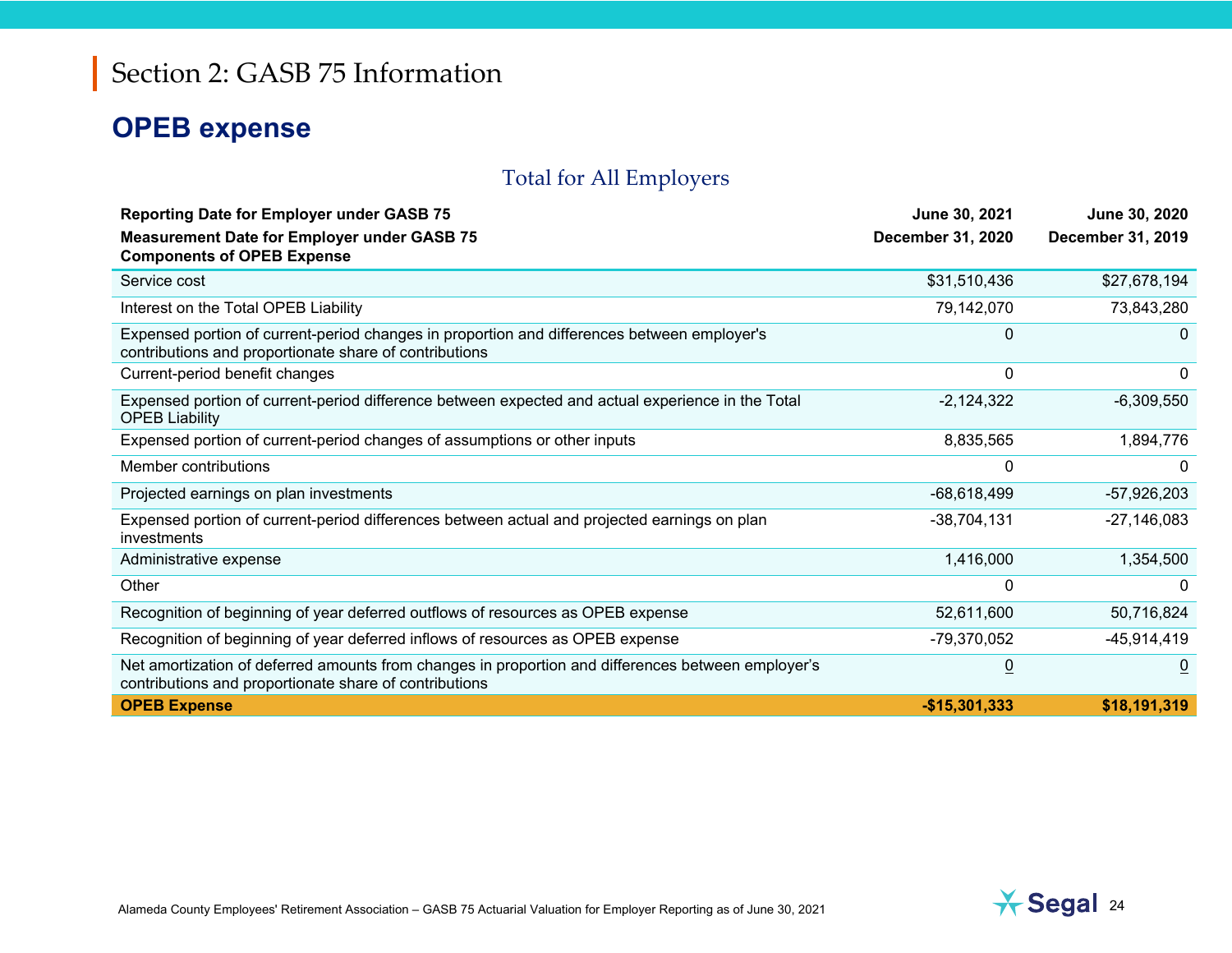# Section 2: GASB 75 Information

## OPEB expense

### Total for All Employers

| Reporting Date for Employer under GASB 75 | June 30, 2021 | June 30, 2020 |
|---|---|---|
| **Measurement Date for Employer under GASB 75** | **December 31, 2020** | **December 31, 2019** |
| **Components of OPEB Expense** | | |
| Service cost | $31,510,436 | $27,678,194 |
| Interest on the Total OPEB Liability | 79,142,070 | 73,843,280 |
| Expensed portion of current-period changes in proportion and differences between employer's contributions and proportionate share of contributions | 0 | 0 |
| Current-period benefit changes | 0 | 0 |
| Expensed portion of current-period difference between expected and actual experience in the Total OPEB Liability | -2,124,322 | -6,309,550 |
| Expensed portion of current-period changes of assumptions or other inputs | 8,835,565 | 1,894,776 |
| Member contributions | 0 | 0 |
| Projected earnings on plan investments | -68,618,499 | -57,926,203 |
| Expensed portion of current-period differences between actual and projected earnings on plan investments | -38,704,131 | -27,146,083 |
| Administrative expense | 1,416,000 | 1,354,500 |
| Other | 0 | 0 |
| Recognition of beginning of year deferred outflows of resources as OPEB expense | 52,611,600 | 50,716,824 |
| Recognition of beginning of year deferred inflows of resources as OPEB expense | -79,370,052 | -45,914,419 |
| Net amortization of deferred amounts from changes in proportion and differences between employer's contributions and proportionate share of contributions | 0 | 0 |
| **OPEB Expense** | **-$15,301,333** | **$18,191,319** |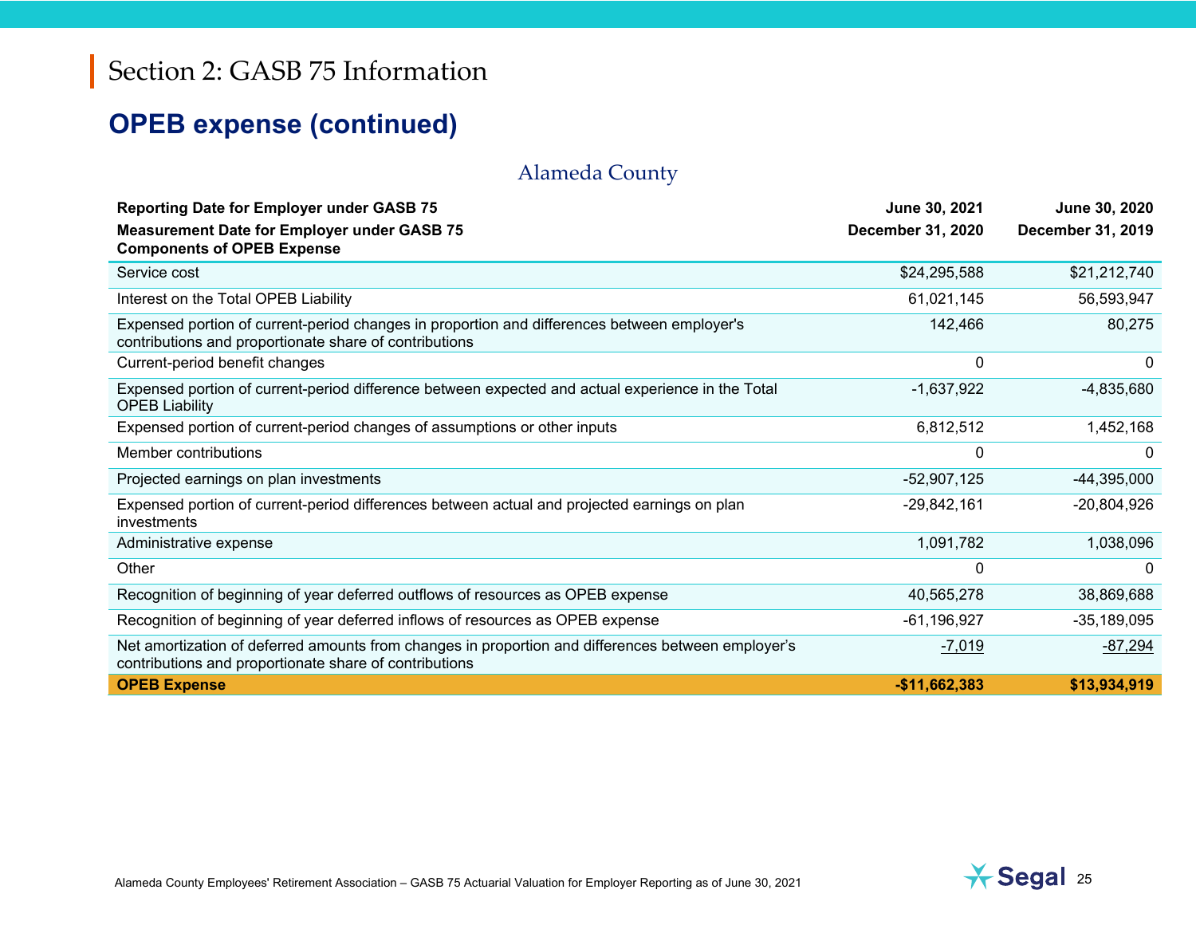# Section 2: GASB 75 Information

## OPEB expense (continued)

### Alameda County

| **Reporting Date for Employer under GASB 75** | **June 30, 2021** | **June 30, 2020** |
|---|---|---|
| **Measurement Date for Employer under GASB 75** | **December 31, 2020** | **December 31, 2019** |
| **Components of OPEB Expense** | | |
| Service cost | $24,295,588 | $21,212,740 |
| Interest on the Total OPEB Liability | 61,021,145 | 56,593,947 |
| Expensed portion of current-period changes in proportion and differences between employer's contributions and proportionate share of contributions | 142,466 | 80,275 |
| Current-period benefit changes | 0 | 0 |
| Expensed portion of current-period difference between expected and actual experience in the Total OPEB Liability | -1,637,922 | -4,835,680 |
| Expensed portion of current-period changes of assumptions or other inputs | 6,812,512 | 1,452,168 |
| Member contributions | 0 | 0 |
| Projected earnings on plan investments | -52,907,125 | -44,395,000 |
| Expensed portion of current-period differences between actual and projected earnings on plan investments | -29,842,161 | -20,804,926 |
| Administrative expense | 1,091,782 | 1,038,096 |
| Other | 0 | 0 |
| Recognition of beginning of year deferred outflows of resources as OPEB expense | 40,565,278 | 38,869,688 |
| Recognition of beginning of year deferred inflows of resources as OPEB expense | -61,196,927 | -35,189,095 |
| Net amortization of deferred amounts from changes in proportion and differences between employer's contributions and proportionate share of contributions | -7,019 | -87,294 |
| **OPEB Expense** | **-$11,662,383** | **$13,934,919** |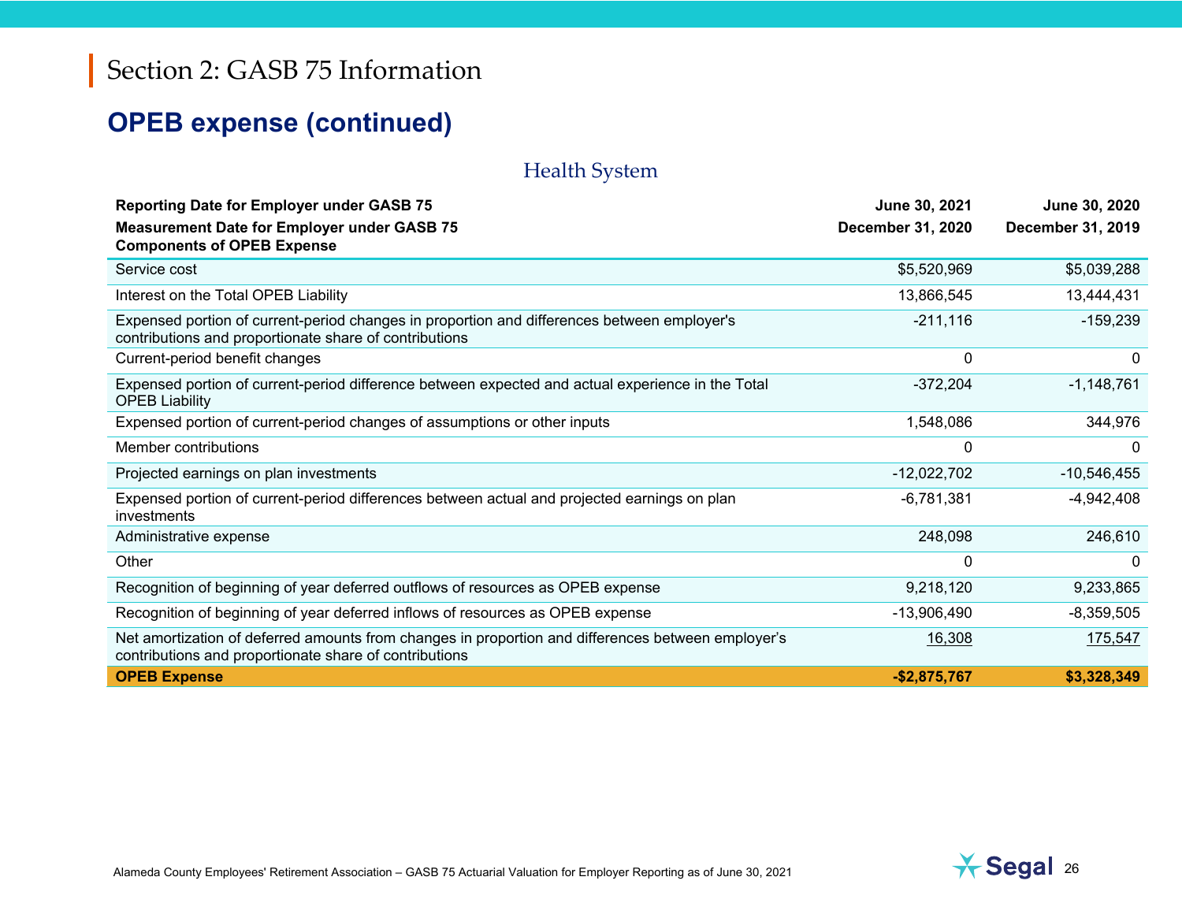# Section 2: GASB 75 Information

## OPEB expense (continued)

### Health System

| Reporting Date for Employer under GASB 75 | June 30, 2021 | June 30, 2020 |
|---|---|---|
| **Measurement Date for Employer under GASB 75** | **December 31, 2020** | **December 31, 2019** |
| **Components of OPEB Expense** | | |
| Service cost | $5,520,969 | $5,039,288 |
| Interest on the Total OPEB Liability | 13,866,545 | 13,444,431 |
| Expensed portion of current-period changes in proportion and differences between employer's contributions and proportionate share of contributions | -211,116 | -159,239 |
| Current-period benefit changes | 0 | 0 |
| Expensed portion of current-period difference between expected and actual experience in the Total OPEB Liability | -372,204 | -1,148,761 |
| Expensed portion of current-period changes of assumptions or other inputs | 1,548,086 | 344,976 |
| Member contributions | 0 | 0 |
| Projected earnings on plan investments | -12,022,702 | -10,546,455 |
| Expensed portion of current-period differences between actual and projected earnings on plan investments | -6,781,381 | -4,942,408 |
| Administrative expense | 248,098 | 246,610 |
| Other | 0 | 0 |
| Recognition of beginning of year deferred outflows of resources as OPEB expense | 9,218,120 | 9,233,865 |
| Recognition of beginning of year deferred inflows of resources as OPEB expense | -13,906,490 | -8,359,505 |
| Net amortization of deferred amounts from changes in proportion and differences between employer's contributions and proportionate share of contributions | 16,308 | 175,547 |
| **OPEB Expense** | **-$2,875,767** | **$3,328,349** |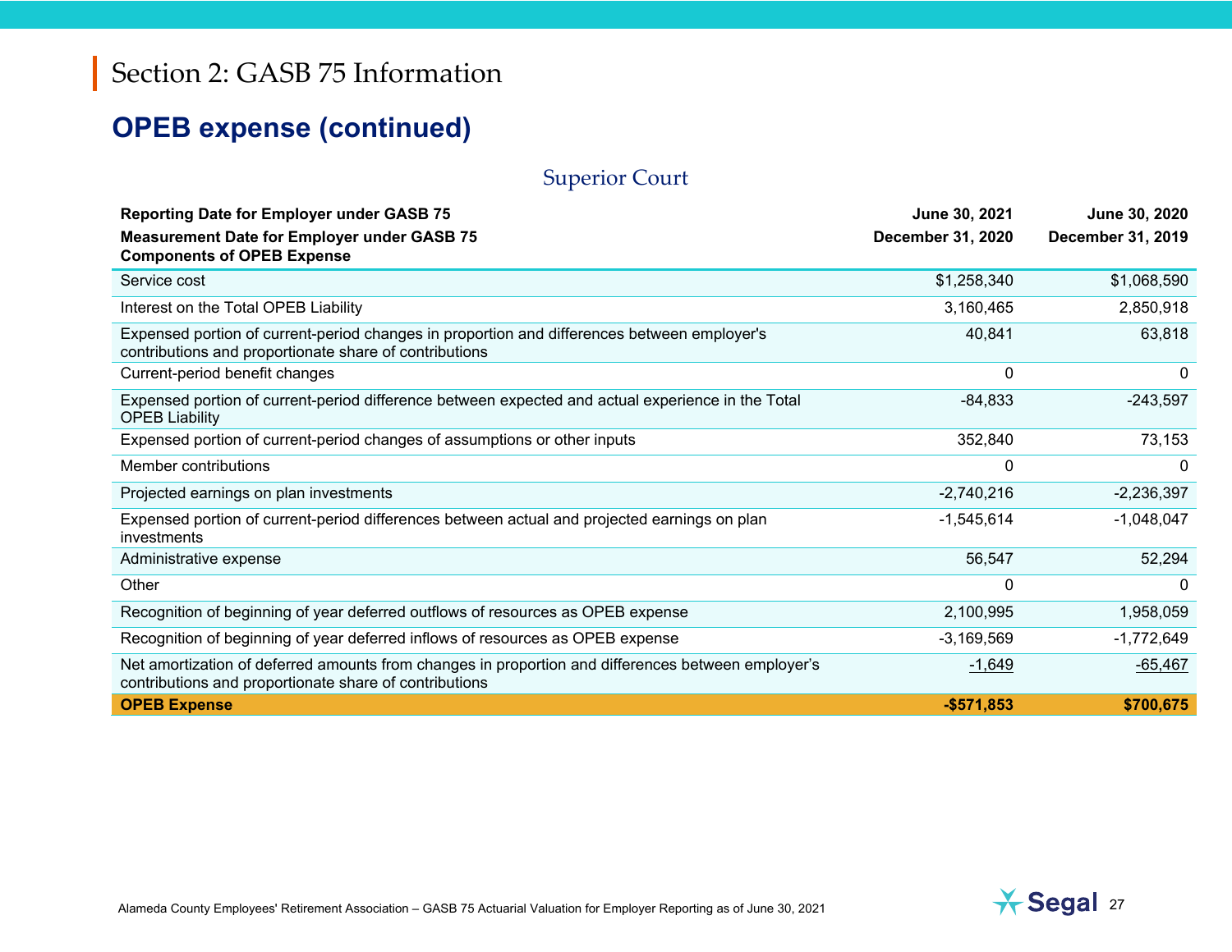# Section 2: GASB 75 Information

## OPEB expense (continued)

### Superior Court

| **Reporting Date for Employer under GASB 75**<br>**Measurement Date for Employer under GASB 75**<br>**Components of OPEB Expense** | **June 30, 2021**<br>**December 31, 2020** | **June 30, 2020**<br>**December 31, 2019** |
|---|---|---|
| Service cost | $1,258,340 | $1,068,590 |
| Interest on the Total OPEB Liability | 3,160,465 | 2,850,918 |
| Expensed portion of current-period changes in proportion and differences between employer's contributions and proportionate share of contributions | 40,841 | 63,818 |
| Current-period benefit changes | 0 | 0 |
| Expensed portion of current-period difference between expected and actual experience in the Total OPEB Liability | -84,833 | -243,597 |
| Expensed portion of current-period changes of assumptions or other inputs | 352,840 | 73,153 |
| Member contributions | 0 | 0 |
| Projected earnings on plan investments | -2,740,216 | -2,236,397 |
| Expensed portion of current-period differences between actual and projected earnings on plan investments | -1,545,614 | -1,048,047 |
| Administrative expense | 56,547 | 52,294 |
| Other | 0 | 0 |
| Recognition of beginning of year deferred outflows of resources as OPEB expense | 2,100,995 | 1,958,059 |
| Recognition of beginning of year deferred inflows of resources as OPEB expense | -3,169,569 | -1,772,649 |
| Net amortization of deferred amounts from changes in proportion and differences between employer's contributions and proportionate share of contributions | -1,649 | -65,467 |
| **OPEB Expense** | **-$571,853** | **$700,675** |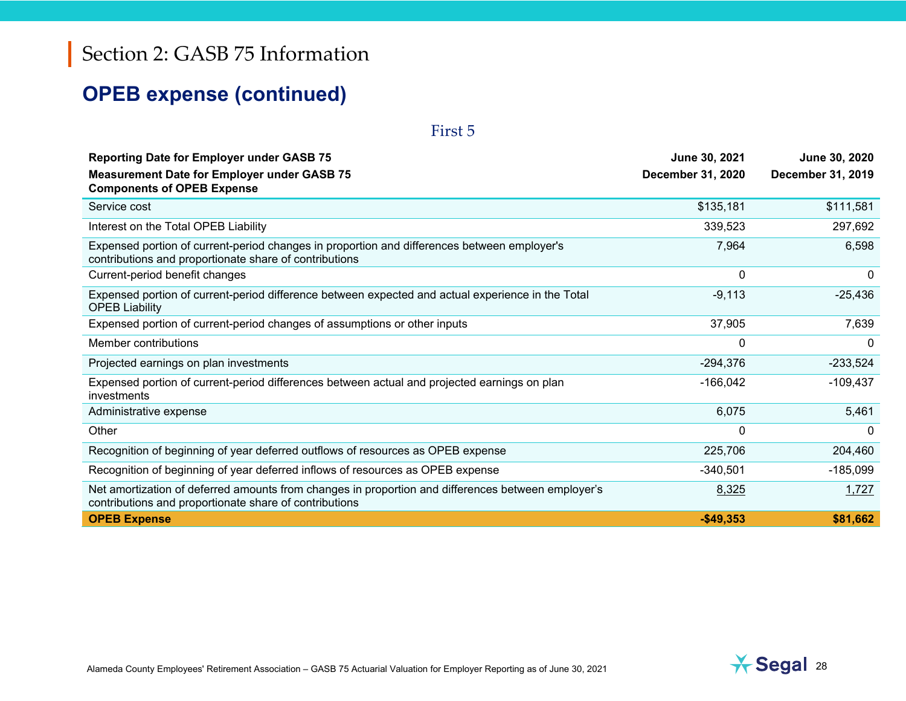# Section 2: GASB 75 Information

## OPEB expense (continued)

First 5

| Reporting Date for Employer under GASB 75<br>Measurement Date for Employer under GASB 75<br>Components of OPEB Expense | June 30, 2021<br>December 31, 2020 | June 30, 2020<br>December 31, 2019 |
|---|---|---|
| Service cost | $135,181 | $111,581 |
| Interest on the Total OPEB Liability | 339,523 | 297,692 |
| Expensed portion of current-period changes in proportion and differences between employer's contributions and proportionate share of contributions | 7,964 | 6,598 |
| Current-period benefit changes | 0 | 0 |
| Expensed portion of current-period difference between expected and actual experience in the Total OPEB Liability | -9,113 | -25,436 |
| Expensed portion of current-period changes of assumptions or other inputs | 37,905 | 7,639 |
| Member contributions | 0 | 0 |
| Projected earnings on plan investments | -294,376 | -233,524 |
| Expensed portion of current-period differences between actual and projected earnings on plan investments | -166,042 | -109,437 |
| Administrative expense | 6,075 | 5,461 |
| Other | 0 | 0 |
| Recognition of beginning of year deferred outflows of resources as OPEB expense | 225,706 | 204,460 |
| Recognition of beginning of year deferred inflows of resources as OPEB expense | -340,501 | -185,099 |
| Net amortization of deferred amounts from changes in proportion and differences between employer's contributions and proportionate share of contributions | 8,325 | 1,727 |
| **OPEB Expense** | **-$49,353** | **$81,662** |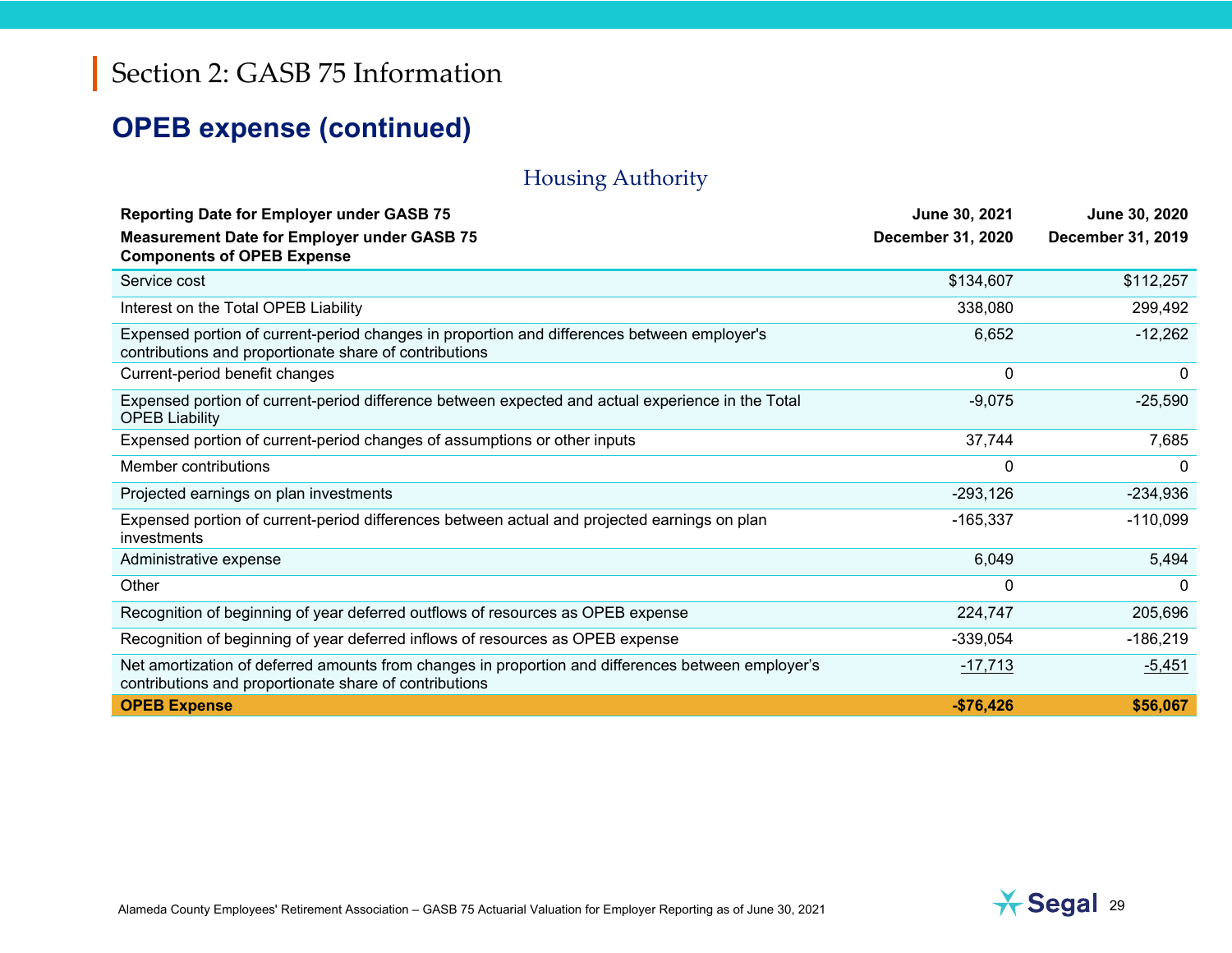# Section 2: GASB 75 Information

## OPEB expense (continued)

### Housing Authority

| Reporting Date for Employer under GASB 75 | June 30, 2021 | June 30, 2020 |
|---|---|---|
| **Measurement Date for Employer under GASB 75** | **December 31, 2020** | **December 31, 2019** |
| **Components of OPEB Expense** | | |
| Service cost | $134,607 | $112,257 |
| Interest on the Total OPEB Liability | 338,080 | 299,492 |
| Expensed portion of current-period changes in proportion and differences between employer's contributions and proportionate share of contributions | 6,652 | -12,262 |
| Current-period benefit changes | 0 | 0 |
| Expensed portion of current-period difference between expected and actual experience in the Total OPEB Liability | -9,075 | -25,590 |
| Expensed portion of current-period changes of assumptions or other inputs | 37,744 | 7,685 |
| Member contributions | 0 | 0 |
| Projected earnings on plan investments | -293,126 | -234,936 |
| Expensed portion of current-period differences between actual and projected earnings on plan investments | -165,337 | -110,099 |
| Administrative expense | 6,049 | 5,494 |
| Other | 0 | 0 |
| Recognition of beginning of year deferred outflows of resources as OPEB expense | 224,747 | 205,696 |
| Recognition of beginning of year deferred inflows of resources as OPEB expense | -339,054 | -186,219 |
| Net amortization of deferred amounts from changes in proportion and differences between employer's contributions and proportionate share of contributions | -17,713 | -5,451 |
| **OPEB Expense** | **-$76,426** | **$56,067** |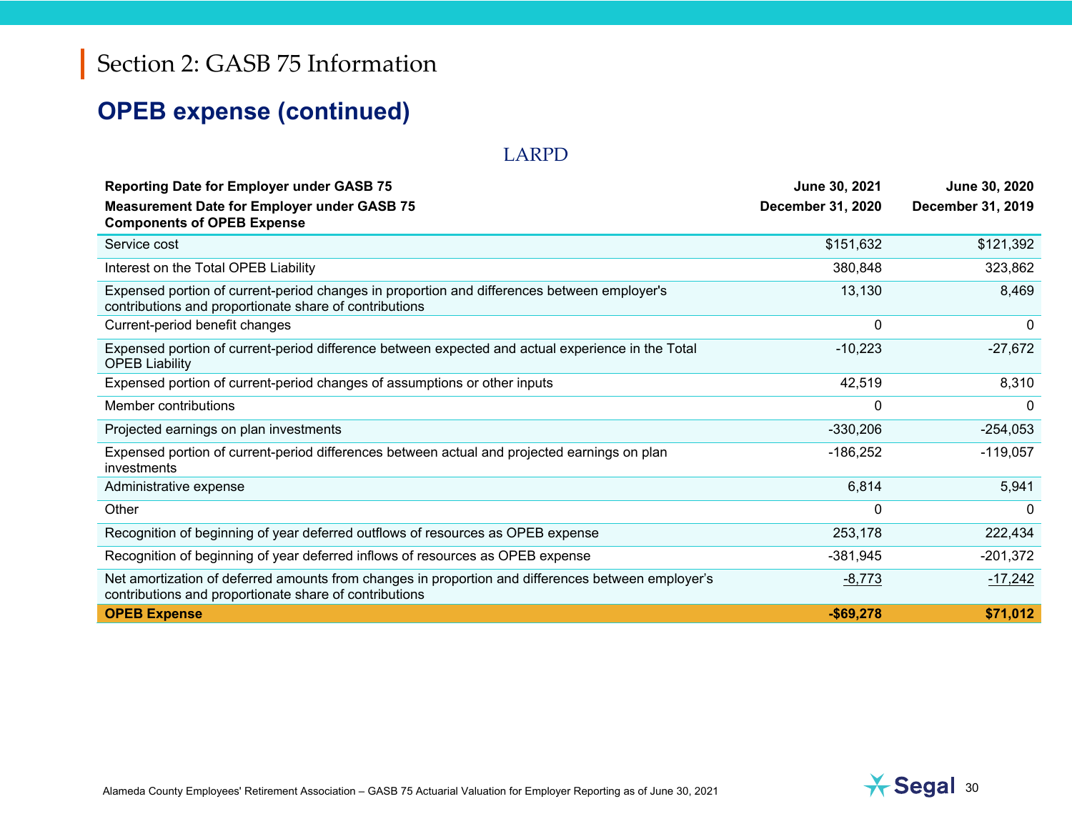# Section 2: GASB 75 Information

## OPEB expense (continued)

### LARPD

| Reporting Date for Employer under GASB 75 | June 30, 2021 | June 30, 2020 |
|---|---|---|
| **Measurement Date for Employer under GASB 75** | **December 31, 2020** | **December 31, 2019** |
| **Components of OPEB Expense** | | |
| Service cost | $151,632 | $121,392 |
| Interest on the Total OPEB Liability | 380,848 | 323,862 |
| Expensed portion of current-period changes in proportion and differences between employer's contributions and proportionate share of contributions | 13,130 | 8,469 |
| Current-period benefit changes | 0 | 0 |
| Expensed portion of current-period difference between expected and actual experience in the Total OPEB Liability | -10,223 | -27,672 |
| Expensed portion of current-period changes of assumptions or other inputs | 42,519 | 8,310 |
| Member contributions | 0 | 0 |
| Projected earnings on plan investments | -330,206 | -254,053 |
| Expensed portion of current-period differences between actual and projected earnings on plan investments | -186,252 | -119,057 |
| Administrative expense | 6,814 | 5,941 |
| Other | 0 | 0 |
| Recognition of beginning of year deferred outflows of resources as OPEB expense | 253,178 | 222,434 |
| Recognition of beginning of year deferred inflows of resources as OPEB expense | -381,945 | -201,372 |
| Net amortization of deferred amounts from changes in proportion and differences between employer's contributions and proportionate share of contributions | -8,773 | -17,242 |
| **OPEB Expense** | **-$69,278** | **$71,012** |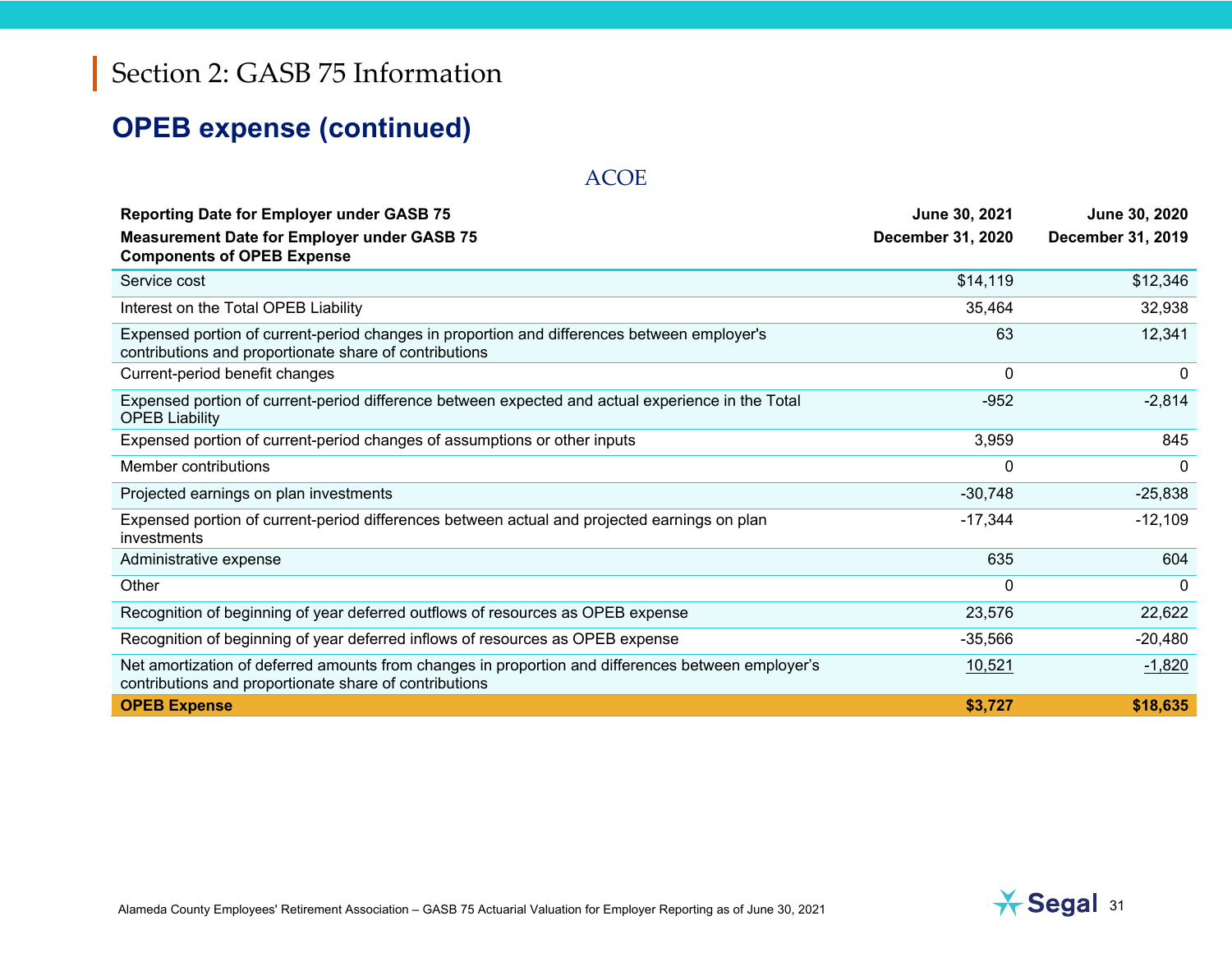## Section 2: GASB 75 Information

# OPEB expense (continued)

### ACOE

| Reporting Date for Employer under GASB 75<br>Measurement Date for Employer under GASB 75<br>Components of OPEB Expense | June 30, 2021<br>December 31, 2020 | June 30, 2020<br>December 31, 2019 |
|---|---|---|
| Service cost | $14,119 | $12,346 |
| Interest on the Total OPEB Liability | 35,464 | 32,938 |
| Expensed portion of current-period changes in proportion and differences between employer's contributions and proportionate share of contributions | 63 | 12,341 |
| Current-period benefit changes | 0 | 0 |
| Expensed portion of current-period difference between expected and actual experience in the Total OPEB Liability | -952 | -2,814 |
| Expensed portion of current-period changes of assumptions or other inputs | 3,959 | 845 |
| Member contributions | 0 | 0 |
| Projected earnings on plan investments | -30,748 | -25,838 |
| Expensed portion of current-period differences between actual and projected earnings on plan investments | -17,344 | -12,109 |
| Administrative expense | 635 | 604 |
| Other | 0 | 0 |
| Recognition of beginning of year deferred outflows of resources as OPEB expense | 23,576 | 22,622 |
| Recognition of beginning of year deferred inflows of resources as OPEB expense | -35,566 | -20,480 |
| Net amortization of deferred amounts from changes in proportion and differences between employer's contributions and proportionate share of contributions | 10,521 | -1,820 |
| **OPEB Expense** | **$3,727** | **$18,635** |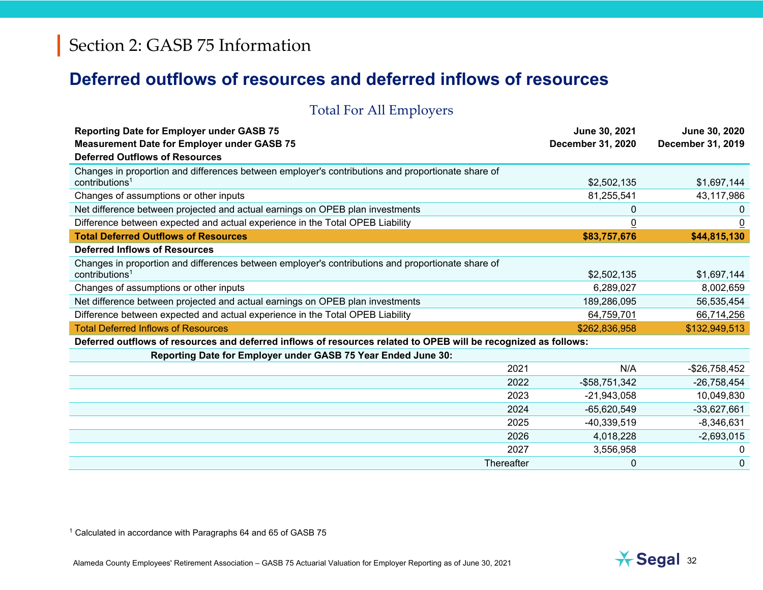# Section 2: GASB 75 Information

## Deferred outflows of resources and deferred inflows of resources

### Total For All Employers

| Reporting Date for Employer under GASB 75<br>Measurement Date for Employer under GASB 75 | June 30, 2021<br>December 31, 2020 | June 30, 2020<br>December 31, 2019 |
|---|---|---|
| **Deferred Outflows of Resources** | | |
| Changes in proportion and differences between employer's contributions and proportionate share of contributions[1] | $2,502,135 | $1,697,144 |
| Changes of assumptions or other inputs | 81,255,541 | 43,117,986 |
| Net difference between projected and actual earnings on OPEB plan investments | 0 | 0 |
| Difference between expected and actual experience in the Total OPEB Liability | 0 | 0 |
| **Total Deferred Outflows of Resources** | **$83,757,676** | **$44,815,130** |
| **Deferred Inflows of Resources** | | |
| Changes in proportion and differences between employer's contributions and proportionate share of contributions[1] | $2,502,135 | $1,697,144 |
| Changes of assumptions or other inputs | 6,289,027 | 8,002,659 |
| Net difference between projected and actual earnings on OPEB plan investments | 189,286,095 | 56,535,454 |
| Difference between expected and actual experience in the Total OPEB Liability | 64,759,701 | 66,714,256 |
| Total Deferred Inflows of Resources | $262,836,958 | $132,949,513 |
| **Deferred outflows of resources and deferred inflows of resources related to OPEB will be recognized as follows:** | | |
| **Reporting Date for Employer under GASB 75 Year Ended June 30:** | | |
| 2021 | N/A | -$26,758,452 |
| 2022 | -$58,751,342 | -26,758,454 |
| 2023 | -21,943,058 | 10,049,830 |
| 2024 | -65,620,549 | -33,627,661 |
| 2025 | -40,339,519 | -8,346,631 |
| 2026 | 4,018,228 | -2,693,015 |
| 2027 | 3,556,958 | 0 |
| Thereafter | 0 | 0 |

[1] Calculated in accordance with Paragraphs 64 and 65 of GASB 75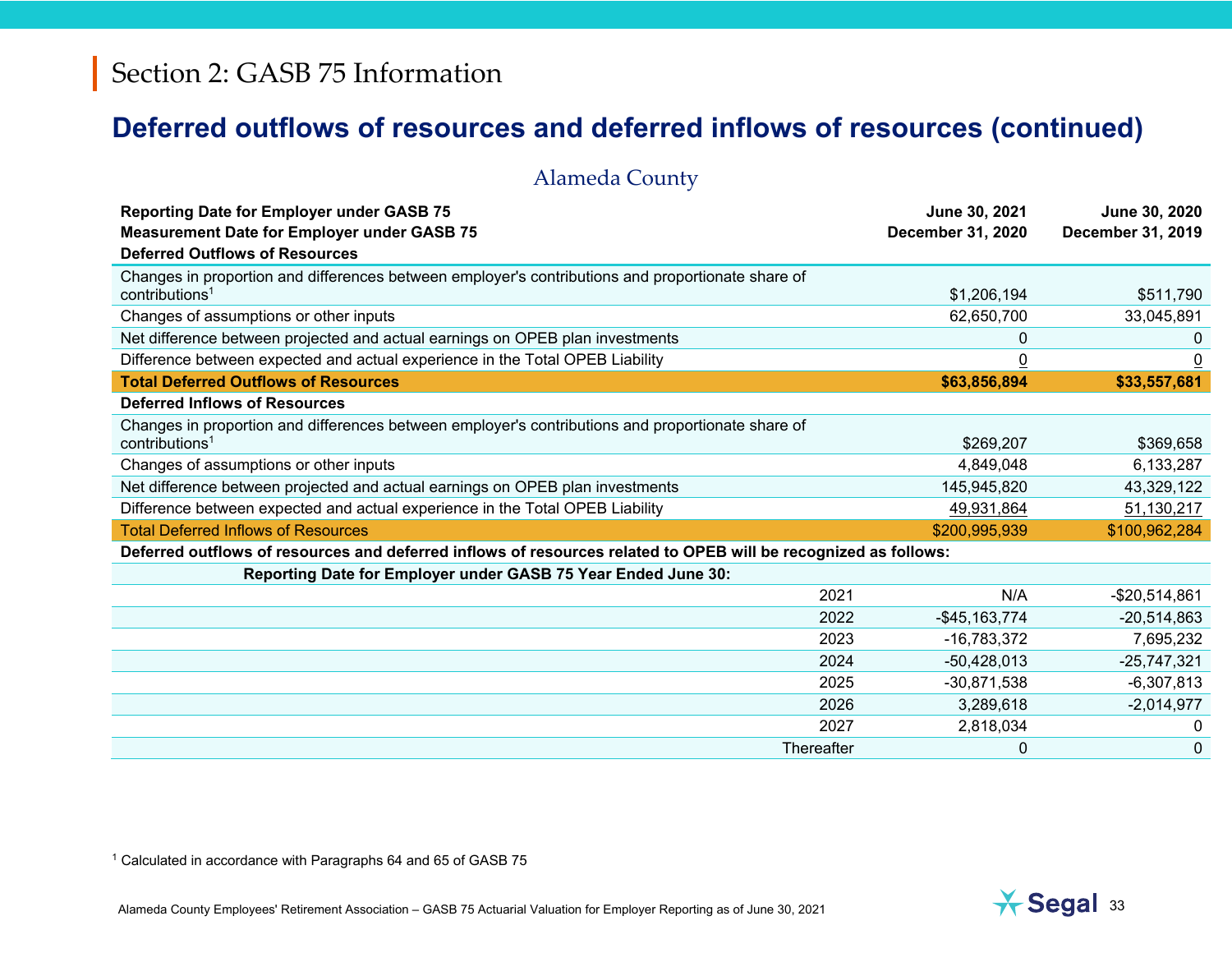# Section 2: GASB 75 Information

## Deferred outflows of resources and deferred inflows of resources (continued)

### Alameda County

| **Reporting Date for Employer under GASB 75**<br>**Measurement Date for Employer under GASB 75** | **June 30, 2021**<br>**December 31, 2020** | **June 30, 2020**<br>**December 31, 2019** |
|---|---|---|
| **Deferred Outflows of Resources** | | |
| Changes in proportion and differences between employer's contributions and proportionate share of contributions[1] | $1,206,194 | $511,790 |
| Changes of assumptions or other inputs | 62,650,700 | 33,045,891 |
| Net difference between projected and actual earnings on OPEB plan investments | 0 | 0 |
| Difference between expected and actual experience in the Total OPEB Liability | 0 | 0 |
| **Total Deferred Outflows of Resources** | **$63,856,894** | **$33,557,681** |
| **Deferred Inflows of Resources** | | |
| Changes in proportion and differences between employer's contributions and proportionate share of contributions[1] | $269,207 | $369,658 |
| Changes of assumptions or other inputs | 4,849,048 | 6,133,287 |
| Net difference between projected and actual earnings on OPEB plan investments | 145,945,820 | 43,329,122 |
| Difference between expected and actual experience in the Total OPEB Liability | 49,931,864 | 51,130,217 |
| Total Deferred Inflows of Resources | $200,995,939 | $100,962,284 |
| **Deferred outflows of resources and deferred inflows of resources related to OPEB will be recognized as follows:** | | |
| **Reporting Date for Employer under GASB 75 Year Ended June 30:** | | |
| 2021 | N/A | -$20,514,861 |
| 2022 | -$45,163,774 | -20,514,863 |
| 2023 | -16,783,372 | 7,695,232 |
| 2024 | -50,428,013 | -25,747,321 |
| 2025 | -30,871,538 | -6,307,813 |
| 2026 | 3,289,618 | -2,014,977 |
| 2027 | 2,818,034 | 0 |
| Thereafter | 0 | 0 |

[1] Calculated in accordance with Paragraphs 64 and 65 of GASB 75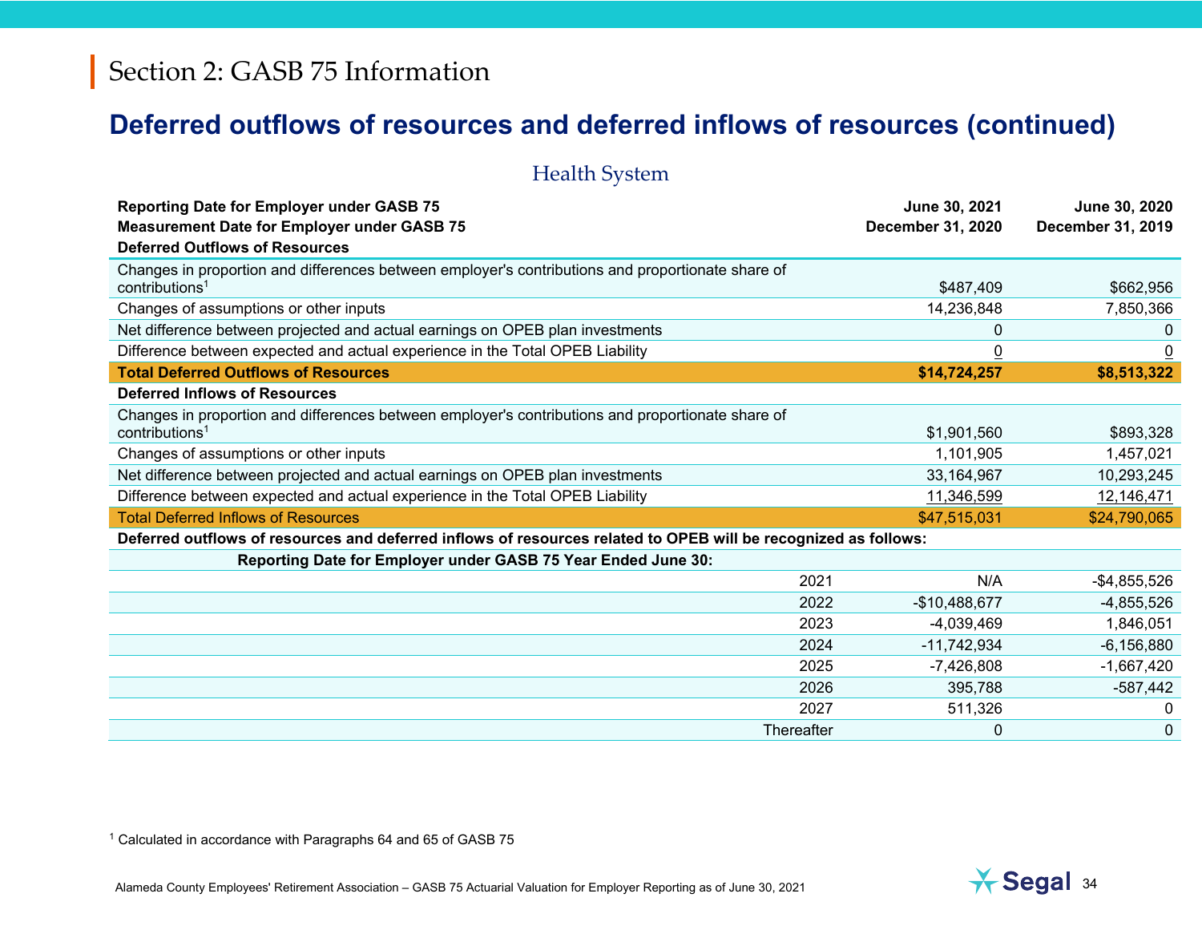# Section 2: GASB 75 Information

## Deferred outflows of resources and deferred inflows of resources (continued)

### Health System

| Reporting Date for Employer under GASB 75 | June 30, 2021 | June 30, 2020 |
|---|---|---|
| **Measurement Date for Employer under GASB 75** | **December 31, 2020** | **December 31, 2019** |
| **Deferred Outflows of Resources** | | |
| Changes in proportion and differences between employer's contributions and proportionate share of contributions[1] | $487,409 | $662,956 |
| Changes of assumptions or other inputs | 14,236,848 | 7,850,366 |
| Net difference between projected and actual earnings on OPEB plan investments | 0 | 0 |
| Difference between expected and actual experience in the Total OPEB Liability | 0 | 0 |
| **Total Deferred Outflows of Resources** | **$14,724,257** | **$8,513,322** |
| **Deferred Inflows of Resources** | | |
| Changes in proportion and differences between employer's contributions and proportionate share of contributions[1] | $1,901,560 | $893,328 |
| Changes of assumptions or other inputs | 1,101,905 | 1,457,021 |
| Net difference between projected and actual earnings on OPEB plan investments | 33,164,967 | 10,293,245 |
| Difference between expected and actual experience in the Total OPEB Liability | 11,346,599 | 12,146,471 |
| Total Deferred Inflows of Resources | $47,515,031 | $24,790,065 |
| **Deferred outflows of resources and deferred inflows of resources related to OPEB will be recognized as follows:** | | |
| **Reporting Date for Employer under GASB 75 Year Ended June 30:** | | |
| 2021 | N/A | -$4,855,526 |
| 2022 | -$10,488,677 | -4,855,526 |
| 2023 | -4,039,469 | 1,846,051 |
| 2024 | -11,742,934 | -6,156,880 |
| 2025 | -7,426,808 | -1,667,420 |
| 2026 | 395,788 | -587,442 |
| 2027 | 511,326 | 0 |
| Thereafter | 0 | 0 |

[1] Calculated in accordance with Paragraphs 64 and 65 of GASB 75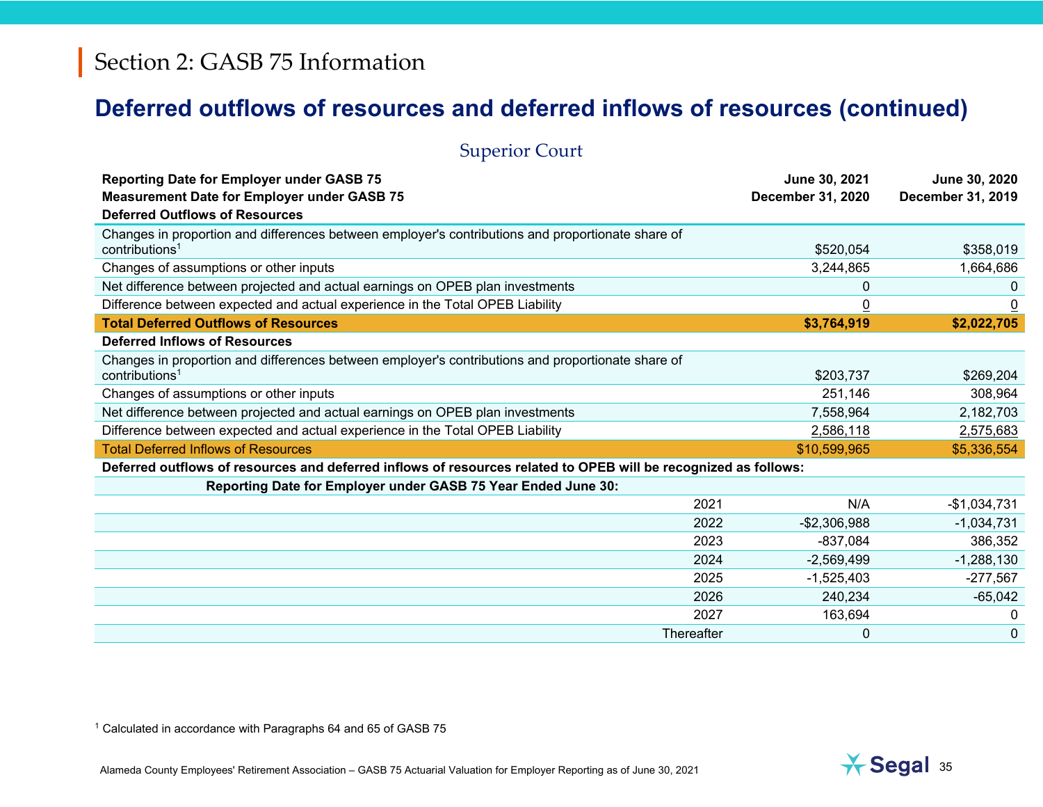# Section 2: GASB 75 Information

## Deferred outflows of resources and deferred inflows of resources (continued)

### Superior Court

| **Reporting Date for Employer under GASB 75** | **June 30, 2021** | **June 30, 2020** |
|---|---|---|
| **Measurement Date for Employer under GASB 75** | **December 31, 2020** | **December 31, 2019** |
| **Deferred Outflows of Resources** | | |
| Changes in proportion and differences between employer's contributions and proportionate share of contributions[1] | $520,054 | $358,019 |
| Changes of assumptions or other inputs | 3,244,865 | 1,664,686 |
| Net difference between projected and actual earnings on OPEB plan investments | 0 | 0 |
| Difference between expected and actual experience in the Total OPEB Liability | 0 | 0 |
| **Total Deferred Outflows of Resources** | **$3,764,919** | **$2,022,705** |
| **Deferred Inflows of Resources** | | |
| Changes in proportion and differences between employer's contributions and proportionate share of contributions[1] | $203,737 | $269,204 |
| Changes of assumptions or other inputs | 251,146 | 308,964 |
| Net difference between projected and actual earnings on OPEB plan investments | 7,558,964 | 2,182,703 |
| Difference between expected and actual experience in the Total OPEB Liability | 2,586,118 | 2,575,683 |
| Total Deferred Inflows of Resources | $10,599,965 | $5,336,554 |
| **Deferred outflows of resources and deferred inflows of resources related to OPEB will be recognized as follows:** | | |
| **Reporting Date for Employer under GASB 75 Year Ended June 30:** | | |
| 2021 | N/A | -$1,034,731 |
| 2022 | -$2,306,988 | -1,034,731 |
| 2023 | -837,084 | 386,352 |
| 2024 | -2,569,499 | -1,288,130 |
| 2025 | -1,525,403 | -277,567 |
| 2026 | 240,234 | -65,042 |
| 2027 | 163,694 | 0 |
| Thereafter | 0 | 0 |

[1] Calculated in accordance with Paragraphs 64 and 65 of GASB 75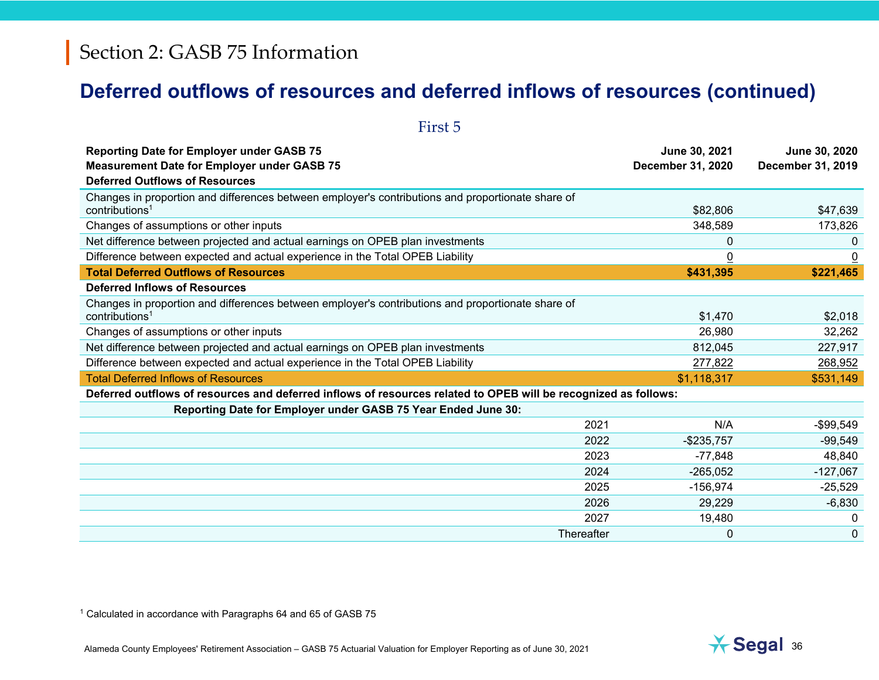# Section 2: GASB 75 Information

## Deferred outflows of resources and deferred inflows of resources (continued)

First 5

| | | | |
|---|---|---|---|
| **Reporting Date for Employer under GASB 75** | | **June 30, 2021** | **June 30, 2020** |
| **Measurement Date for Employer under GASB 75** | | **December 31, 2020** | **December 31, 2019** |
| **Deferred Outflows of Resources** | | | |
| Changes in proportion and differences between employer's contributions and proportionate share of contributions[1] | | $82,806 | $47,639 |
| Changes of assumptions or other inputs | | 348,589 | 173,826 |
| Net difference between projected and actual earnings on OPEB plan investments | | 0 | 0 |
| Difference between expected and actual experience in the Total OPEB Liability | | 0 | 0 |
| **Total Deferred Outflows of Resources** | | **$431,395** | **$221,465** |
| **Deferred Inflows of Resources** | | | |
| Changes in proportion and differences between employer's contributions and proportionate share of contributions[1] | | $1,470 | $2,018 |
| Changes of assumptions or other inputs | | 26,980 | 32,262 |
| Net difference between projected and actual earnings on OPEB plan investments | | 812,045 | 227,917 |
| Difference between expected and actual experience in the Total OPEB Liability | | 277,822 | 268,952 |
| Total Deferred Inflows of Resources | | $1,118,317 | $531,149 |
| **Deferred outflows of resources and deferred inflows of resources related to OPEB will be recognized as follows:** | | | |
| **Reporting Date for Employer under GASB 75 Year Ended June 30:** | | | |
| | 2021 | N/A | -$99,549 |
| | 2022 | -$235,757 | -99,549 |
| | 2023 | -77,848 | 48,840 |
| | 2024 | -265,052 | -127,067 |
| | 2025 | -156,974 | -25,529 |
| | 2026 | 29,229 | -6,830 |
| | 2027 | 19,480 | 0 |
| | Thereafter | 0 | 0 |

[1] Calculated in accordance with Paragraphs 64 and 65 of GASB 75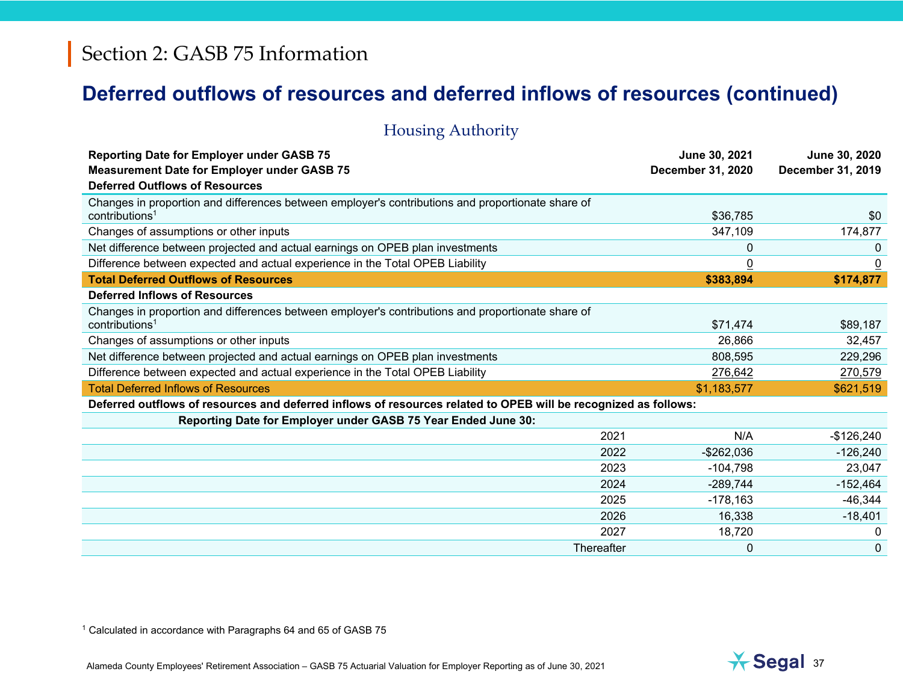# Section 2: GASB 75 Information

## Deferred outflows of resources and deferred inflows of resources (continued)

### Housing Authority

| | | June 30, 2021 | June 30, 2020 |
|---|---|---|---|
| **Reporting Date for Employer under GASB 75** | | **June 30, 2021** | **June 30, 2020** |
| **Measurement Date for Employer under GASB 75** | | **December 31, 2020** | **December 31, 2019** |
| **Deferred Outflows of Resources** | | | |
| Changes in proportion and differences between employer's contributions and proportionate share of contributions[1] | | $36,785 | $0 |
| Changes of assumptions or other inputs | | 347,109 | 174,877 |
| Net difference between projected and actual earnings on OPEB plan investments | | 0 | 0 |
| Difference between expected and actual experience in the Total OPEB Liability | | 0 | 0 |
| **Total Deferred Outflows of Resources** | | **$383,894** | **$174,877** |
| **Deferred Inflows of Resources** | | | |
| Changes in proportion and differences between employer's contributions and proportionate share of contributions[1] | | $71,474 | $89,187 |
| Changes of assumptions or other inputs | | 26,866 | 32,457 |
| Net difference between projected and actual earnings on OPEB plan investments | | 808,595 | 229,296 |
| Difference between expected and actual experience in the Total OPEB Liability | | 276,642 | 270,579 |
| Total Deferred Inflows of Resources | | $1,183,577 | $621,519 |
| **Deferred outflows of resources and deferred inflows of resources related to OPEB will be recognized as follows:** | | | |
| **Reporting Date for Employer under GASB 75 Year Ended June 30:** | | | |
| | 2021 | N/A | -$126,240 |
| | 2022 | -$262,036 | -126,240 |
| | 2023 | -104,798 | 23,047 |
| | 2024 | -289,744 | -152,464 |
| | 2025 | -178,163 | -46,344 |
| | 2026 | 16,338 | -18,401 |
| | 2027 | 18,720 | 0 |
| | Thereafter | 0 | 0 |

[1] Calculated in accordance with Paragraphs 64 and 65 of GASB 75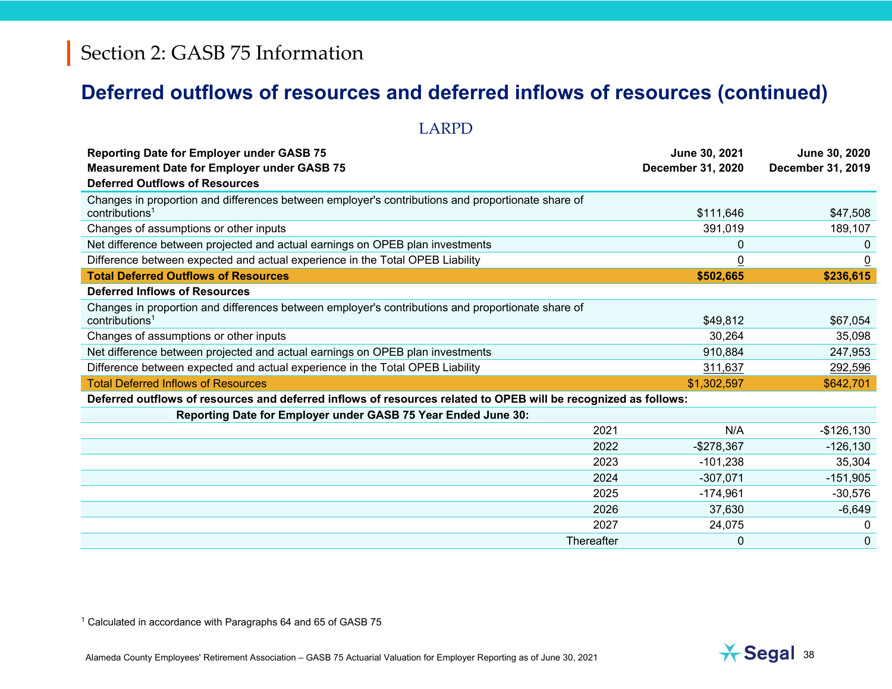# Section 2: GASB 75 Information

## Deferred outflows of resources and deferred inflows of resources (continued)

### LARPD

| | | | |
|---|---|---|---|
| **Reporting Date for Employer under GASB 75** | | **June 30, 2021** | **June 30, 2020** |
| **Measurement Date for Employer under GASB 75** | | **December 31, 2020** | **December 31, 2019** |
| **Deferred Outflows of Resources** | | | |
| Changes in proportion and differences between employer's contributions and proportionate share of contributions[1] | | $111,646 | $47,508 |
| Changes of assumptions or other inputs | | 391,019 | 189,107 |
| Net difference between projected and actual earnings on OPEB plan investments | | 0 | 0 |
| Difference between expected and actual experience in the Total OPEB Liability | | 0 | 0 |
| **Total Deferred Outflows of Resources** | | **$502,665** | **$236,615** |
| **Deferred Inflows of Resources** | | | |
| Changes in proportion and differences between employer's contributions and proportionate share of contributions[1] | | $49,812 | $67,054 |
| Changes of assumptions or other inputs | | 30,264 | 35,098 |
| Net difference between projected and actual earnings on OPEB plan investments | | 910,884 | 247,953 |
| Difference between expected and actual experience in the Total OPEB Liability | | 311,637 | 292,596 |
| Total Deferred Inflows of Resources | | $1,302,597 | $642,701 |
| **Deferred outflows of resources and deferred inflows of resources related to OPEB will be recognized as follows:** | | | |
| **Reporting Date for Employer under GASB 75 Year Ended June 30:** | | | |
| | 2021 | N/A | -$126,130 |
| | 2022 | -$278,367 | -126,130 |
| | 2023 | -101,238 | 35,304 |
| | 2024 | -307,071 | -151,905 |
| | 2025 | -174,961 | -30,576 |
| | 2026 | 37,630 | -6,649 |
| | 2027 | 24,075 | 0 |
| | Thereafter | 0 | 0 |

[1] Calculated in accordance with Paragraphs 64 and 65 of GASB 75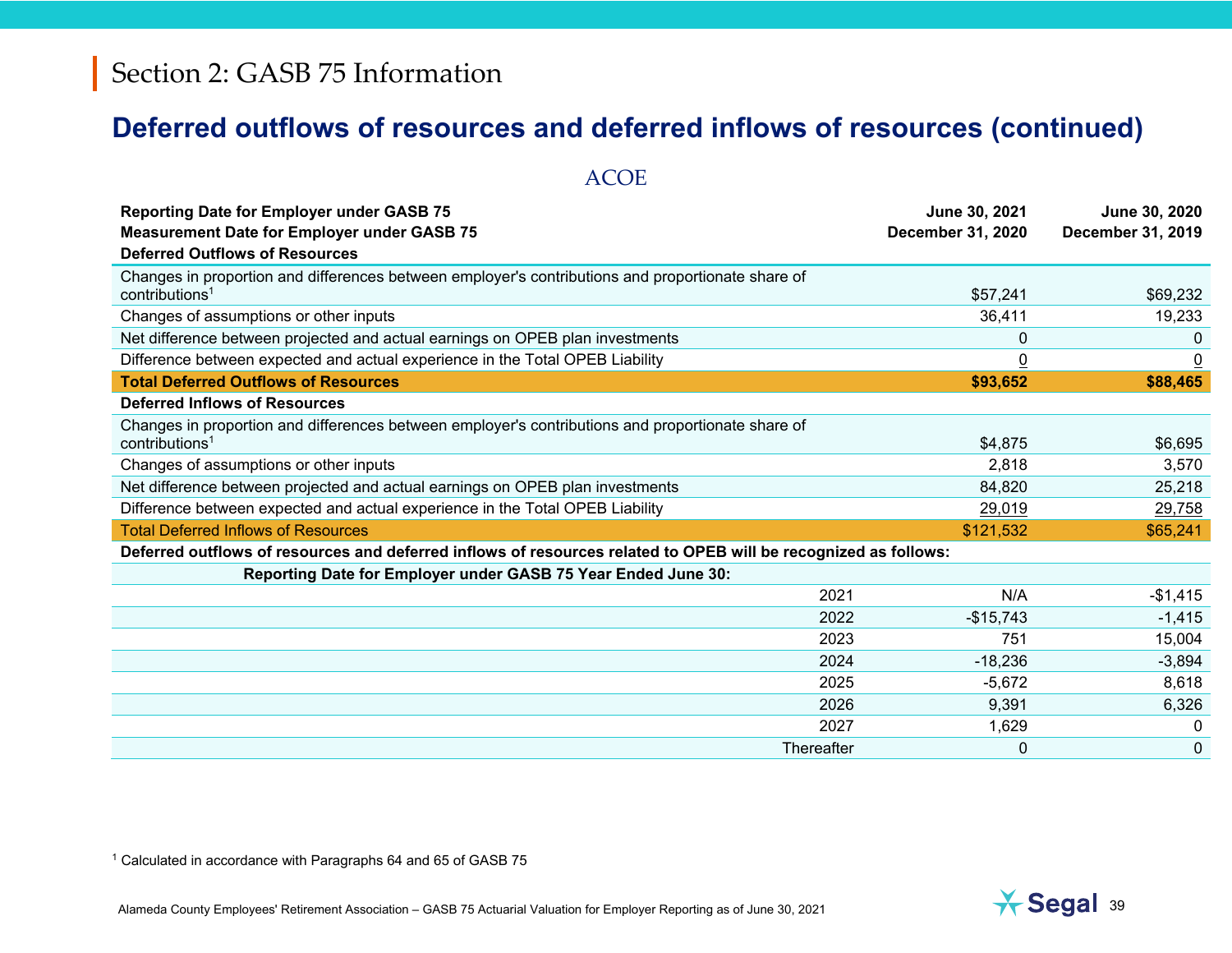# Section 2: GASB 75 Information

## Deferred outflows of resources and deferred inflows of resources (continued)

### ACOE

| Reporting Date for Employer under GASB 75 | June 30, 2021 | June 30, 2020 |
|---|---|---|
| **Measurement Date for Employer under GASB 75** | **December 31, 2020** | **December 31, 2019** |
| **Deferred Outflows of Resources** | | |
| Changes in proportion and differences between employer's contributions and proportionate share of contributions[1] | $57,241 | $69,232 |
| Changes of assumptions or other inputs | 36,411 | 19,233 |
| Net difference between projected and actual earnings on OPEB plan investments | 0 | 0 |
| Difference between expected and actual experience in the Total OPEB Liability | 0 | 0 |
| **Total Deferred Outflows of Resources** | **$93,652** | **$88,465** |
| **Deferred Inflows of Resources** | | |
| Changes in proportion and differences between employer's contributions and proportionate share of contributions[1] | $4,875 | $6,695 |
| Changes of assumptions or other inputs | 2,818 | 3,570 |
| Net difference between projected and actual earnings on OPEB plan investments | 84,820 | 25,218 |
| Difference between expected and actual experience in the Total OPEB Liability | 29,019 | 29,758 |
| Total Deferred Inflows of Resources | $121,532 | $65,241 |
| **Deferred outflows of resources and deferred inflows of resources related to OPEB will be recognized as follows:** | | |
| **Reporting Date for Employer under GASB 75 Year Ended June 30:** | | |
| 2021 | N/A | -$1,415 |
| 2022 | -$15,743 | -1,415 |
| 2023 | 751 | 15,004 |
| 2024 | -18,236 | -3,894 |
| 2025 | -5,672 | 8,618 |
| 2026 | 9,391 | 6,326 |
| 2027 | 1,629 | 0 |
| Thereafter | 0 | 0 |

[1] Calculated in accordance with Paragraphs 64 and 65 of GASB 75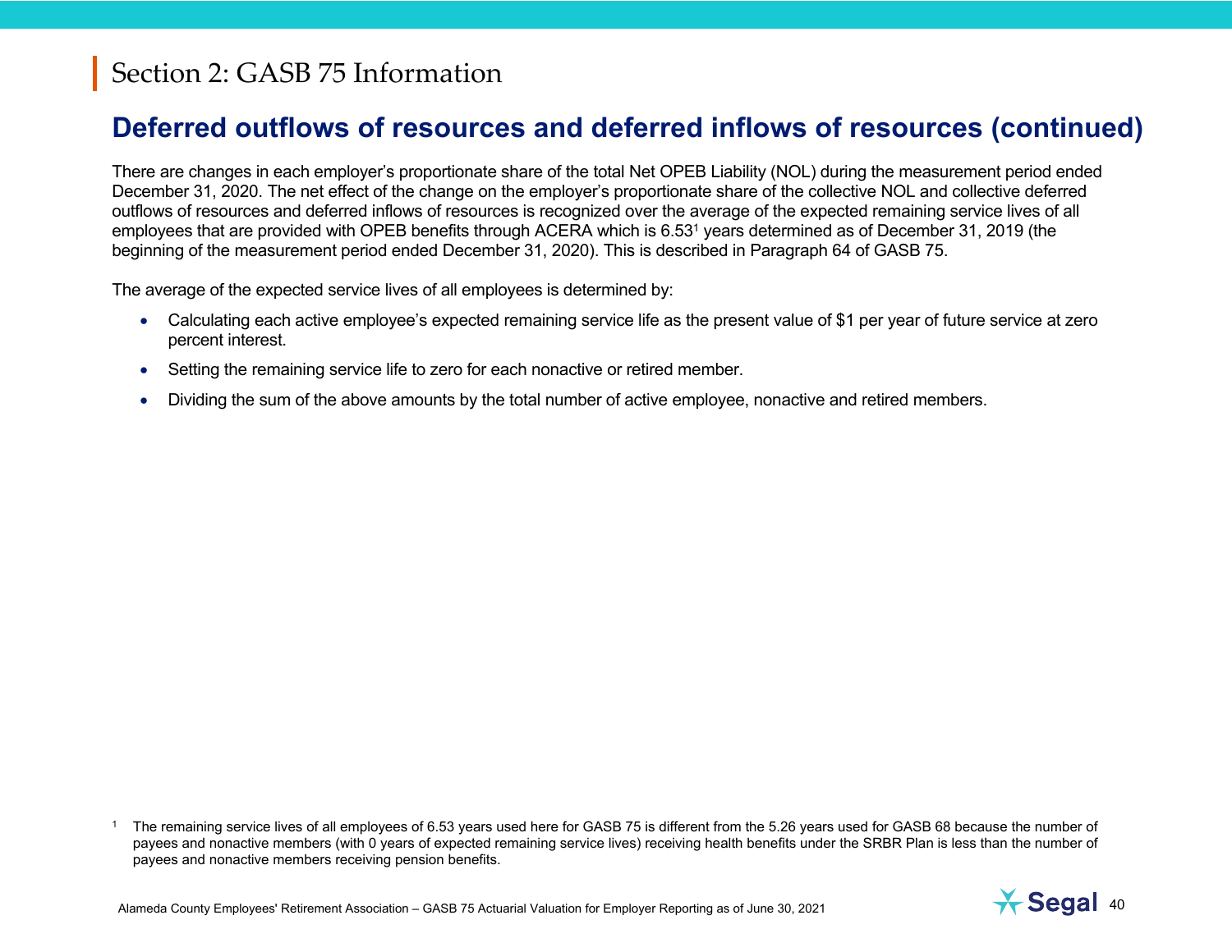# Section 2: GASB 75 Information

## Deferred outflows of resources and deferred inflows of resources (continued)

There are changes in each employer's proportionate share of the total Net OPEB Liability (NOL) during the measurement period ended December 31, 2020. The net effect of the change on the employer's proportionate share of the collective NOL and collective deferred outflows of resources and deferred inflows of resources is recognized over the average of the expected remaining service lives of all employees that are provided with OPEB benefits through ACERA which is 6.53[1] years determined as of December 31, 2019 (the beginning of the measurement period ended December 31, 2020). This is described in Paragraph 64 of GASB 75.

The average of the expected service lives of all employees is determined by:

- Calculating each active employee's expected remaining service life as the present value of $1 per year of future service at zero percent interest.
- Setting the remaining service life to zero for each nonactive or retired member.
- Dividing the sum of the above amounts by the total number of active employee, nonactive and retired members.

[1] The remaining service lives of all employees of 6.53 years used here for GASB 75 is different from the 5.26 years used for GASB 68 because the number of payees and nonactive members (with 0 years of expected remaining service lives) receiving health benefits under the SRBR Plan is less than the number of payees and nonactive members receiving pension benefits.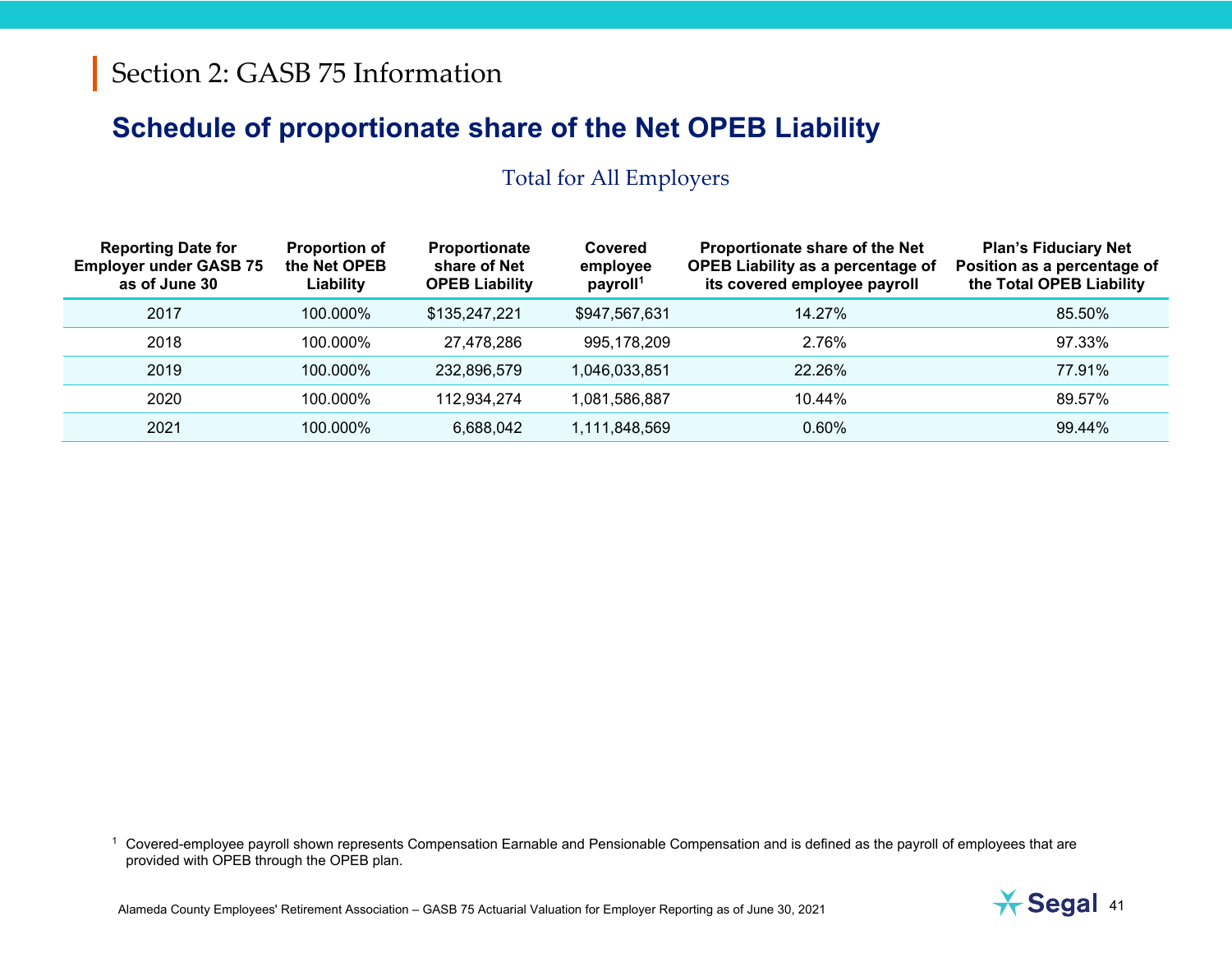# Section 2: GASB 75 Information

## Schedule of proportionate share of the Net OPEB Liability

### Total for All Employers

| Reporting Date for Employer under GASB 75 as of June 30 | Proportion of the Net OPEB Liability | Proportionate share of Net OPEB Liability | Covered employee payroll[1] | Proportionate share of the Net OPEB Liability as a percentage of its covered employee payroll | Plan's Fiduciary Net Position as a percentage of the Total OPEB Liability |
|---|---|---|---|---|---|
| 2017 | 100.000% | $135,247,221 | $947,567,631 | 14.27% | 85.50% |
| 2018 | 100.000% | 27,478,286 | 995,178,209 | 2.76% | 97.33% |
| 2019 | 100.000% | 232,896,579 | 1,046,033,851 | 22.26% | 77.91% |
| 2020 | 100.000% | 112,934,274 | 1,081,586,887 | 10.44% | 89.57% |
| 2021 | 100.000% | 6,688,042 | 1,111,848,569 | 0.60% | 99.44% |

[1] Covered-employee payroll shown represents Compensation Earnable and Pensionable Compensation and is defined as the payroll of employees that are provided with OPEB through the OPEB plan.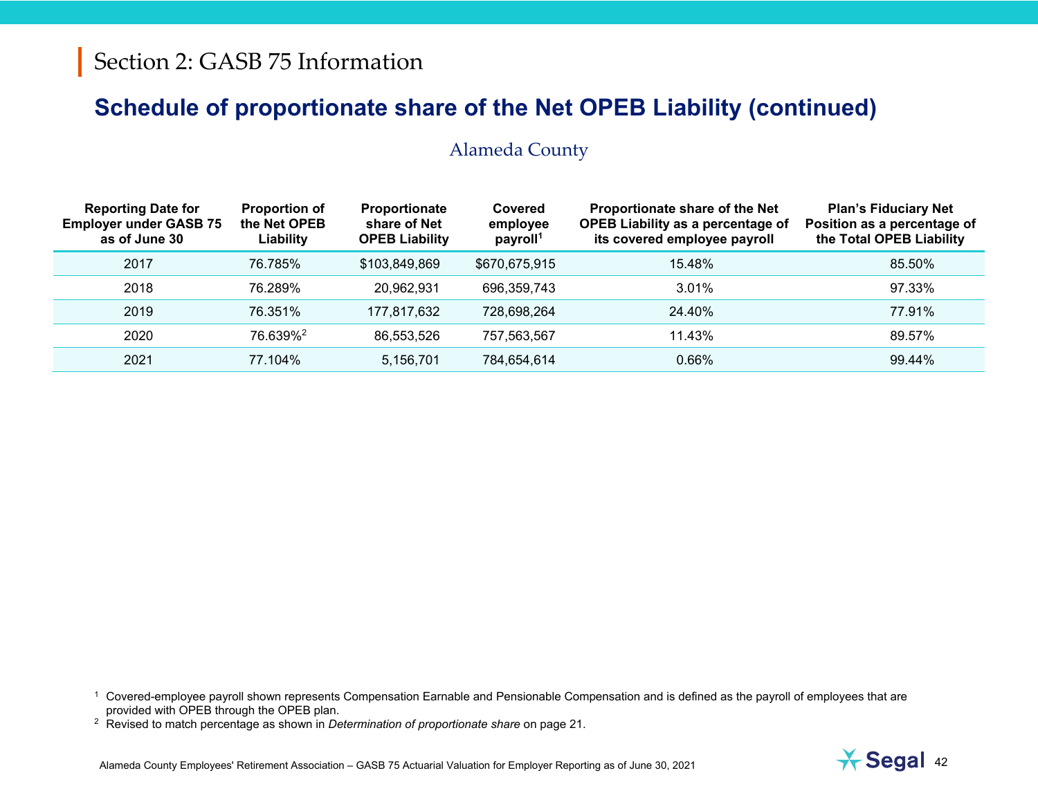# Section 2: GASB 75 Information

## Schedule of proportionate share of the Net OPEB Liability (continued)

### Alameda County

| Reporting Date for Employer under GASB 75 as of June 30 | Proportion of the Net OPEB Liability | Proportionate share of Net OPEB Liability | Covered employee payroll[1] | Proportionate share of the Net OPEB Liability as a percentage of its covered employee payroll | Plan's Fiduciary Net Position as a percentage of the Total OPEB Liability |
|---|---|---|---|---|---|
| 2017 | 76.785% | $103,849,869 | $670,675,915 | 15.48% | 85.50% |
| 2018 | 76.289% | 20,962,931 | 696,359,743 | 3.01% | 97.33% |
| 2019 | 76.351% | 177,817,632 | 728,698,264 | 24.40% | 77.91% |
| 2020 | 76.639%[2] | 86,553,526 | 757,563,567 | 11.43% | 89.57% |
| 2021 | 77.104% | 5,156,701 | 784,654,614 | 0.66% | 99.44% |

[1] Covered-employee payroll shown represents Compensation Earnable and Pensionable Compensation and is defined as the payroll of employees that are provided with OPEB through the OPEB plan.

[2] Revised to match percentage as shown in *Determination of proportionate share* on page 21.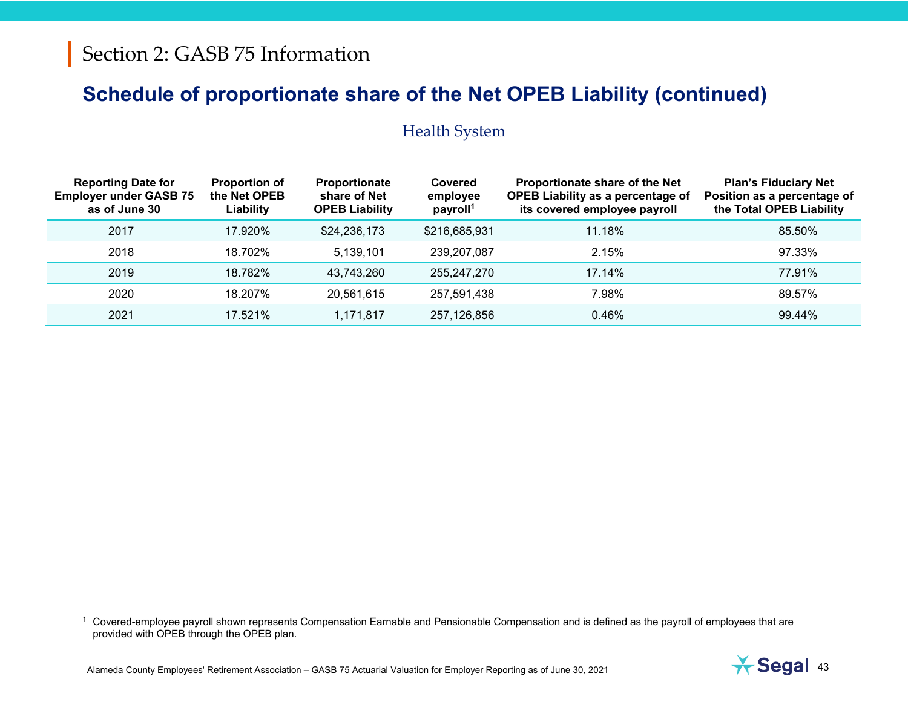# Section 2: GASB 75 Information

## Schedule of proportionate share of the Net OPEB Liability (continued)

### Health System

| Reporting Date for Employer under GASB 75 as of June 30 | Proportion of the Net OPEB Liability | Proportionate share of Net OPEB Liability | Covered employee payroll[1] | Proportionate share of the Net OPEB Liability as a percentage of its covered employee payroll | Plan's Fiduciary Net Position as a percentage of the Total OPEB Liability |
|---|---|---|---|---|---|
| 2017 | 17.920% | $24,236,173 | $216,685,931 | 11.18% | 85.50% |
| 2018 | 18.702% | 5,139,101 | 239,207,087 | 2.15% | 97.33% |
| 2019 | 18.782% | 43,743,260 | 255,247,270 | 17.14% | 77.91% |
| 2020 | 18.207% | 20,561,615 | 257,591,438 | 7.98% | 89.57% |
| 2021 | 17.521% | 1,171,817 | 257,126,856 | 0.46% | 99.44% |

[1] Covered-employee payroll shown represents Compensation Earnable and Pensionable Compensation and is defined as the payroll of employees that are provided with OPEB through the OPEB plan.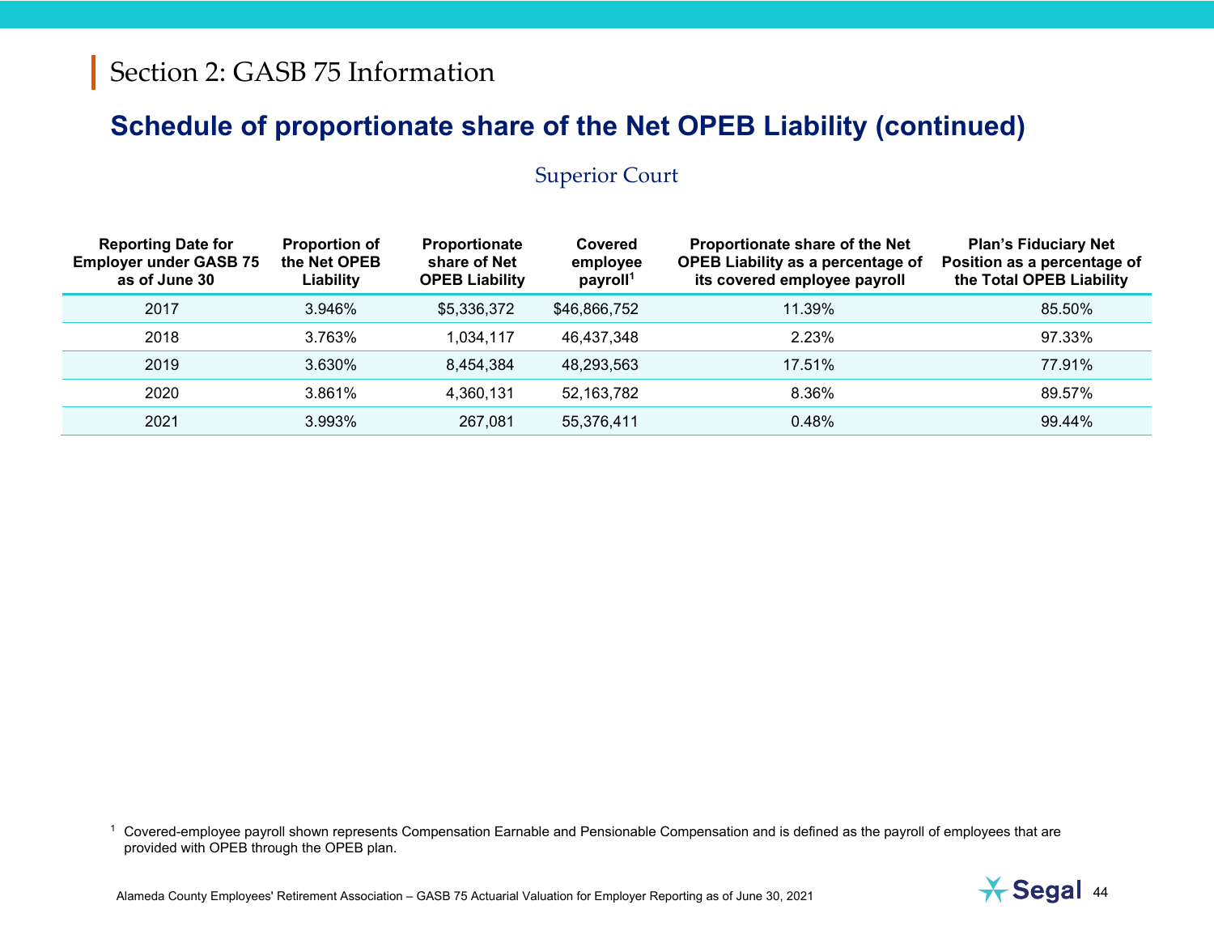# Section 2: GASB 75 Information

## Schedule of proportionate share of the Net OPEB Liability (continued)

### Superior Court

| Reporting Date for Employer under GASB 75 as of June 30 | Proportion of the Net OPEB Liability | Proportionate share of Net OPEB Liability | Covered employee payroll[1] | Proportionate share of the Net OPEB Liability as a percentage of its covered employee payroll | Plan's Fiduciary Net Position as a percentage of the Total OPEB Liability |
|---|---|---|---|---|---|
| 2017 | 3.946% | $5,336,372 | $46,866,752 | 11.39% | 85.50% |
| 2018 | 3.763% | 1,034,117 | 46,437,348 | 2.23% | 97.33% |
| 2019 | 3.630% | 8,454,384 | 48,293,563 | 17.51% | 77.91% |
| 2020 | 3.861% | 4,360,131 | 52,163,782 | 8.36% | 89.57% |
| 2021 | 3.993% | 267,081 | 55,376,411 | 0.48% | 99.44% |

[1] Covered-employee payroll shown represents Compensation Earnable and Pensionable Compensation and is defined as the payroll of employees that are provided with OPEB through the OPEB plan.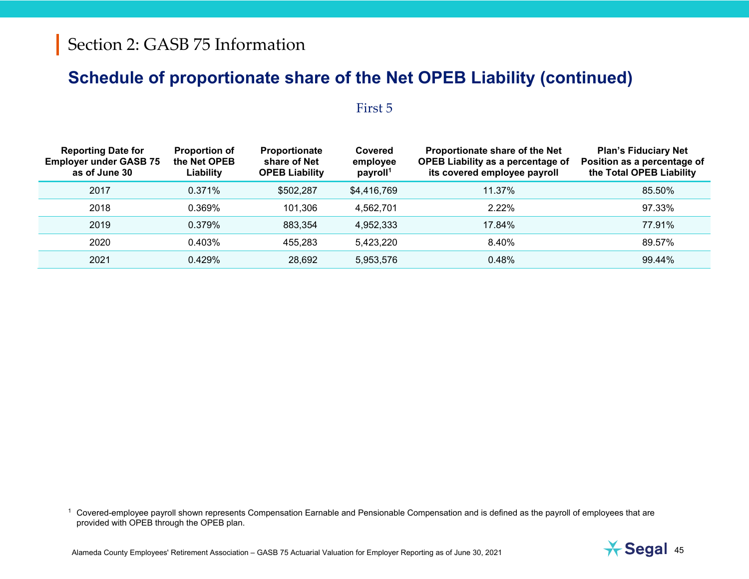# Section 2: GASB 75 Information

## Schedule of proportionate share of the Net OPEB Liability (continued)

First 5

| Reporting Date for Employer under GASB 75 as of June 30 | Proportion of the Net OPEB Liability | Proportionate share of Net OPEB Liability | Covered employee payroll[1] | Proportionate share of the Net OPEB Liability as a percentage of its covered employee payroll | Plan's Fiduciary Net Position as a percentage of the Total OPEB Liability |
|---|---|---|---|---|---|
| 2017 | 0.371% | $502,287 | $4,416,769 | 11.37% | 85.50% |
| 2018 | 0.369% | 101,306 | 4,562,701 | 2.22% | 97.33% |
| 2019 | 0.379% | 883,354 | 4,952,333 | 17.84% | 77.91% |
| 2020 | 0.403% | 455,283 | 5,423,220 | 8.40% | 89.57% |
| 2021 | 0.429% | 28,692 | 5,953,576 | 0.48% | 99.44% |

[1] Covered-employee payroll shown represents Compensation Earnable and Pensionable Compensation and is defined as the payroll of employees that are provided with OPEB through the OPEB plan.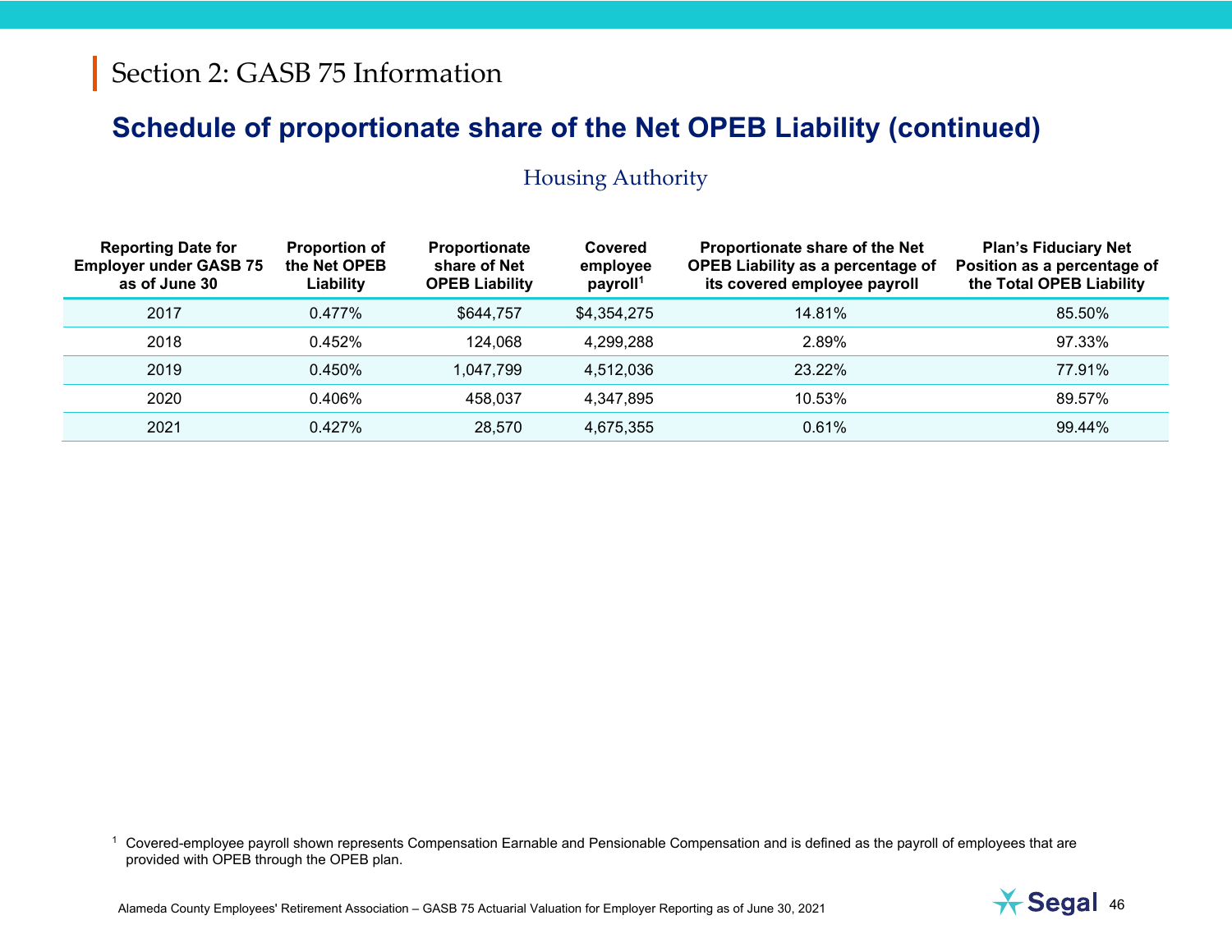# Section 2: GASB 75 Information

## Schedule of proportionate share of the Net OPEB Liability (continued)

### Housing Authority

| Reporting Date for Employer under GASB 75 as of June 30 | Proportion of the Net OPEB Liability | Proportionate share of Net OPEB Liability | Covered employee payroll[1] | Proportionate share of the Net OPEB Liability as a percentage of its covered employee payroll | Plan's Fiduciary Net Position as a percentage of the Total OPEB Liability |
|---|---|---|---|---|---|
| 2017 | 0.477% | $644,757 | $4,354,275 | 14.81% | 85.50% |
| 2018 | 0.452% | 124,068 | 4,299,288 | 2.89% | 97.33% |
| 2019 | 0.450% | 1,047,799 | 4,512,036 | 23.22% | 77.91% |
| 2020 | 0.406% | 458,037 | 4,347,895 | 10.53% | 89.57% |
| 2021 | 0.427% | 28,570 | 4,675,355 | 0.61% | 99.44% |

[1] Covered-employee payroll shown represents Compensation Earnable and Pensionable Compensation and is defined as the payroll of employees that are provided with OPEB through the OPEB plan.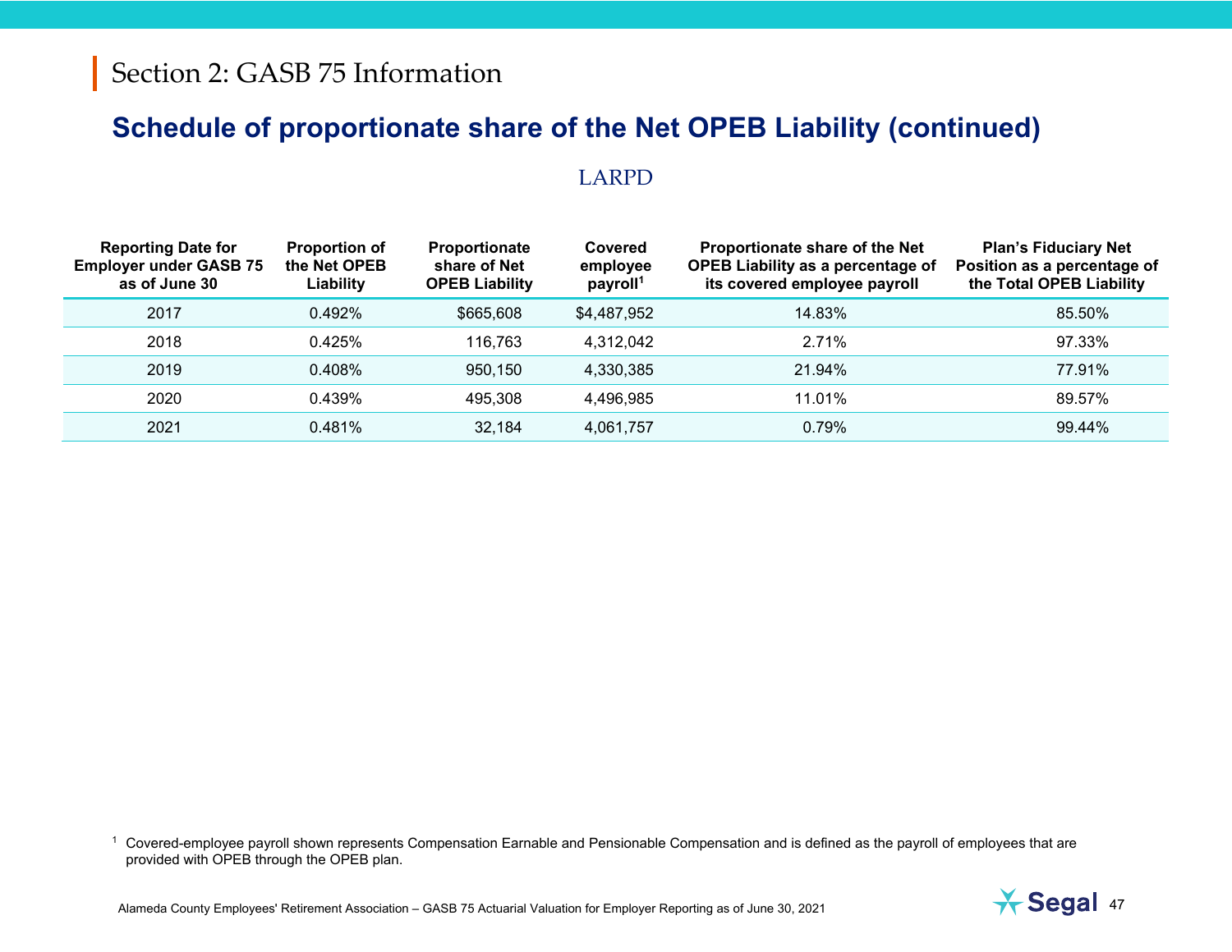# Section 2: GASB 75 Information

## Schedule of proportionate share of the Net OPEB Liability (continued)

### LARPD

| Reporting Date for Employer under GASB 75 as of June 30 | Proportion of the Net OPEB Liability | Proportionate share of Net OPEB Liability | Covered employee payroll[1] | Proportionate share of the Net OPEB Liability as a percentage of its covered employee payroll | Plan's Fiduciary Net Position as a percentage of the Total OPEB Liability |
|---|---|---|---|---|---|
| 2017 | 0.492% | $665,608 | $4,487,952 | 14.83% | 85.50% |
| 2018 | 0.425% | 116,763 | 4,312,042 | 2.71% | 97.33% |
| 2019 | 0.408% | 950,150 | 4,330,385 | 21.94% | 77.91% |
| 2020 | 0.439% | 495,308 | 4,496,985 | 11.01% | 89.57% |
| 2021 | 0.481% | 32,184 | 4,061,757 | 0.79% | 99.44% |

[1] Covered-employee payroll shown represents Compensation Earnable and Pensionable Compensation and is defined as the payroll of employees that are provided with OPEB through the OPEB plan.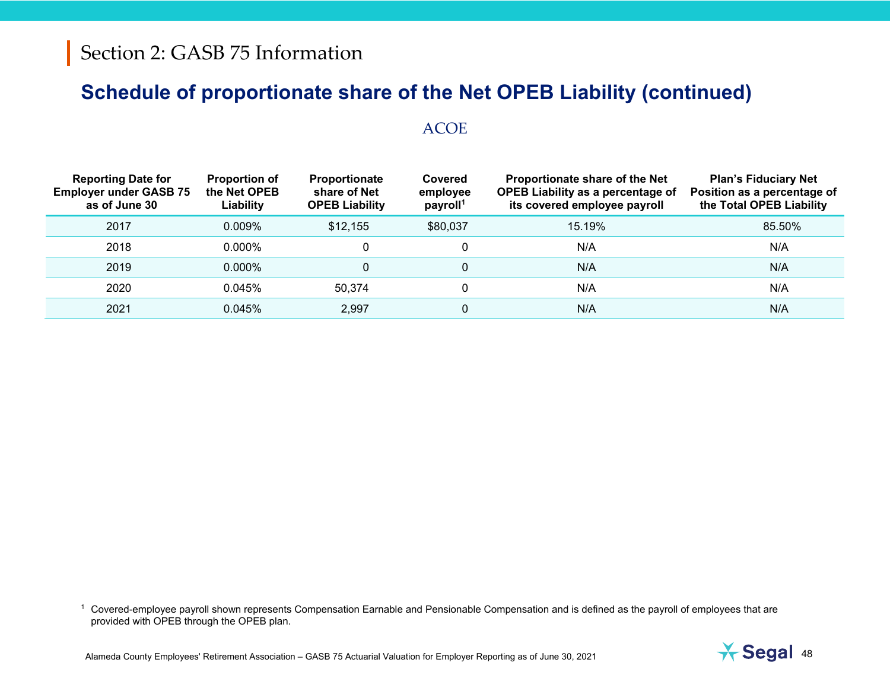# Section 2: GASB 75 Information

## Schedule of proportionate share of the Net OPEB Liability (continued)

### ACOE

| Reporting Date for Employer under GASB 75 as of June 30 | Proportion of the Net OPEB Liability | Proportionate share of Net OPEB Liability | Covered employee payroll[1] | Proportionate share of the Net OPEB Liability as a percentage of its covered employee payroll | Plan's Fiduciary Net Position as a percentage of the Total OPEB Liability |
|---|---|---|---|---|---|
| 2017 | 0.009% | $12,155 | $80,037 | 15.19% | 85.50% |
| 2018 | 0.000% | 0 | 0 | N/A | N/A |
| 2019 | 0.000% | 0 | 0 | N/A | N/A |
| 2020 | 0.045% | 50,374 | 0 | N/A | N/A |
| 2021 | 0.045% | 2,997 | 0 | N/A | N/A |

[1] Covered-employee payroll shown represents Compensation Earnable and Pensionable Compensation and is defined as the payroll of employees that are provided with OPEB through the OPEB plan.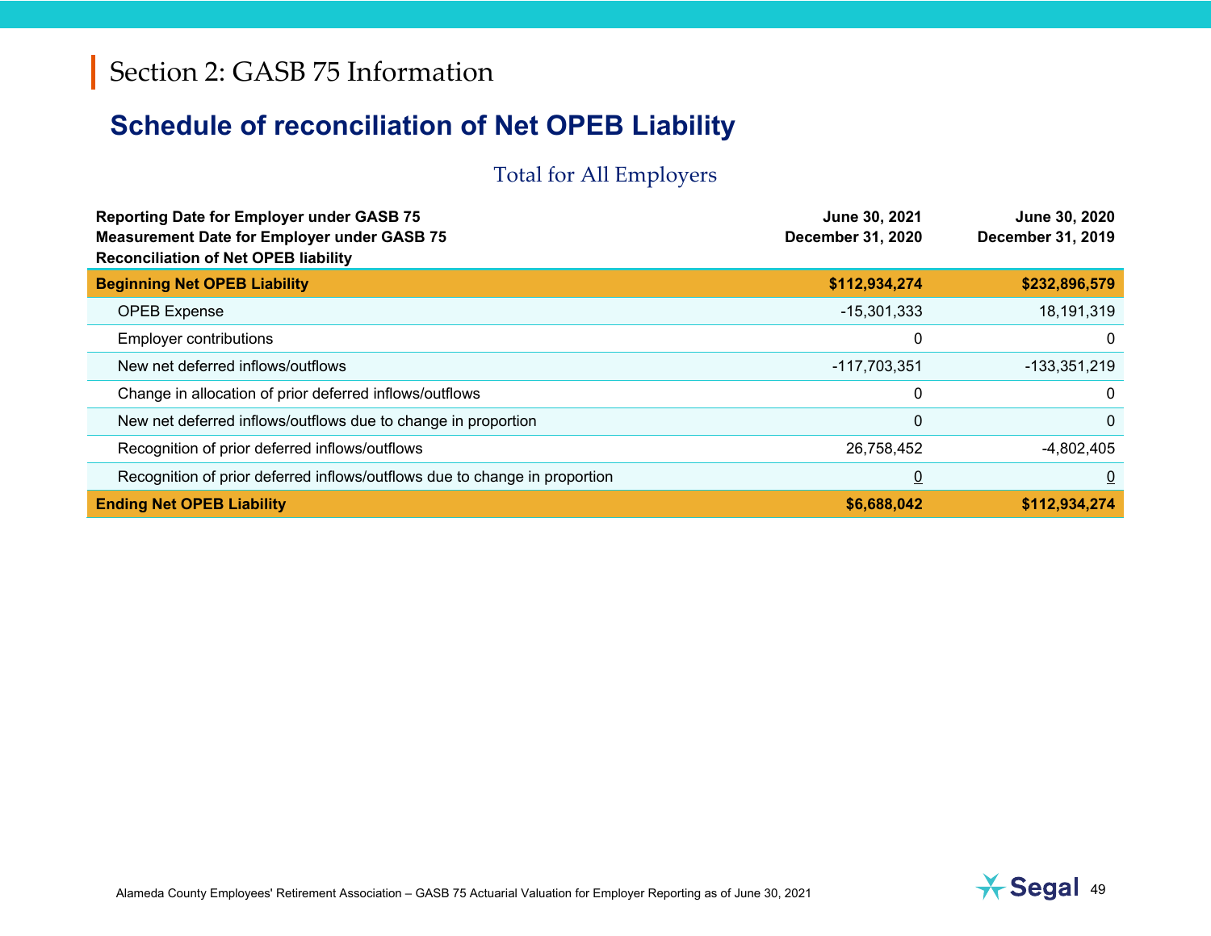# Section 2: GASB 75 Information

## Schedule of reconciliation of Net OPEB Liability

Total for All Employers

| Reporting Date for Employer under GASB 75<br>Measurement Date for Employer under GASB 75<br>Reconciliation of Net OPEB liability | June 30, 2021<br>December 31, 2020 | June 30, 2020<br>December 31, 2019 |
|---|---|---|
| **Beginning Net OPEB Liability** | **$112,934,274** | **$232,896,579** |
| OPEB Expense | -15,301,333 | 18,191,319 |
| Employer contributions | 0 | 0 |
| New net deferred inflows/outflows | -117,703,351 | -133,351,219 |
| Change in allocation of prior deferred inflows/outflows | 0 | 0 |
| New net deferred inflows/outflows due to change in proportion | 0 | 0 |
| Recognition of prior deferred inflows/outflows | 26,758,452 | -4,802,405 |
| Recognition of prior deferred inflows/outflows due to change in proportion | 0 | 0 |
| **Ending Net OPEB Liability** | **$6,688,042** | **$112,934,274** |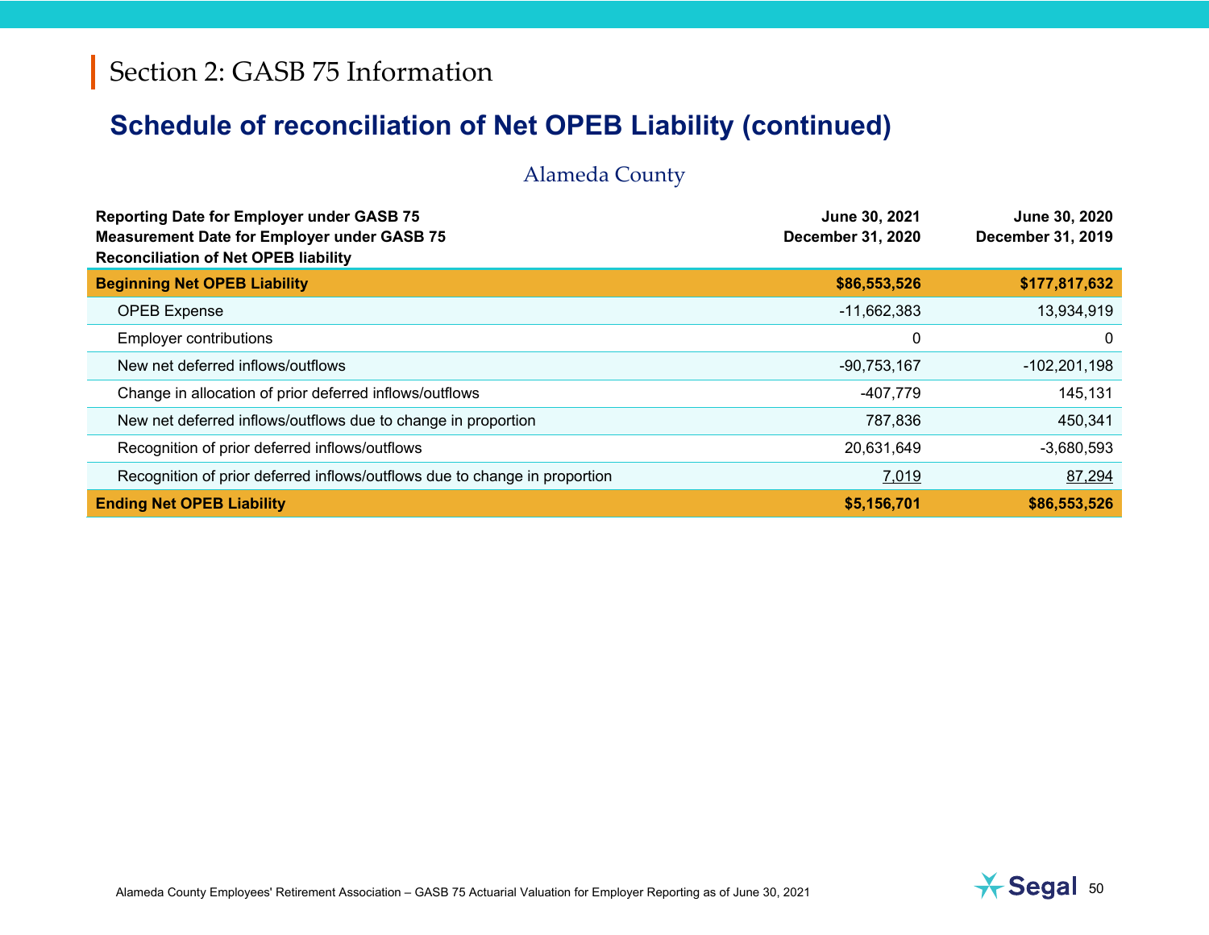# Section 2: GASB 75 Information

## Schedule of reconciliation of Net OPEB Liability (continued)

### Alameda County

| Reporting Date for Employer under GASB 75<br>Measurement Date for Employer under GASB 75<br>Reconciliation of Net OPEB liability | June 30, 2021<br>December 31, 2020 | June 30, 2020<br>December 31, 2019 |
|---|---|---|
| **Beginning Net OPEB Liability** | **$86,553,526** | **$177,817,632** |
| OPEB Expense | -11,662,383 | 13,934,919 |
| Employer contributions | 0 | 0 |
| New net deferred inflows/outflows | -90,753,167 | -102,201,198 |
| Change in allocation of prior deferred inflows/outflows | -407,779 | 145,131 |
| New net deferred inflows/outflows due to change in proportion | 787,836 | 450,341 |
| Recognition of prior deferred inflows/outflows | 20,631,649 | -3,680,593 |
| Recognition of prior deferred inflows/outflows due to change in proportion | 7,019 | 87,294 |
| **Ending Net OPEB Liability** | **$5,156,701** | **$86,553,526** |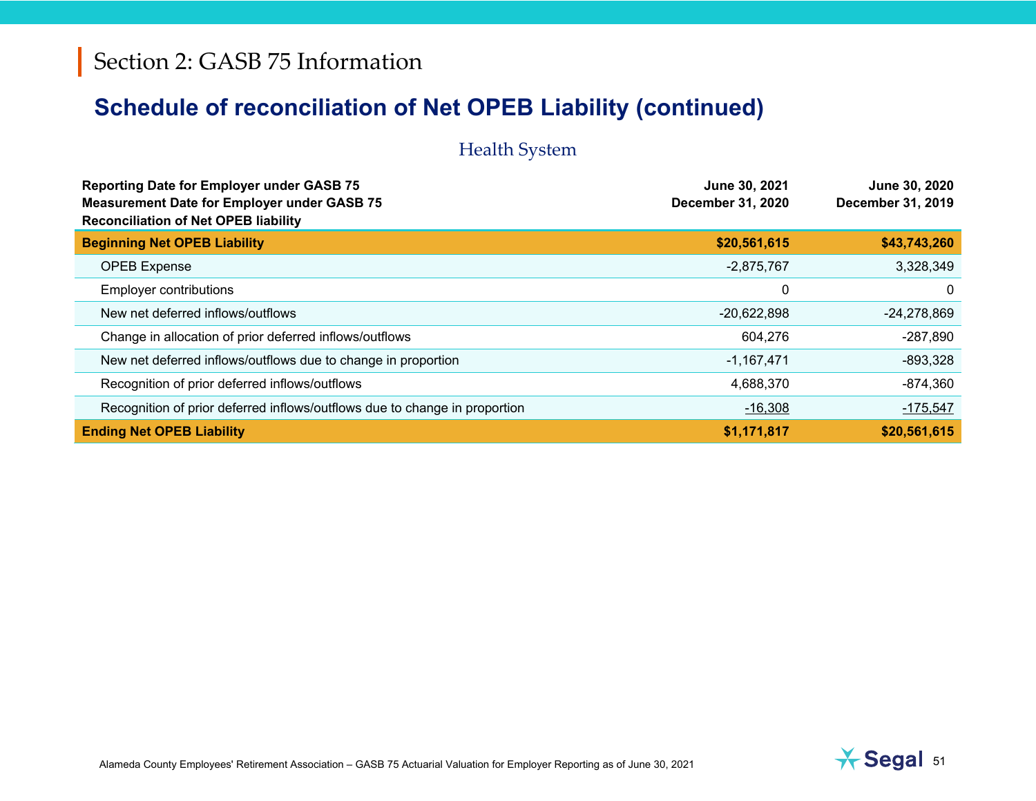# Section 2: GASB 75 Information

## Schedule of reconciliation of Net OPEB Liability (continued)

### Health System

| Reporting Date for Employer under GASB 75<br>Measurement Date for Employer under GASB 75<br>Reconciliation of Net OPEB liability | June 30, 2021<br>December 31, 2020 | June 30, 2020<br>December 31, 2019 |
|---|---|---|
| **Beginning Net OPEB Liability** | **$20,561,615** | **$43,743,260** |
| OPEB Expense | -2,875,767 | 3,328,349 |
| Employer contributions | 0 | 0 |
| New net deferred inflows/outflows | -20,622,898 | -24,278,869 |
| Change in allocation of prior deferred inflows/outflows | 604,276 | -287,890 |
| New net deferred inflows/outflows due to change in proportion | -1,167,471 | -893,328 |
| Recognition of prior deferred inflows/outflows | 4,688,370 | -874,360 |
| Recognition of prior deferred inflows/outflows due to change in proportion | -16,308 | -175,547 |
| **Ending Net OPEB Liability** | **$1,171,817** | **$20,561,615** |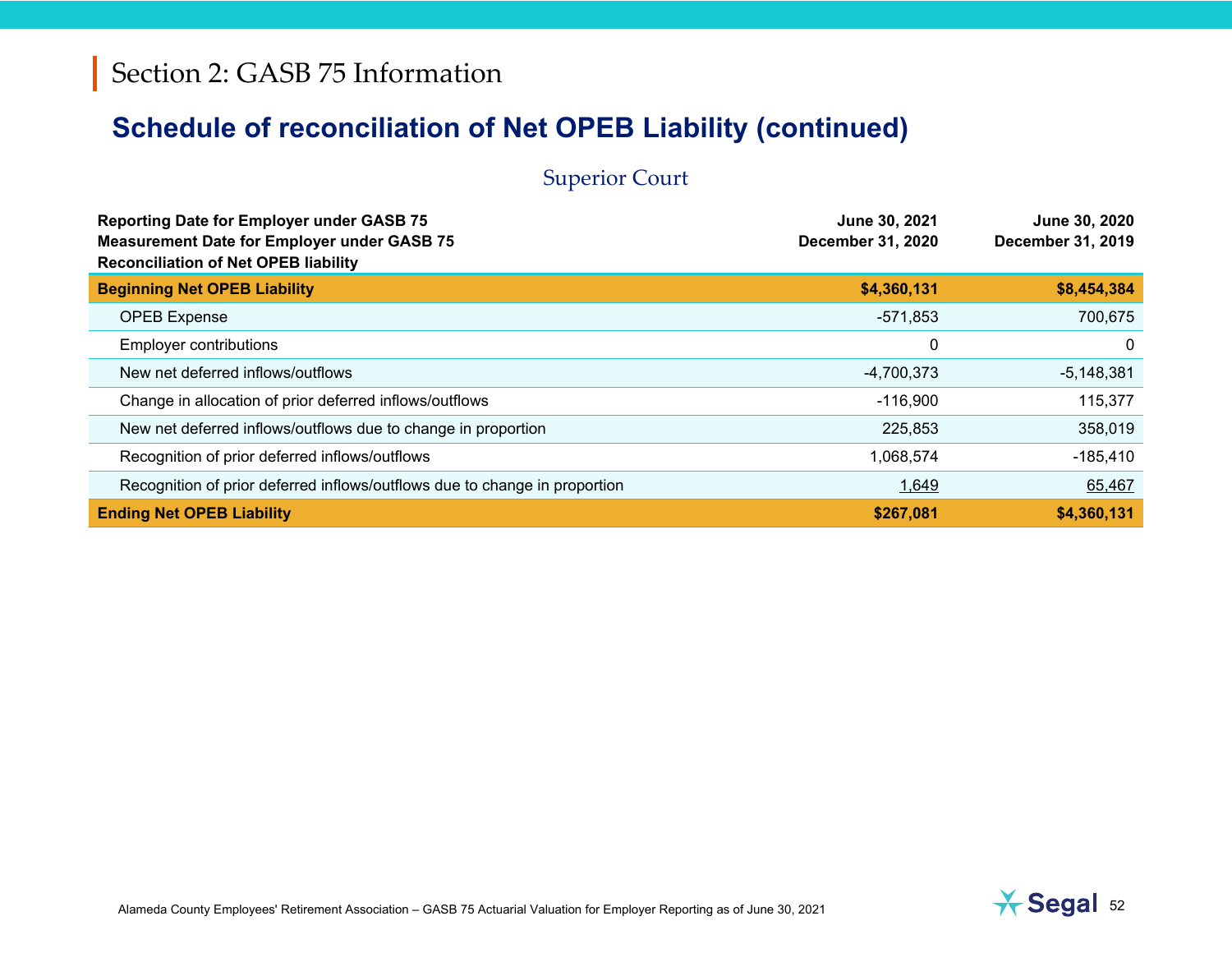# Section 2: GASB 75 Information

## Schedule of reconciliation of Net OPEB Liability (continued)

### Superior Court

| Reporting Date for Employer under GASB 75<br>Measurement Date for Employer under GASB 75<br>Reconciliation of Net OPEB liability | June 30, 2021<br>December 31, 2020 | June 30, 2020<br>December 31, 2019 |
|---|---|---|
| **Beginning Net OPEB Liability** | **$4,360,131** | **$8,454,384** |
| OPEB Expense | -571,853 | 700,675 |
| Employer contributions | 0 | 0 |
| New net deferred inflows/outflows | -4,700,373 | -5,148,381 |
| Change in allocation of prior deferred inflows/outflows | -116,900 | 115,377 |
| New net deferred inflows/outflows due to change in proportion | 225,853 | 358,019 |
| Recognition of prior deferred inflows/outflows | 1,068,574 | -185,410 |
| Recognition of prior deferred inflows/outflows due to change in proportion | 1,649 | 65,467 |
| **Ending Net OPEB Liability** | **$267,081** | **$4,360,131** |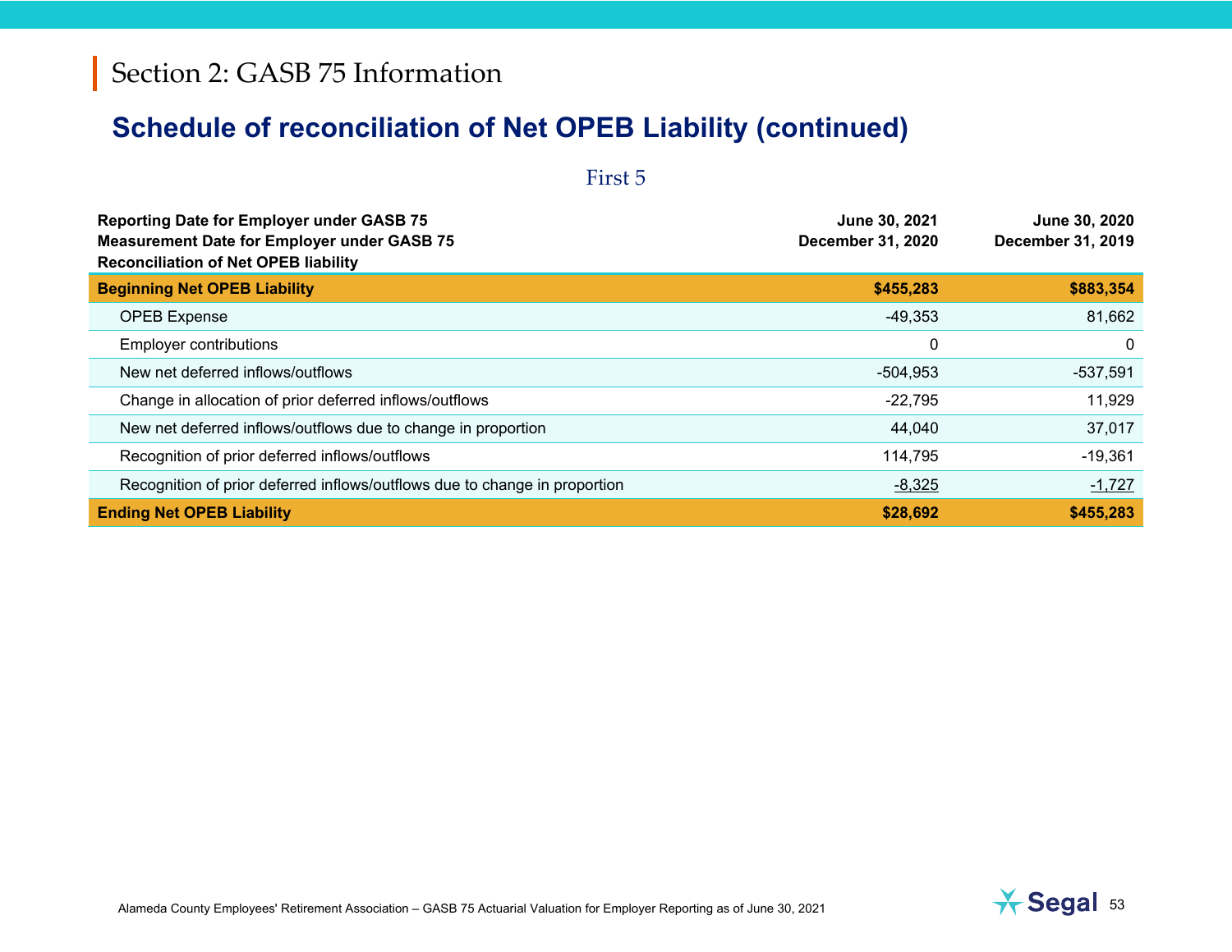## Section 2: GASB 75 Information

# Schedule of reconciliation of Net OPEB Liability (continued)

First 5

| Reporting Date for Employer under GASB 75<br>Measurement Date for Employer under GASB 75<br>Reconciliation of Net OPEB liability | June 30, 2021<br>December 31, 2020 | June 30, 2020<br>December 31, 2019 |
|---|---|---|
| **Beginning Net OPEB Liability** | **$455,283** | **$883,354** |
| OPEB Expense | -49,353 | 81,662 |
| Employer contributions | 0 | 0 |
| New net deferred inflows/outflows | -504,953 | -537,591 |
| Change in allocation of prior deferred inflows/outflows | -22,795 | 11,929 |
| New net deferred inflows/outflows due to change in proportion | 44,040 | 37,017 |
| Recognition of prior deferred inflows/outflows | 114,795 | -19,361 |
| Recognition of prior deferred inflows/outflows due to change in proportion | -8,325 | -1,727 |
| **Ending Net OPEB Liability** | **$28,692** | **$455,283** |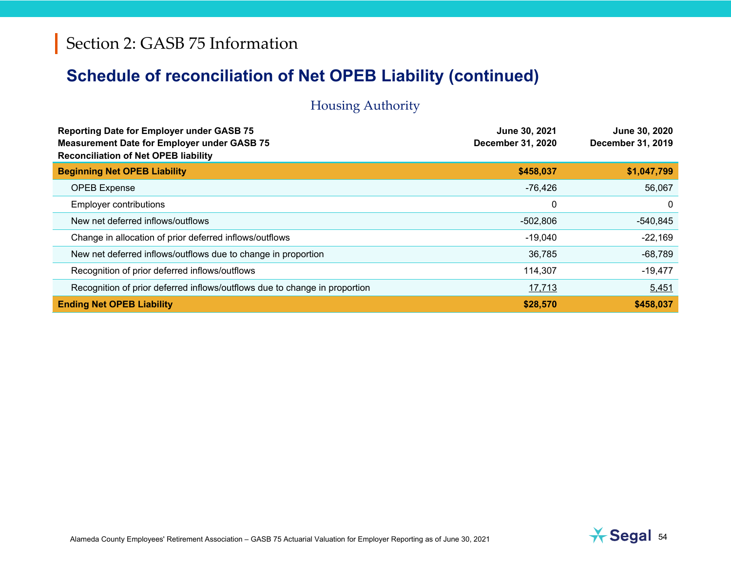# Section 2: GASB 75 Information

## Schedule of reconciliation of Net OPEB Liability (continued)

### Housing Authority

| Reporting Date for Employer under GASB 75<br>Measurement Date for Employer under GASB 75<br>Reconciliation of Net OPEB liability | June 30, 2021<br>December 31, 2020 | June 30, 2020<br>December 31, 2019 |
|---|---|---|
| **Beginning Net OPEB Liability** | **$458,037** | **$1,047,799** |
| OPEB Expense | -76,426 | 56,067 |
| Employer contributions | 0 | 0 |
| New net deferred inflows/outflows | -502,806 | -540,845 |
| Change in allocation of prior deferred inflows/outflows | -19,040 | -22,169 |
| New net deferred inflows/outflows due to change in proportion | 36,785 | -68,789 |
| Recognition of prior deferred inflows/outflows | 114,307 | -19,477 |
| Recognition of prior deferred inflows/outflows due to change in proportion | 17,713 | 5,451 |
| **Ending Net OPEB Liability** | **$28,570** | **$458,037** |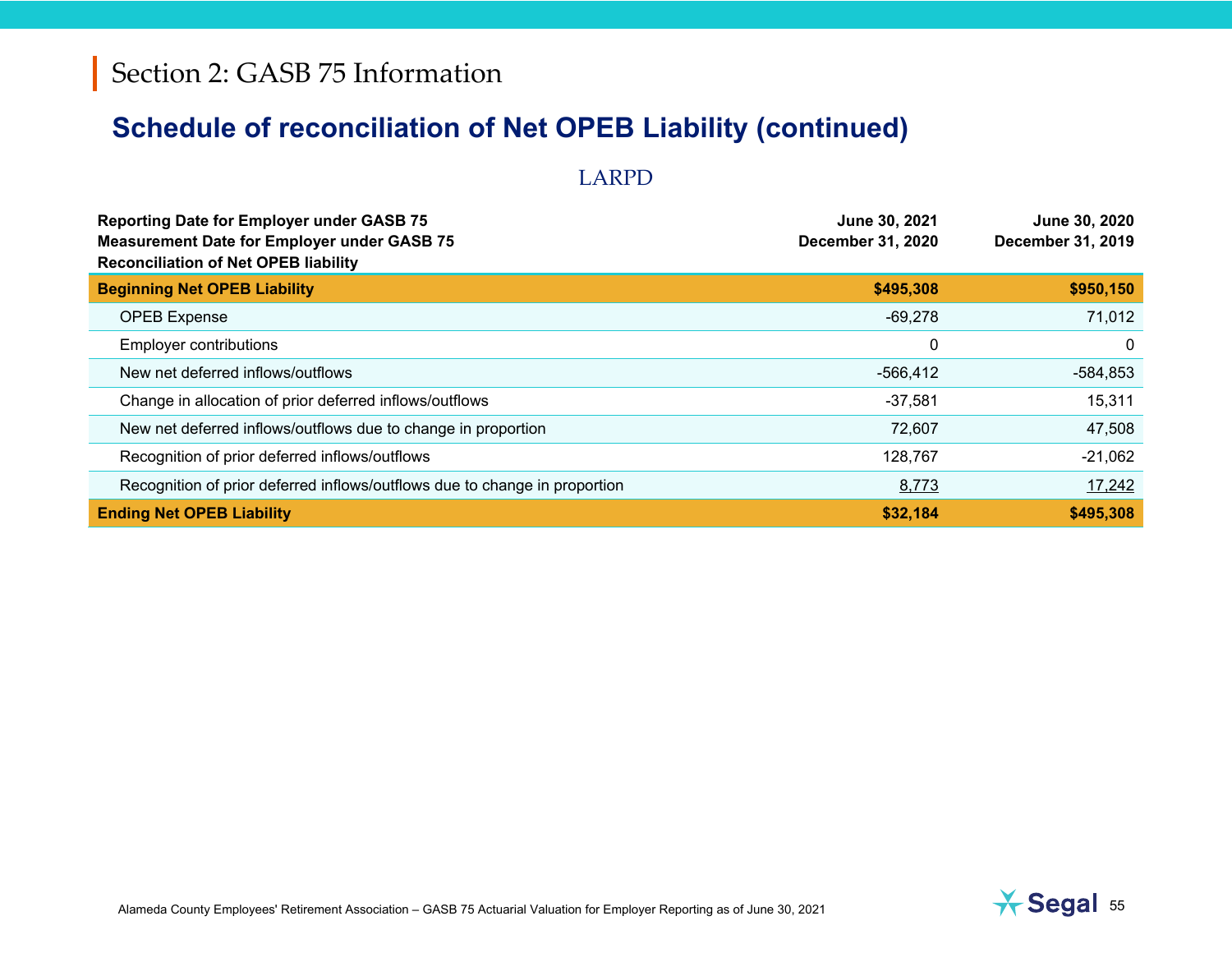# Section 2: GASB 75 Information

## Schedule of reconciliation of Net OPEB Liability (continued)

### LARPD

| Reporting Date for Employer under GASB 75<br>Measurement Date for Employer under GASB 75<br>Reconciliation of Net OPEB liability | June 30, 2021<br>December 31, 2020 | June 30, 2020<br>December 31, 2019 |
|---|---|---|
| **Beginning Net OPEB Liability** | **$495,308** | **$950,150** |
| OPEB Expense | -69,278 | 71,012 |
| Employer contributions | 0 | 0 |
| New net deferred inflows/outflows | -566,412 | -584,853 |
| Change in allocation of prior deferred inflows/outflows | -37,581 | 15,311 |
| New net deferred inflows/outflows due to change in proportion | 72,607 | 47,508 |
| Recognition of prior deferred inflows/outflows | 128,767 | -21,062 |
| Recognition of prior deferred inflows/outflows due to change in proportion | 8,773 | 17,242 |
| **Ending Net OPEB Liability** | **$32,184** | **$495,308** |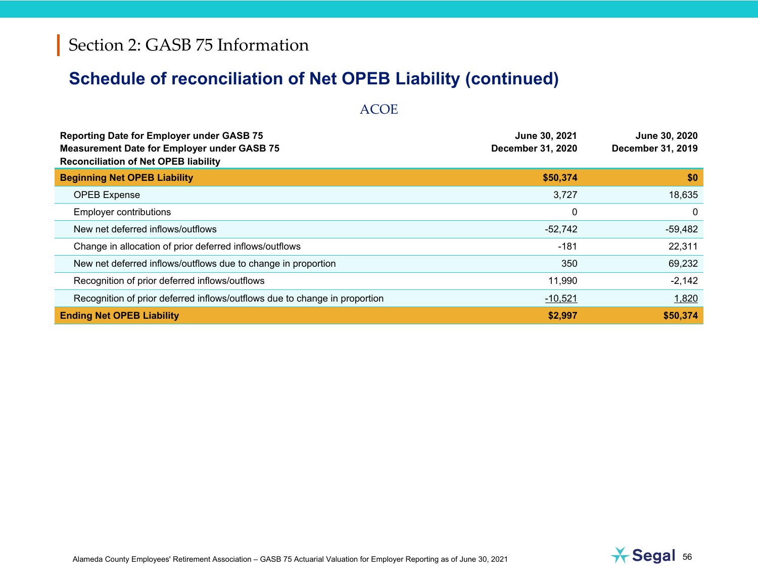# Section 2: GASB 75 Information

## Schedule of reconciliation of Net OPEB Liability (continued)

### ACOE

| Reporting Date for Employer under GASB 75<br>Measurement Date for Employer under GASB 75<br>Reconciliation of Net OPEB liability | June 30, 2021<br>December 31, 2020 | June 30, 2020<br>December 31, 2019 |
|---|---|---|
| **Beginning Net OPEB Liability** | **$50,374** | **$0** |
| OPEB Expense | 3,727 | 18,635 |
| Employer contributions | 0 | 0 |
| New net deferred inflows/outflows | -52,742 | -59,482 |
| Change in allocation of prior deferred inflows/outflows | -181 | 22,311 |
| New net deferred inflows/outflows due to change in proportion | 350 | 69,232 |
| Recognition of prior deferred inflows/outflows | 11,990 | -2,142 |
| Recognition of prior deferred inflows/outflows due to change in proportion | -10,521 | 1,820 |
| **Ending Net OPEB Liability** | **$2,997** | **$50,374** |

Alameda County Employees' Retirement Association – GASB 75 Actuarial Valuation for Employer Reporting as of June 30, 2021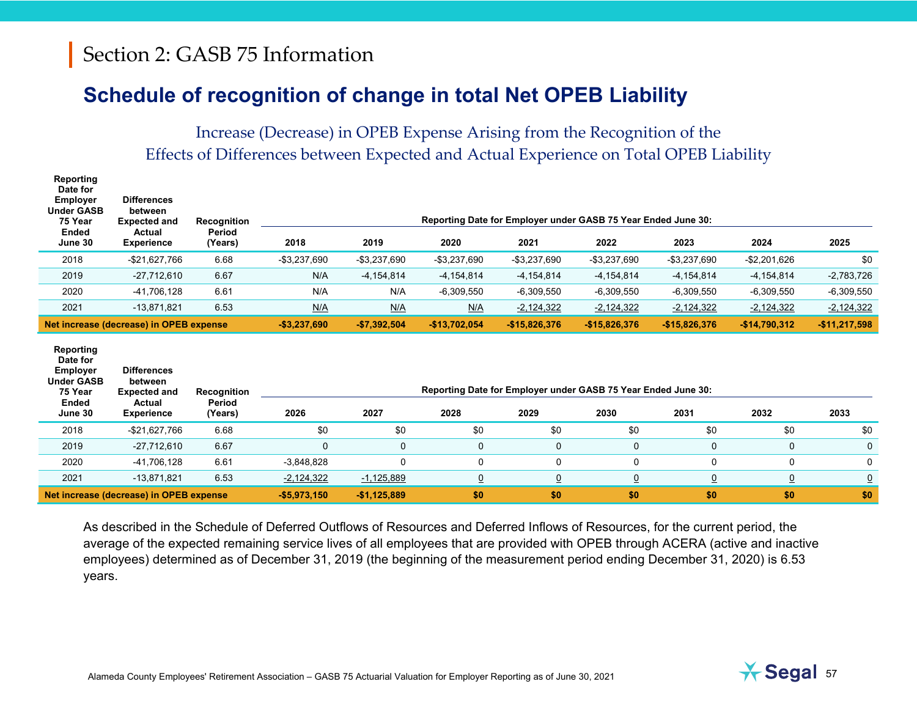## Section 2: GASB 75 Information

# Schedule of recognition of change in total Net OPEB Liability

### Increase (Decrease) in OPEB Expense Arising from the Recognition of the Effects of Differences between Expected and Actual Experience on Total OPEB Liability

| Reporting Date for Employer Under GASB 75 Year Ended June 30 | Differences between Expected and Actual Experience | Recognition Period (Years) | Reporting Date for Employer under GASB 75 Year Ended June 30: | | | | | | | |
|---|---|---|---|---|---|---|---|---|---|---|
| | | | 2018 | 2019 | 2020 | 2021 | 2022 | 2023 | 2024 | 2025 |
| 2018 | -$21,627,766 | 6.68 | -$3,237,690 | -$3,237,690 | -$3,237,690 | -$3,237,690 | -$3,237,690 | -$3,237,690 | -$2,201,626 | $0 |
| 2019 | -27,712,610 | 6.67 | N/A | -4,154,814 | -4,154,814 | -4,154,814 | -4,154,814 | -4,154,814 | -4,154,814 | -2,783,726 |
| 2020 | -41,706,128 | 6.61 | N/A | N/A | -6,309,550 | -6,309,550 | -6,309,550 | -6,309,550 | -6,309,550 | -6,309,550 |
| 2021 | -13,871,821 | 6.53 | N/A | N/A | N/A | -2,124,322 | -2,124,322 | -2,124,322 | -2,124,322 | -2,124,322 |
| **Net increase (decrease) in OPEB expense** | | | **-$3,237,690** | **-$7,392,504** | **-$13,702,054** | **-$15,826,376** | **-$15,826,376** | **-$15,826,376** | **-$14,790,312** | **-$11,217,598** |

| Reporting Date for Employer Under GASB 75 Year Ended June 30 | Differences between Expected and Actual Experience | Recognition Period (Years) | Reporting Date for Employer under GASB 75 Year Ended June 30: | | | | | | | |
|---|---|---|---|---|---|---|---|---|---|---|
| | | | 2026 | 2027 | 2028 | 2029 | 2030 | 2031 | 2032 | 2033 |
| 2018 | -$21,627,766 | 6.68 | $0 | $0 | $0 | $0 | $0 | $0 | $0 | $0 |
| 2019 | -27,712,610 | 6.67 | 0 | 0 | 0 | 0 | 0 | 0 | 0 | 0 |
| 2020 | -41,706,128 | 6.61 | -3,848,828 | 0 | 0 | 0 | 0 | 0 | 0 | 0 |
| 2021 | -13,871,821 | 6.53 | -2,124,322 | -1,125,889 | 0 | 0 | 0 | 0 | 0 | 0 |
| **Net increase (decrease) in OPEB expense** | | | **-$5,973,150** | **-$1,125,889** | **$0** | **$0** | **$0** | **$0** | **$0** | **$0** |

As described in the Schedule of Deferred Outflows of Resources and Deferred Inflows of Resources, for the current period, the average of the expected remaining service lives of all employees that are provided with OPEB through ACERA (active and inactive employees) determined as of December 31, 2019 (the beginning of the measurement period ending December 31, 2020) is 6.53 years.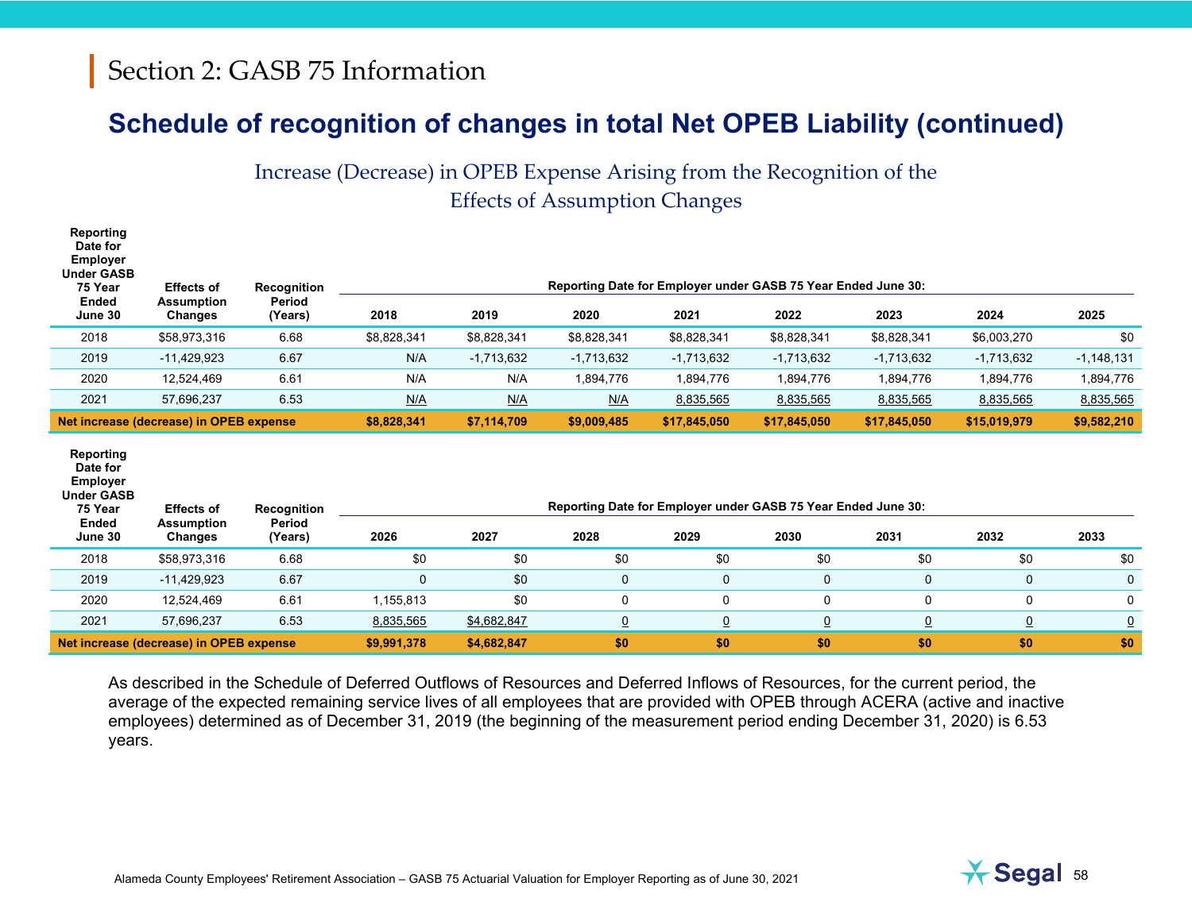## Section 2: GASB 75 Information

# Schedule of recognition of changes in total Net OPEB Liability (continued)

### Increase (Decrease) in OPEB Expense Arising from the Recognition of the Effects of Assumption Changes

| Reporting Date for Employer Under GASB 75 Year Ended June 30 | Effects of Assumption Changes | Recognition Period (Years) | Reporting Date for Employer under GASB 75 Year Ended June 30: 2018 | 2019 | 2020 | 2021 | 2022 | 2023 | 2024 | 2025 |
|---|---|---|---|---|---|---|---|---|---|---|
| 2018 | $58,973,316 | 6.68 | $8,828,341 | $8,828,341 | $8,828,341 | $8,828,341 | $8,828,341 | $8,828,341 | $6,003,270 | $0 |
| 2019 | -11,429,923 | 6.67 | N/A | -1,713,632 | -1,713,632 | -1,713,632 | -1,713,632 | -1,713,632 | -1,713,632 | -1,148,131 |
| 2020 | 12,524,469 | 6.61 | N/A | N/A | 1,894,776 | 1,894,776 | 1,894,776 | 1,894,776 | 1,894,776 | 1,894,776 |
| 2021 | 57,696,237 | 6.53 | N/A | N/A | N/A | 8,835,565 | 8,835,565 | 8,835,565 | 8,835,565 | 8,835,565 |
| **Net increase (decrease) in OPEB expense** | | | **$8,828,341** | **$7,114,709** | **$9,009,485** | **$17,845,050** | **$17,845,050** | **$17,845,050** | **$15,019,979** | **$9,582,210** |

| Reporting Date for Employer Under GASB 75 Year Ended June 30 | Effects of Assumption Changes | Recognition Period (Years) | Reporting Date for Employer under GASB 75 Year Ended June 30: 2026 | 2027 | 2028 | 2029 | 2030 | 2031 | 2032 | 2033 |
|---|---|---|---|---|---|---|---|---|---|---|
| 2018 | $58,973,316 | 6.68 | $0 | $0 | $0 | $0 | $0 | $0 | $0 | $0 |
| 2019 | -11,429,923 | 6.67 | 0 | $0 | 0 | 0 | 0 | 0 | 0 | 0 |
| 2020 | 12,524,469 | 6.61 | 1,155,813 | $0 | 0 | 0 | 0 | 0 | 0 | 0 |
| 2021 | 57,696,237 | 6.53 | 8,835,565 | $4,682,847 | 0 | 0 | 0 | 0 | 0 | 0 |
| **Net increase (decrease) in OPEB expense** | | | **$9,991,378** | **$4,682,847** | **$0** | **$0** | **$0** | **$0** | **$0** | **$0** |

As described in the Schedule of Deferred Outflows of Resources and Deferred Inflows of Resources, for the current period, the average of the expected remaining service lives of all employees that are provided with OPEB through ACERA (active and inactive employees) determined as of December 31, 2019 (the beginning of the measurement period ending December 31, 2020) is 6.53 years.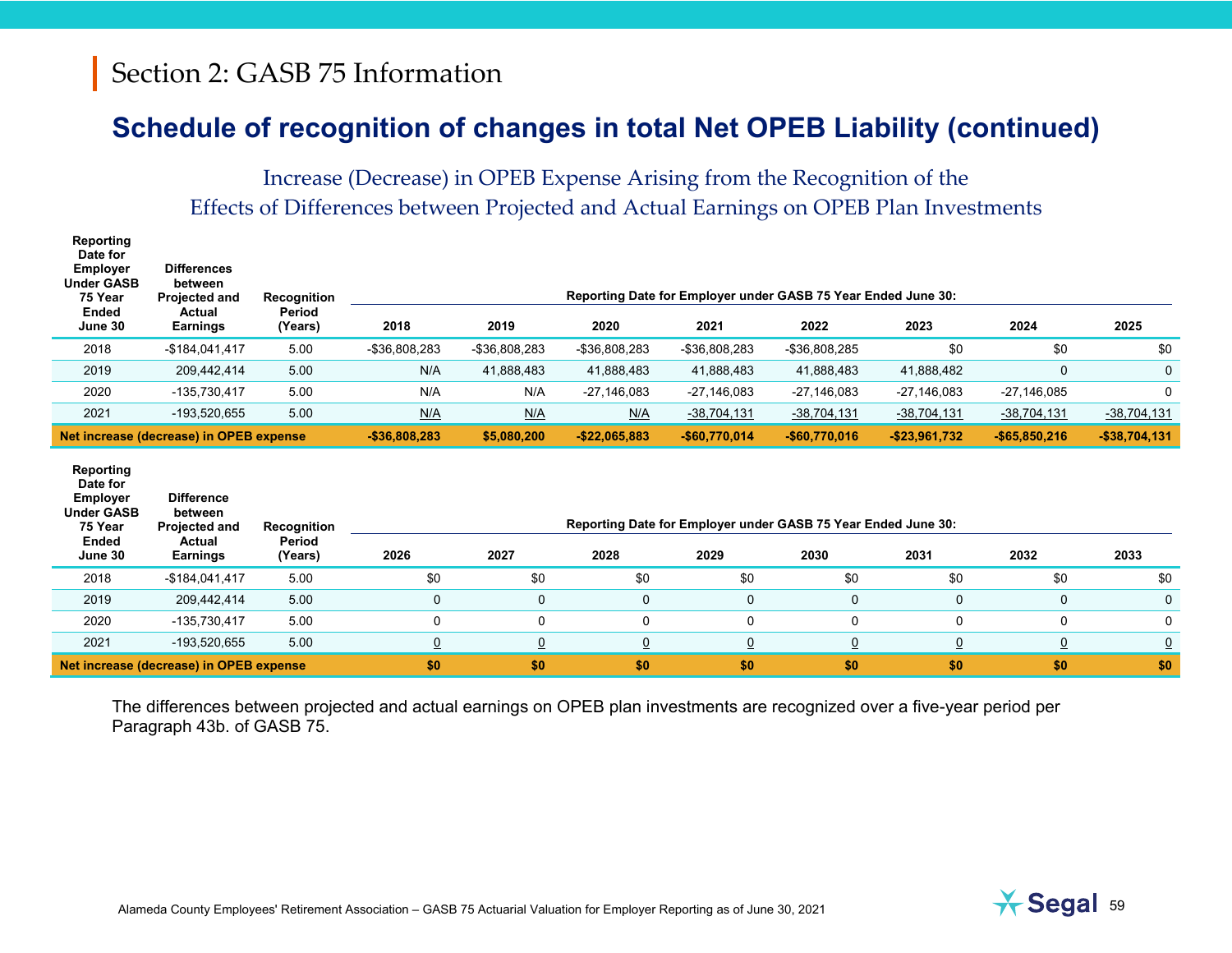# Section 2: GASB 75 Information

## Schedule of recognition of changes in total Net OPEB Liability (continued)

### Increase (Decrease) in OPEB Expense Arising from the Recognition of the Effects of Differences between Projected and Actual Earnings on OPEB Plan Investments

| Reporting Date for Employer Under GASB 75 Year Ended June 30 | Differences between Projected and Actual Earnings | Recognition Period (Years) | Reporting Date for Employer under GASB 75 Year Ended June 30: | | | | | | | |
|---|---|---|---|---|---|---|---|---|---|---|
| | | | 2018 | 2019 | 2020 | 2021 | 2022 | 2023 | 2024 | 2025 |
| 2018 | -$184,041,417 | 5.00 | -$36,808,283 | -$36,808,283 | -$36,808,283 | -$36,808,283 | -$36,808,285 | $0 | $0 | $0 |
| 2019 | 209,442,414 | 5.00 | N/A | 41,888,483 | 41,888,483 | 41,888,483 | 41,888,483 | 41,888,482 | 0 | 0 |
| 2020 | -135,730,417 | 5.00 | N/A | N/A | -27,146,083 | -27,146,083 | -27,146,083 | -27,146,083 | -27,146,085 | 0 |
| 2021 | -193,520,655 | 5.00 | N/A | N/A | N/A | -38,704,131 | -38,704,131 | -38,704,131 | -38,704,131 | -38,704,131 |
| **Net increase (decrease) in OPEB expense** | | | **-$36,808,283** | **$5,080,200** | **-$22,065,883** | **-$60,770,014** | **-$60,770,016** | **-$23,961,732** | **-$65,850,216** | **-$38,704,131** |

| Reporting Date for Employer Under GASB 75 Year Ended June 30 | Difference between Projected and Actual Earnings | Recognition Period (Years) | Reporting Date for Employer under GASB 75 Year Ended June 30: | | | | | | | |
|---|---|---|---|---|---|---|---|---|---|---|
| | | | 2026 | 2027 | 2028 | 2029 | 2030 | 2031 | 2032 | 2033 |
| 2018 | -$184,041,417 | 5.00 | $0 | $0 | $0 | $0 | $0 | $0 | $0 | $0 |
| 2019 | 209,442,414 | 5.00 | 0 | 0 | 0 | 0 | 0 | 0 | 0 | 0 |
| 2020 | -135,730,417 | 5.00 | 0 | 0 | 0 | 0 | 0 | 0 | 0 | 0 |
| 2021 | -193,520,655 | 5.00 | 0 | 0 | 0 | 0 | 0 | 0 | 0 | 0 |
| **Net increase (decrease) in OPEB expense** | | | **$0** | **$0** | **$0** | **$0** | **$0** | **$0** | **$0** | **$0** |

The differences between projected and actual earnings on OPEB plan investments are recognized over a five-year period per Paragraph 43b. of GASB 75.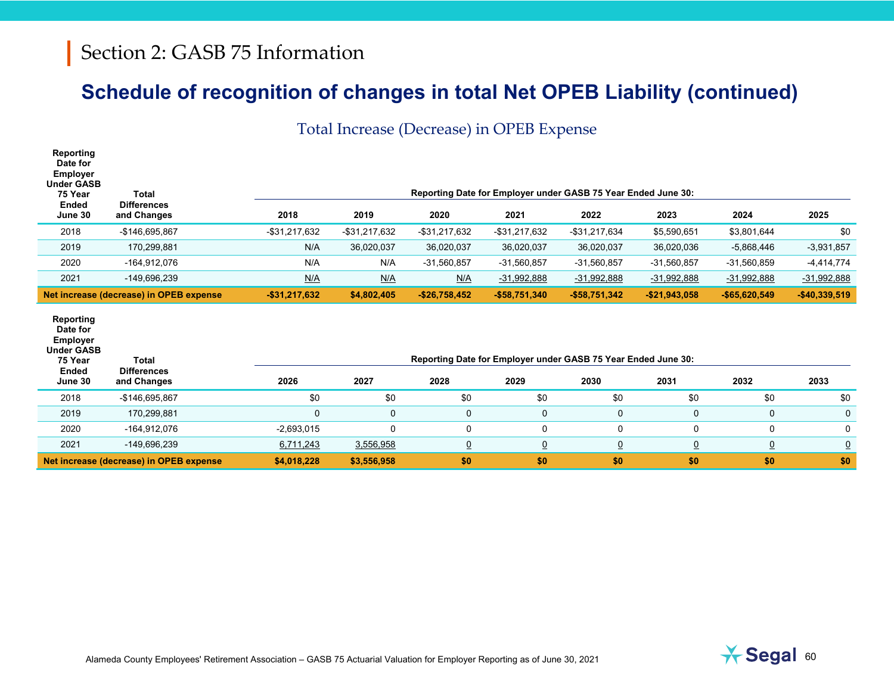# Section 2: GASB 75 Information

## Schedule of recognition of changes in total Net OPEB Liability (continued)

### Total Increase (Decrease) in OPEB Expense

| Reporting Date for Employer Under GASB 75 Year Ended June 30 | Total Differences and Changes | Reporting Date for Employer under GASB 75 Year Ended June 30: 2018 | 2019 | 2020 | 2021 | 2022 | 2023 | 2024 | 2025 |
|---|---|---|---|---|---|---|---|---|---|
| 2018 | -$146,695,867 | -$31,217,632 | -$31,217,632 | -$31,217,632 | -$31,217,632 | -$31,217,634 | $5,590,651 | $3,801,644 | $0 |
| 2019 | 170,299,881 | N/A | 36,020,037 | 36,020,037 | 36,020,037 | 36,020,037 | 36,020,036 | -5,868,446 | -3,931,857 |
| 2020 | -164,912,076 | N/A | N/A | -31,560,857 | -31,560,857 | -31,560,857 | -31,560,857 | -31,560,859 | -4,414,774 |
| 2021 | -149,696,239 | N/A | N/A | N/A | -31,992,888 | -31,992,888 | -31,992,888 | -31,992,888 | -31,992,888 |
| **Net increase (decrease) in OPEB expense** | | **-$31,217,632** | **$4,802,405** | **-$26,758,452** | **-$58,751,340** | **-$58,751,342** | **-$21,943,058** | **-$65,620,549** | **-$40,339,519** |

| Reporting Date for Employer Under GASB 75 Year Ended June 30 | Total Differences and Changes | Reporting Date for Employer under GASB 75 Year Ended June 30: 2026 | 2027 | 2028 | 2029 | 2030 | 2031 | 2032 | 2033 |
|---|---|---|---|---|---|---|---|---|---|
| 2018 | -$146,695,867 | $0 | $0 | $0 | $0 | $0 | $0 | $0 | $0 |
| 2019 | 170,299,881 | 0 | 0 | 0 | 0 | 0 | 0 | 0 | 0 |
| 2020 | -164,912,076 | -2,693,015 | 0 | 0 | 0 | 0 | 0 | 0 | 0 |
| 2021 | -149,696,239 | 6,711,243 | 3,556,958 | 0 | 0 | 0 | 0 | 0 | 0 |
| **Net increase (decrease) in OPEB expense** | | **$4,018,228** | **$3,556,958** | **$0** | **$0** | **$0** | **$0** | **$0** | **$0** |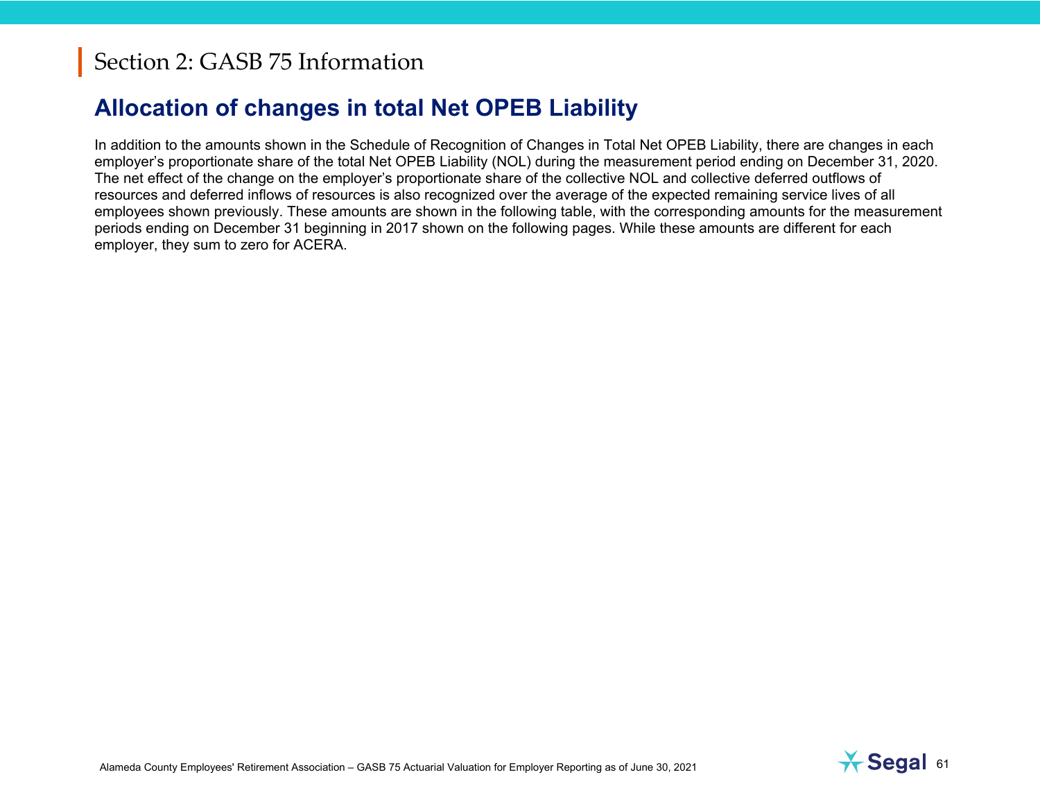# Section 2: GASB 75 Information

## Allocation of changes in total Net OPEB Liability

In addition to the amounts shown in the Schedule of Recognition of Changes in Total Net OPEB Liability, there are changes in each employer's proportionate share of the total Net OPEB Liability (NOL) during the measurement period ending on December 31, 2020. The net effect of the change on the employer's proportionate share of the collective NOL and collective deferred outflows of resources and deferred inflows of resources is also recognized over the average of the expected remaining service lives of all employees shown previously. These amounts are shown in the following table, with the corresponding amounts for the measurement periods ending on December 31 beginning in 2017 shown on the following pages. While these amounts are different for each employer, they sum to zero for ACERA.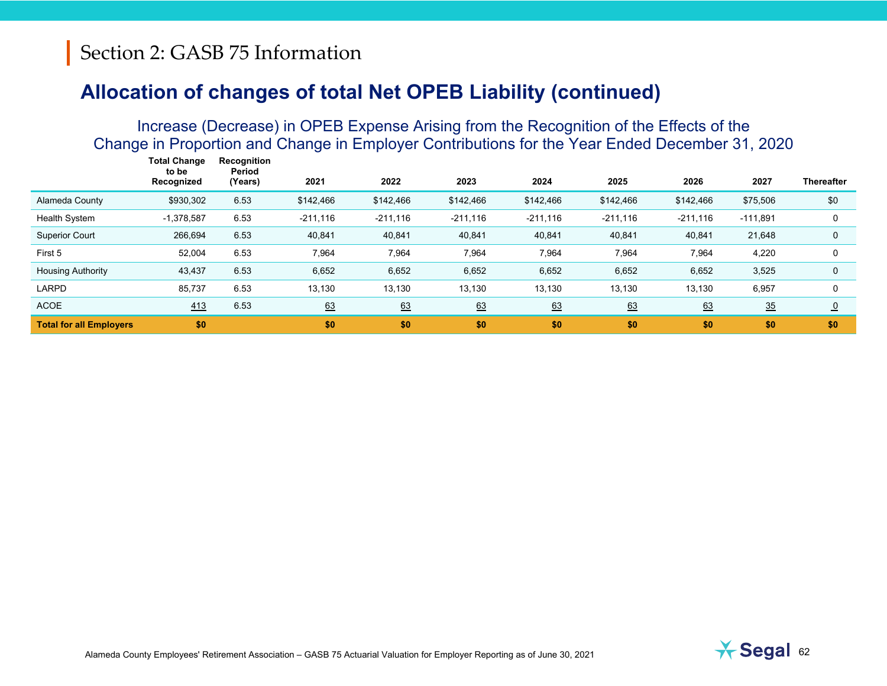# Section 2: GASB 75 Information

## Allocation of changes of total Net OPEB Liability (continued)

### Increase (Decrease) in OPEB Expense Arising from the Recognition of the Effects of the Change in Proportion and Change in Employer Contributions for the Year Ended December 31, 2020

| | Total Change to be Recognized | Recognition Period (Years) | 2021 | 2022 | 2023 | 2024 | 2025 | 2026 | 2027 | Thereafter |
|---|---|---|---|---|---|---|---|---|---|---|
| Alameda County | $930,302 | 6.53 | $142,466 | $142,466 | $142,466 | $142,466 | $142,466 | $142,466 | $75,506 | $0 |
| Health System | -1,378,587 | 6.53 | -211,116 | -211,116 | -211,116 | -211,116 | -211,116 | -211,116 | -111,891 | 0 |
| Superior Court | 266,694 | 6.53 | 40,841 | 40,841 | 40,841 | 40,841 | 40,841 | 40,841 | 21,648 | 0 |
| First 5 | 52,004 | 6.53 | 7,964 | 7,964 | 7,964 | 7,964 | 7,964 | 7,964 | 4,220 | 0 |
| Housing Authority | 43,437 | 6.53 | 6,652 | 6,652 | 6,652 | 6,652 | 6,652 | 6,652 | 3,525 | 0 |
| LARPD | 85,737 | 6.53 | 13,130 | 13,130 | 13,130 | 13,130 | 13,130 | 13,130 | 6,957 | 0 |
| ACOE | 413 | 6.53 | 63 | 63 | 63 | 63 | 63 | 63 | 35 | 0 |
| **Total for all Employers** | **$0** | | **$0** | **$0** | **$0** | **$0** | **$0** | **$0** | **$0** | **$0** |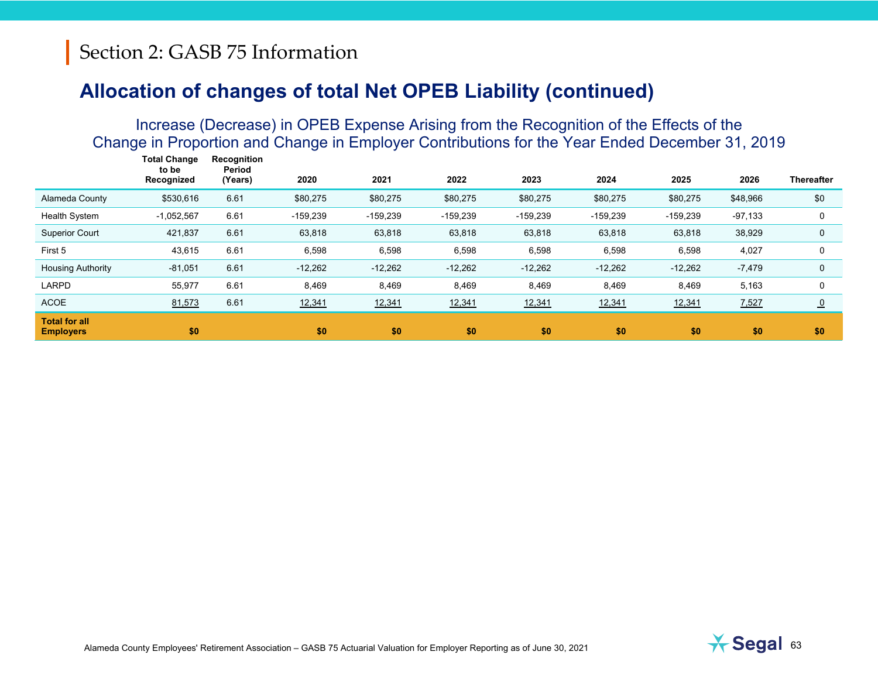# Section 2: GASB 75 Information

## Allocation of changes of total Net OPEB Liability (continued)

### Increase (Decrease) in OPEB Expense Arising from the Recognition of the Effects of the Change in Proportion and Change in Employer Contributions for the Year Ended December 31, 2019

| | Total Change to be Recognized | Recognition Period (Years) | 2020 | 2021 | 2022 | 2023 | 2024 | 2025 | 2026 | Thereafter |
|---|---|---|---|---|---|---|---|---|---|---|
| Alameda County | $530,616 | 6.61 | $80,275 | $80,275 | $80,275 | $80,275 | $80,275 | $80,275 | $48,966 | $0 |
| Health System | -1,052,567 | 6.61 | -159,239 | -159,239 | -159,239 | -159,239 | -159,239 | -159,239 | -97,133 | 0 |
| Superior Court | 421,837 | 6.61 | 63,818 | 63,818 | 63,818 | 63,818 | 63,818 | 63,818 | 38,929 | 0 |
| First 5 | 43,615 | 6.61 | 6,598 | 6,598 | 6,598 | 6,598 | 6,598 | 6,598 | 4,027 | 0 |
| Housing Authority | -81,051 | 6.61 | -12,262 | -12,262 | -12,262 | -12,262 | -12,262 | -12,262 | -7,479 | 0 |
| LARPD | 55,977 | 6.61 | 8,469 | 8,469 | 8,469 | 8,469 | 8,469 | 8,469 | 5,163 | 0 |
| ACOE | 81,573 | 6.61 | 12,341 | 12,341 | 12,341 | 12,341 | 12,341 | 12,341 | 7,527 | 0 |
| **Total for all Employers** | **$0** | | **$0** | **$0** | **$0** | **$0** | **$0** | **$0** | **$0** | **$0** |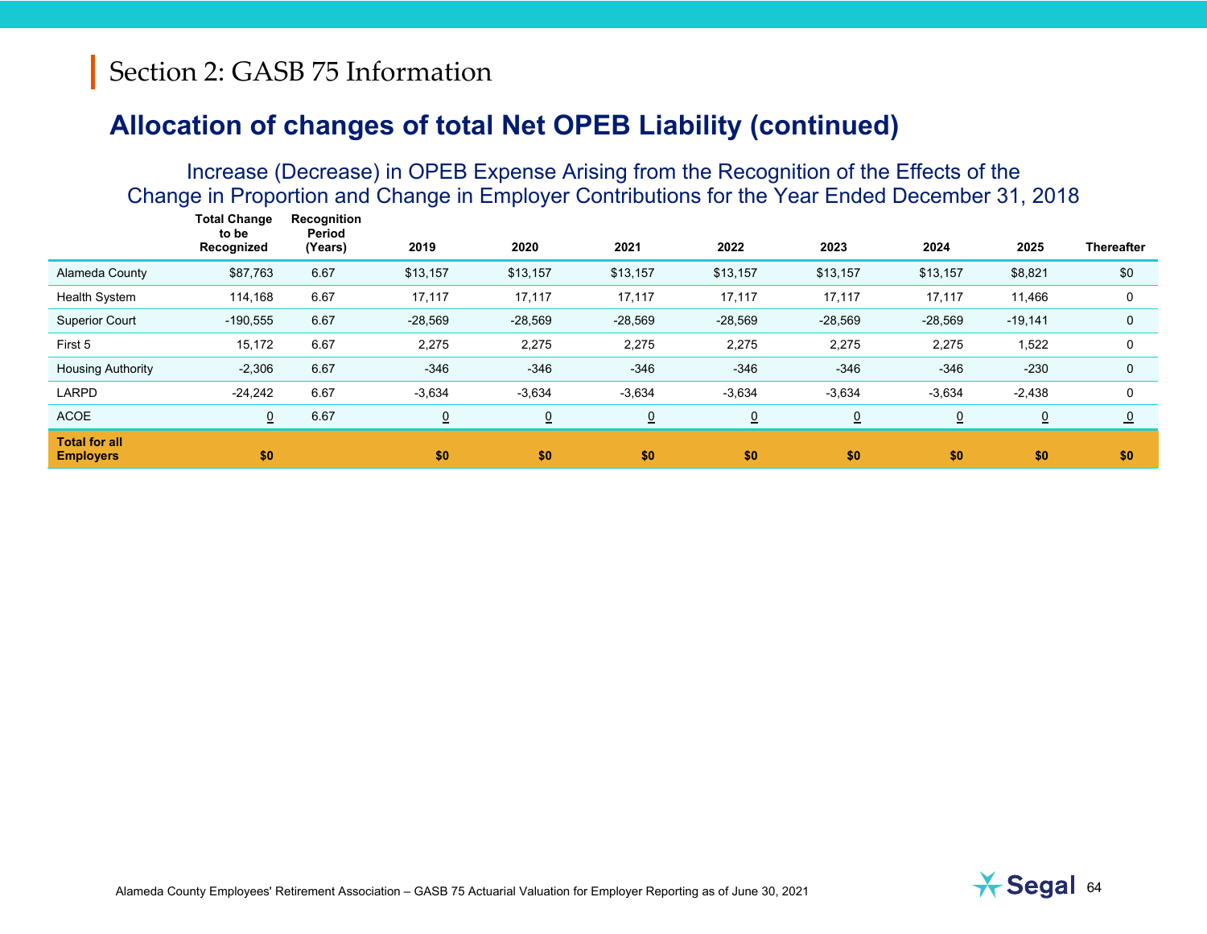# Section 2: GASB 75 Information

## Allocation of changes of total Net OPEB Liability (continued)

### Increase (Decrease) in OPEB Expense Arising from the Recognition of the Effects of the Change in Proportion and Change in Employer Contributions for the Year Ended December 31, 2018

| | Total Change to be Recognized | Recognition Period (Years) | 2019 | 2020 | 2021 | 2022 | 2023 | 2024 | 2025 | Thereafter |
|---|---|---|---|---|---|---|---|---|---|---|
| Alameda County | $87,763 | 6.67 | $13,157 | $13,157 | $13,157 | $13,157 | $13,157 | $13,157 | $8,821 | $0 |
| Health System | 114,168 | 6.67 | 17,117 | 17,117 | 17,117 | 17,117 | 17,117 | 17,117 | 11,466 | 0 |
| Superior Court | -190,555 | 6.67 | -28,569 | -28,569 | -28,569 | -28,569 | -28,569 | -28,569 | -19,141 | 0 |
| First 5 | 15,172 | 6.67 | 2,275 | 2,275 | 2,275 | 2,275 | 2,275 | 2,275 | 1,522 | 0 |
| Housing Authority | -2,306 | 6.67 | -346 | -346 | -346 | -346 | -346 | -346 | -230 | 0 |
| LARPD | -24,242 | 6.67 | -3,634 | -3,634 | -3,634 | -3,634 | -3,634 | -3,634 | -2,438 | 0 |
| ACOE | 0 | 6.67 | 0 | 0 | 0 | 0 | 0 | 0 | 0 | 0 |
| **Total for all Employers** | **$0** | | **$0** | **$0** | **$0** | **$0** | **$0** | **$0** | **$0** | **$0** |

Alameda County Employees' Retirement Association – GASB 75 Actuarial Valuation for Employer Reporting as of June 30, 2021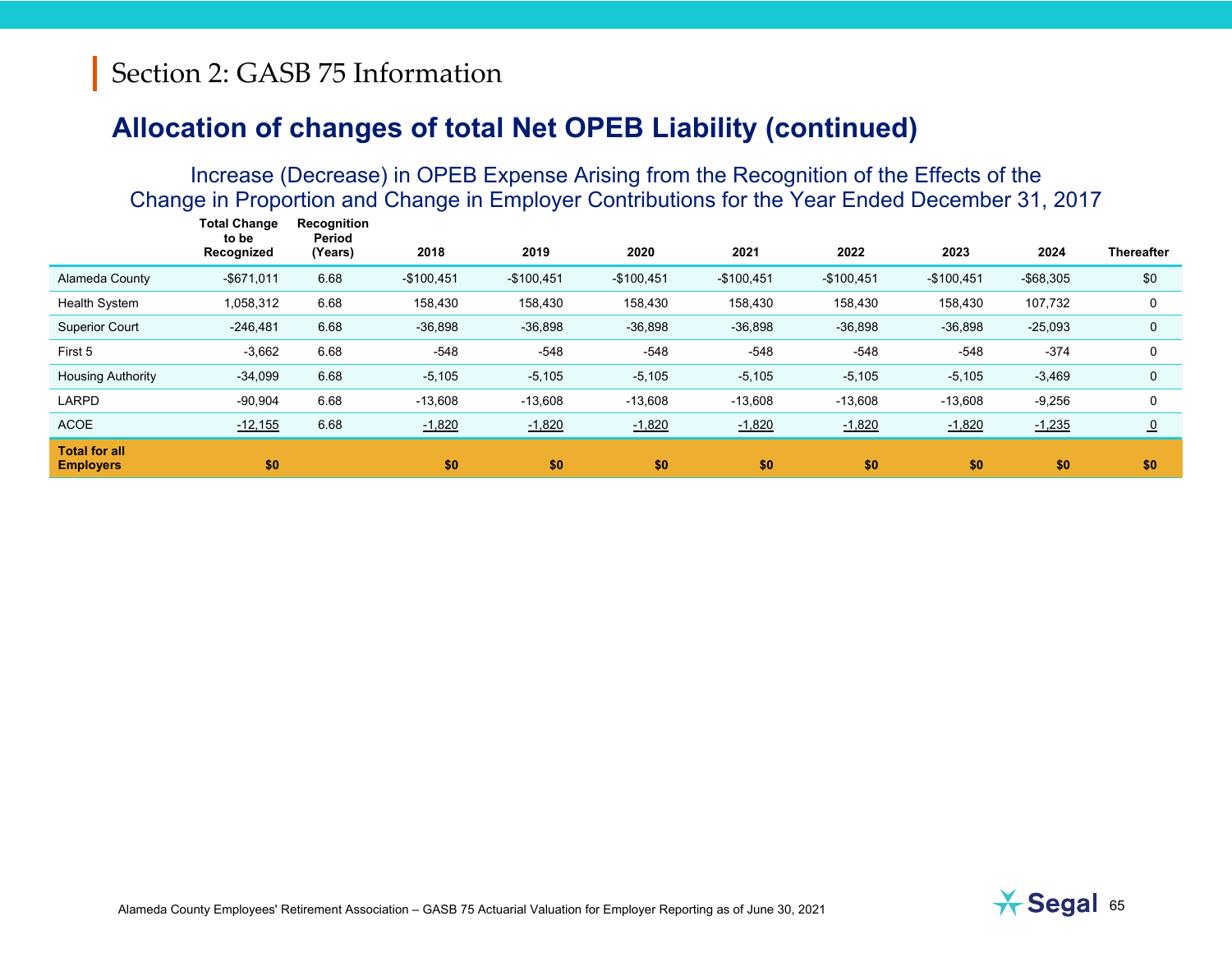# Section 2: GASB 75 Information

## Allocation of changes of total Net OPEB Liability (continued)

### Increase (Decrease) in OPEB Expense Arising from the Recognition of the Effects of the Change in Proportion and Change in Employer Contributions for the Year Ended December 31, 2017

| | Total Change to be Recognized | Recognition Period (Years) | 2018 | 2019 | 2020 | 2021 | 2022 | 2023 | 2024 | Thereafter |
|---|---|---|---|---|---|---|---|---|---|---|
| Alameda County | -$671,011 | 6.68 | -$100,451 | -$100,451 | -$100,451 | -$100,451 | -$100,451 | -$100,451 | -$68,305 | $0 |
| Health System | 1,058,312 | 6.68 | 158,430 | 158,430 | 158,430 | 158,430 | 158,430 | 158,430 | 107,732 | 0 |
| Superior Court | -246,481 | 6.68 | -36,898 | -36,898 | -36,898 | -36,898 | -36,898 | -36,898 | -25,093 | 0 |
| First 5 | -3,662 | 6.68 | -548 | -548 | -548 | -548 | -548 | -548 | -374 | 0 |
| Housing Authority | -34,099 | 6.68 | -5,105 | -5,105 | -5,105 | -5,105 | -5,105 | -5,105 | -3,469 | 0 |
| LARPD | -90,904 | 6.68 | -13,608 | -13,608 | -13,608 | -13,608 | -13,608 | -13,608 | -9,256 | 0 |
| ACOE | -12,155 | 6.68 | -1,820 | -1,820 | -1,820 | -1,820 | -1,820 | -1,820 | -1,235 | 0 |
| **Total for all Employers** | **$0** | | **$0** | **$0** | **$0** | **$0** | **$0** | **$0** | **$0** | **$0** |

Alameda County Employees' Retirement Association – GASB 75 Actuarial Valuation for Employer Reporting as of June 30, 2021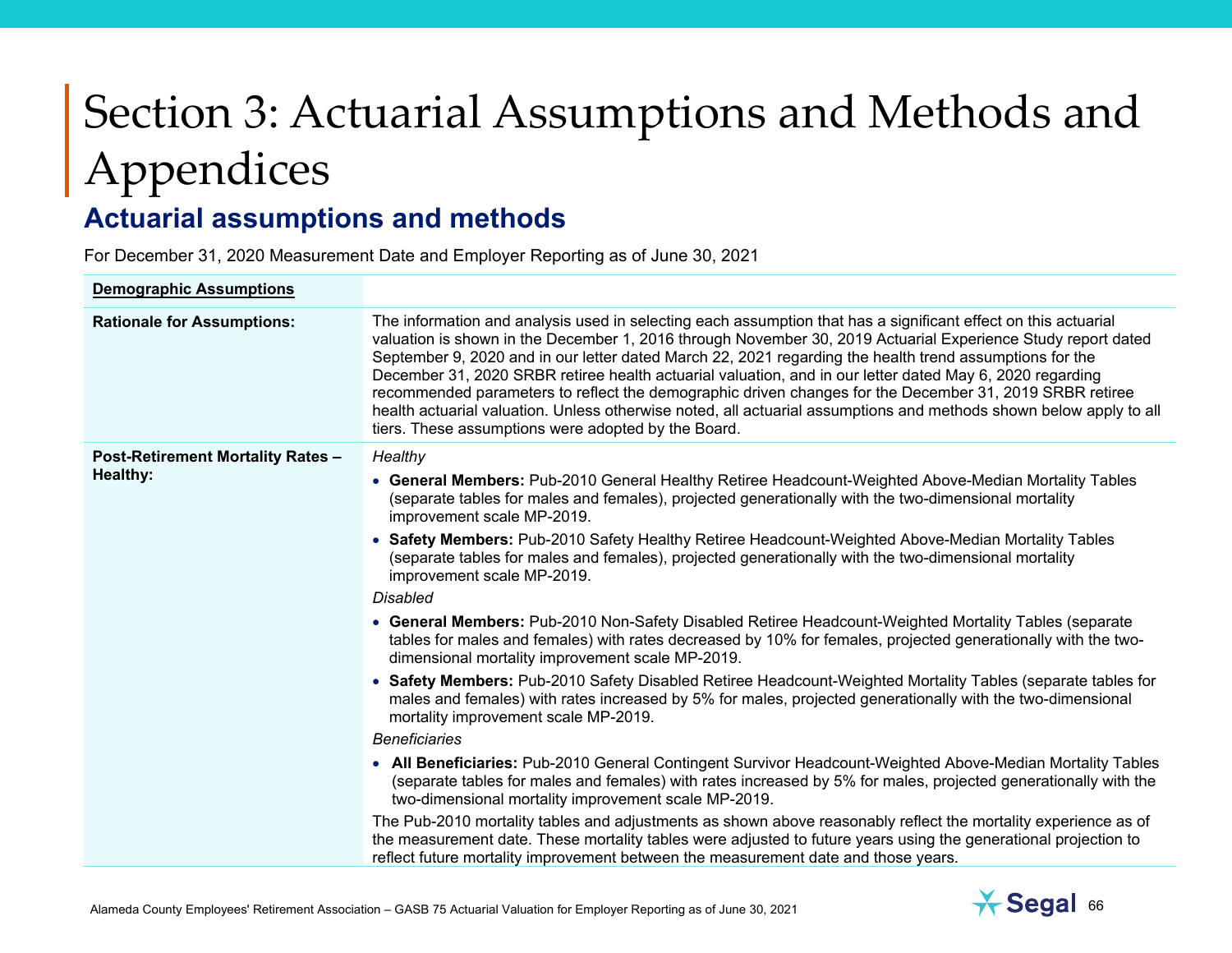# Section 3: Actuarial Assumptions and Methods and Appendices

## Actuarial assumptions and methods

For December 31, 2020 Measurement Date and Employer Reporting as of June 30, 2021

| **Demographic Assumptions** | |
|---|---|
| **Rationale for Assumptions:** | The information and analysis used in selecting each assumption that has a significant effect on this actuarial valuation is shown in the December 1, 2016 through November 30, 2019 Actuarial Experience Study report dated September 9, 2020 and in our letter dated March 22, 2021 regarding the health trend assumptions for the December 31, 2020 SRBR retiree health actuarial valuation, and in our letter dated May 6, 2020 regarding recommended parameters to reflect the demographic driven changes for the December 31, 2019 SRBR retiree health actuarial valuation. Unless otherwise noted, all actuarial assumptions and methods shown below apply to all tiers. These assumptions were adopted by the Board. |
| **Post-Retirement Mortality Rates – Healthy:** | *Healthy*<br>• **General Members:** Pub-2010 General Healthy Retiree Headcount-Weighted Above-Median Mortality Tables (separate tables for males and females), projected generationally with the two-dimensional mortality improvement scale MP-2019.<br>• **Safety Members:** Pub-2010 Safety Healthy Retiree Headcount-Weighted Above-Median Mortality Tables (separate tables for males and females), projected generationally with the two-dimensional mortality improvement scale MP-2019.<br>*Disabled*<br>• **General Members:** Pub-2010 Non-Safety Disabled Retiree Headcount-Weighted Mortality Tables (separate tables for males and females) with rates decreased by 10% for females, projected generationally with the two-dimensional mortality improvement scale MP-2019.<br>• **Safety Members:** Pub-2010 Safety Disabled Retiree Headcount-Weighted Mortality Tables (separate tables for males and females) with rates increased by 5% for males, projected generationally with the two-dimensional mortality improvement scale MP-2019.<br>*Beneficiaries*<br>• **All Beneficiaries:** Pub-2010 General Contingent Survivor Headcount-Weighted Above-Median Mortality Tables (separate tables for males and females) with rates increased by 5% for males, projected generationally with the two-dimensional mortality improvement scale MP-2019.<br>The Pub-2010 mortality tables and adjustments as shown above reasonably reflect the mortality experience as of the measurement date. These mortality tables were adjusted to future years using the generational projection to reflect future mortality improvement between the measurement date and those years. |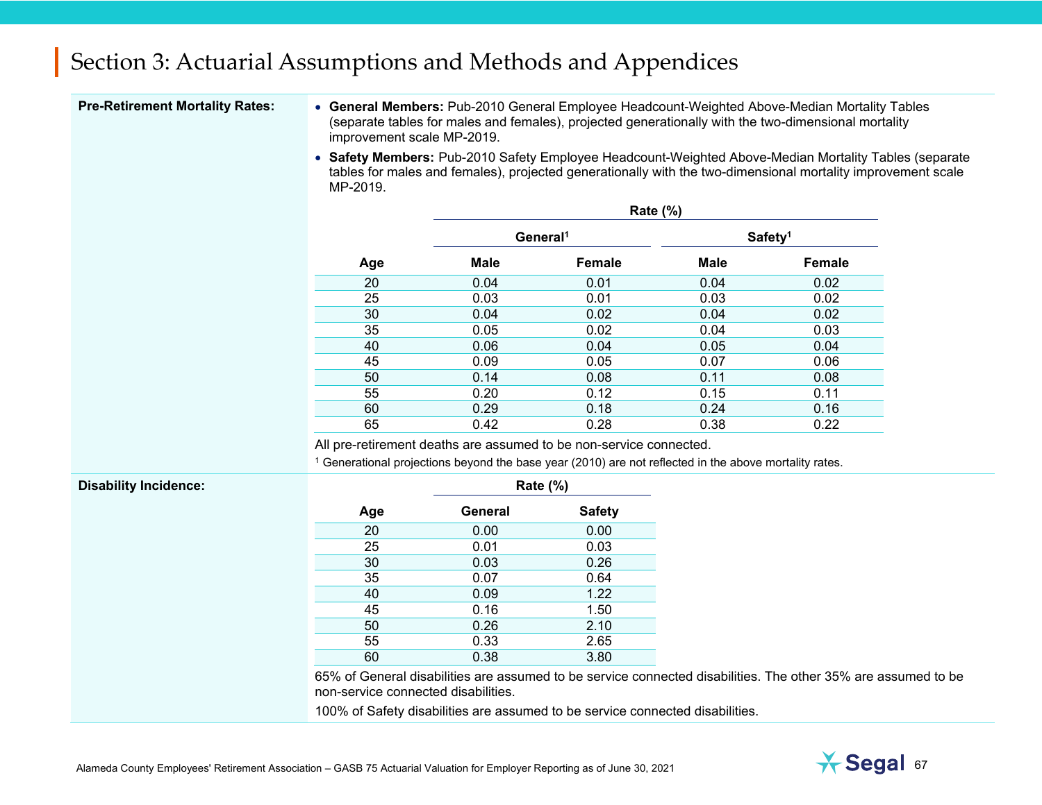## Section 3: Actuarial Assumptions and Methods and Appendices

**Pre-Retirement Mortality Rates:**

- **General Members:** Pub-2010 General Employee Headcount-Weighted Above-Median Mortality Tables (separate tables for males and females), projected generationally with the two-dimensional mortality improvement scale MP-2019.
- **Safety Members:** Pub-2010 Safety Employee Headcount-Weighted Above-Median Mortality Tables (separate tables for males and females), projected generationally with the two-dimensional mortality improvement scale MP-2019.

| | Rate (%) | | | |
|---|---|---|---|---|
| | General[1] | | Safety[1] | |
| Age | Male | Female | Male | Female |
| 20 | 0.04 | 0.01 | 0.04 | 0.02 |
| 25 | 0.03 | 0.01 | 0.03 | 0.02 |
| 30 | 0.04 | 0.02 | 0.04 | 0.02 |
| 35 | 0.05 | 0.02 | 0.04 | 0.03 |
| 40 | 0.06 | 0.04 | 0.05 | 0.04 |
| 45 | 0.09 | 0.05 | 0.07 | 0.06 |
| 50 | 0.14 | 0.08 | 0.11 | 0.08 |
| 55 | 0.20 | 0.12 | 0.15 | 0.11 |
| 60 | 0.29 | 0.18 | 0.24 | 0.16 |
| 65 | 0.42 | 0.28 | 0.38 | 0.22 |

All pre-retirement deaths are assumed to be non-service connected.

[1] Generational projections beyond the base year (2010) are not reflected in the above mortality rates.

**Disability Incidence:**

| | Rate (%) | |
|---|---|---|
| Age | General | Safety |
| 20 | 0.00 | 0.00 |
| 25 | 0.01 | 0.03 |
| 30 | 0.03 | 0.26 |
| 35 | 0.07 | 0.64 |
| 40 | 0.09 | 1.22 |
| 45 | 0.16 | 1.50 |
| 50 | 0.26 | 2.10 |
| 55 | 0.33 | 2.65 |
| 60 | 0.38 | 3.80 |

65% of General disabilities are assumed to be service connected disabilities. The other 35% are assumed to be non-service connected disabilities.

100% of Safety disabilities are assumed to be service connected disabilities.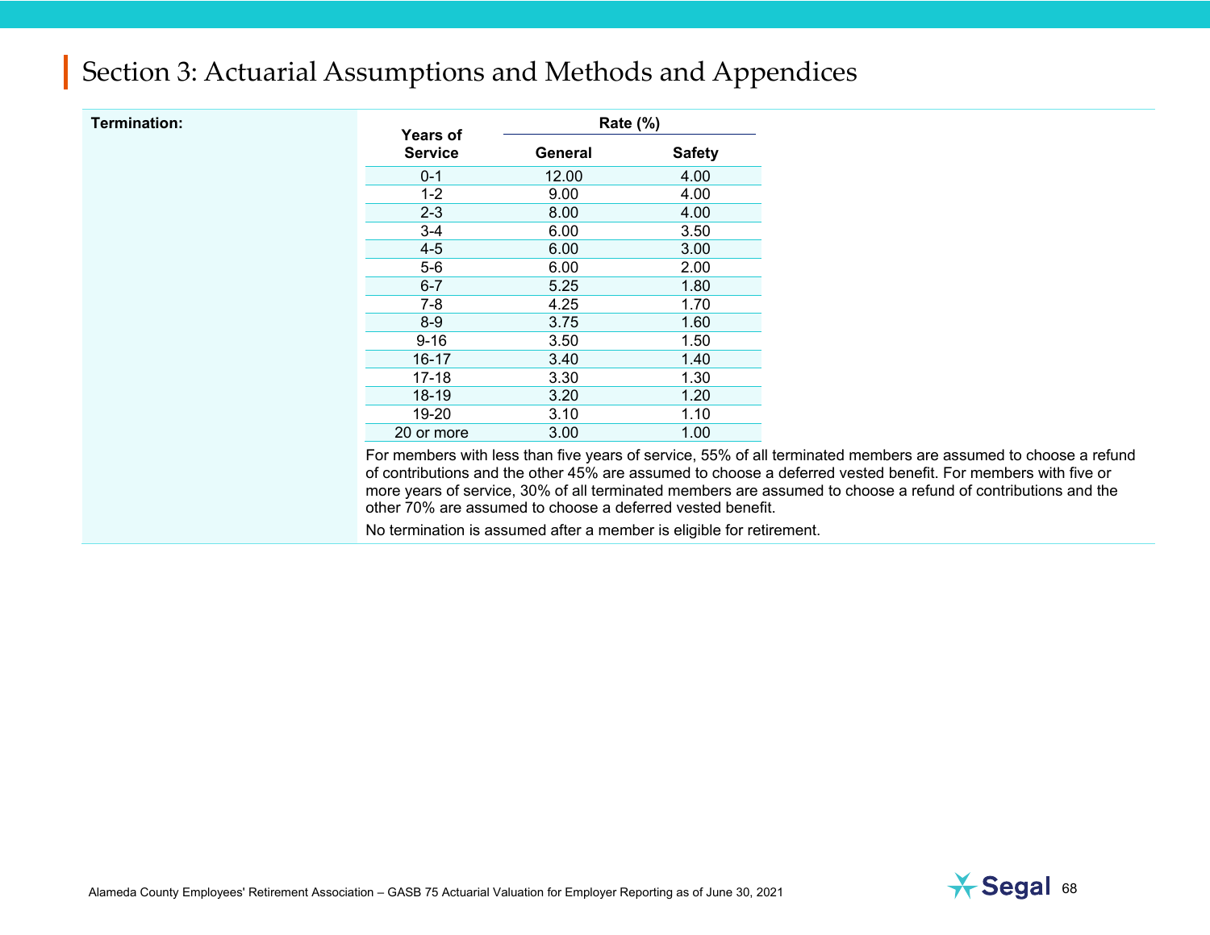# Section 3: Actuarial Assumptions and Methods and Appendices

**Termination:**

| Years of Service | Rate (%) | |
|---|---|---|
| | General | Safety |
| 0-1 | 12.00 | 4.00 |
| 1-2 | 9.00 | 4.00 |
| 2-3 | 8.00 | 4.00 |
| 3-4 | 6.00 | 3.50 |
| 4-5 | 6.00 | 3.00 |
| 5-6 | 6.00 | 2.00 |
| 6-7 | 5.25 | 1.80 |
| 7-8 | 4.25 | 1.70 |
| 8-9 | 3.75 | 1.60 |
| 9-16 | 3.50 | 1.50 |
| 16-17 | 3.40 | 1.40 |
| 17-18 | 3.30 | 1.30 |
| 18-19 | 3.20 | 1.20 |
| 19-20 | 3.10 | 1.10 |
| 20 or more | 3.00 | 1.00 |

For members with less than five years of service, 55% of all terminated members are assumed to choose a refund of contributions and the other 45% are assumed to choose a deferred vested benefit. For members with five or more years of service, 30% of all terminated members are assumed to choose a refund of contributions and the other 70% are assumed to choose a deferred vested benefit.

No termination is assumed after a member is eligible for retirement.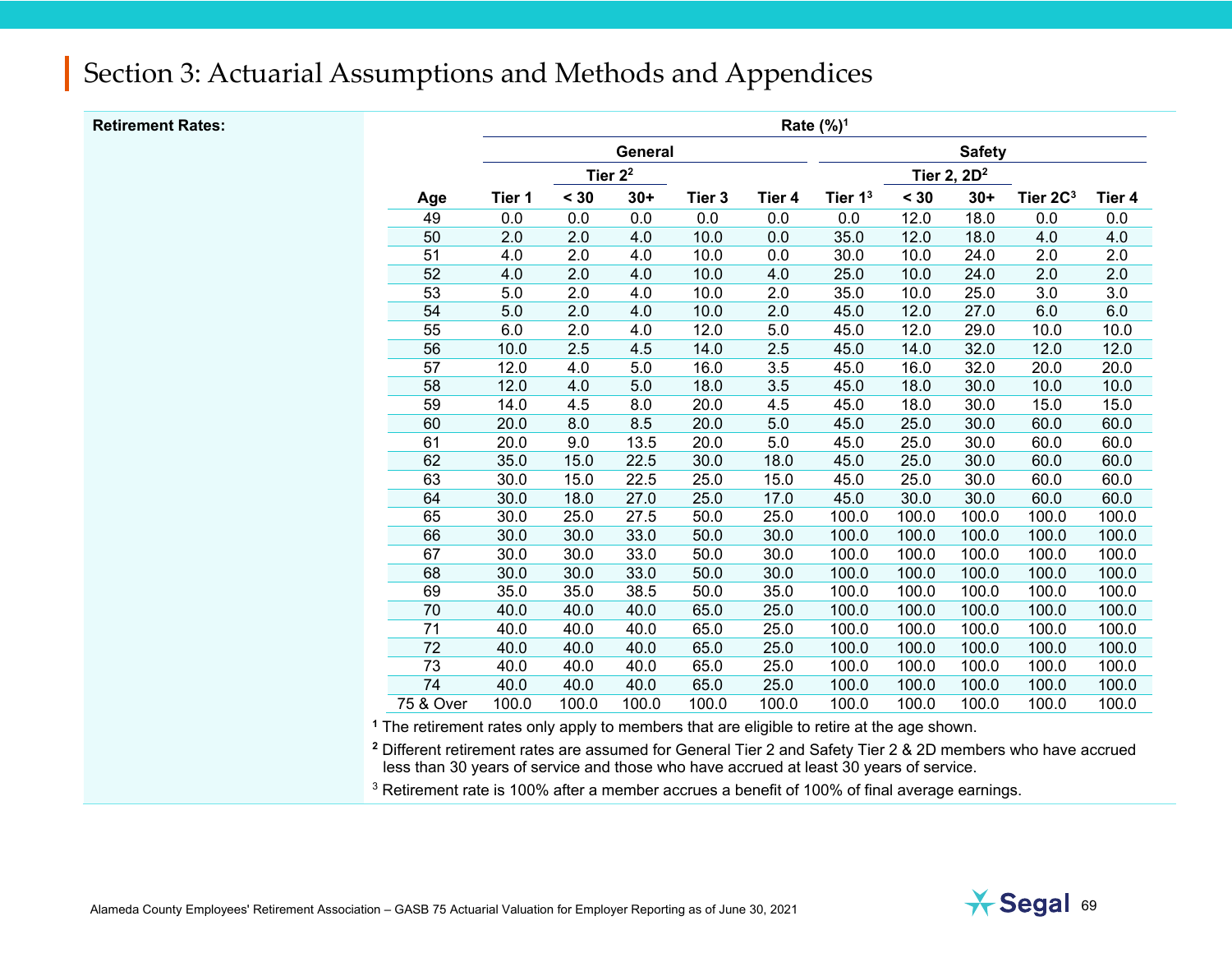## Section 3: Actuarial Assumptions and Methods and Appendices

**Retirement Rates:**

| | Rate (%)[1] | | | | | | | | | |
|---|---|---|---|---|---|---|---|---|---|---|
| | General | | | | | Safety | | | | |
| | | Tier 2[2] | | | | | Tier 2, 2D[2] | | | |
| Age | Tier 1 | < 30 | 30+ | Tier 3 | Tier 4 | Tier 1[3] | < 30 | 30+ | Tier 2C[3] | Tier 4 |
| 49 | 0.0 | 0.0 | 0.0 | 0.0 | 0.0 | 0.0 | 12.0 | 18.0 | 0.0 | 0.0 |
| 50 | 2.0 | 2.0 | 4.0 | 10.0 | 0.0 | 35.0 | 12.0 | 18.0 | 4.0 | 4.0 |
| 51 | 4.0 | 2.0 | 4.0 | 10.0 | 0.0 | 30.0 | 10.0 | 24.0 | 2.0 | 2.0 |
| 52 | 4.0 | 2.0 | 4.0 | 10.0 | 4.0 | 25.0 | 10.0 | 24.0 | 2.0 | 2.0 |
| 53 | 5.0 | 2.0 | 4.0 | 10.0 | 2.0 | 35.0 | 10.0 | 25.0 | 3.0 | 3.0 |
| 54 | 5.0 | 2.0 | 4.0 | 10.0 | 2.0 | 45.0 | 12.0 | 27.0 | 6.0 | 6.0 |
| 55 | 6.0 | 2.0 | 4.0 | 12.0 | 5.0 | 45.0 | 12.0 | 29.0 | 10.0 | 10.0 |
| 56 | 10.0 | 2.5 | 4.5 | 14.0 | 2.5 | 45.0 | 14.0 | 32.0 | 12.0 | 12.0 |
| 57 | 12.0 | 4.0 | 5.0 | 16.0 | 3.5 | 45.0 | 16.0 | 32.0 | 20.0 | 20.0 |
| 58 | 12.0 | 4.0 | 5.0 | 18.0 | 3.5 | 45.0 | 18.0 | 30.0 | 10.0 | 10.0 |
| 59 | 14.0 | 4.5 | 8.0 | 20.0 | 4.5 | 45.0 | 18.0 | 30.0 | 15.0 | 15.0 |
| 60 | 20.0 | 8.0 | 8.5 | 20.0 | 5.0 | 45.0 | 25.0 | 30.0 | 60.0 | 60.0 |
| 61 | 20.0 | 9.0 | 13.5 | 20.0 | 5.0 | 45.0 | 25.0 | 30.0 | 60.0 | 60.0 |
| 62 | 35.0 | 15.0 | 22.5 | 30.0 | 18.0 | 45.0 | 25.0 | 30.0 | 60.0 | 60.0 |
| 63 | 30.0 | 15.0 | 22.5 | 25.0 | 15.0 | 45.0 | 25.0 | 30.0 | 60.0 | 60.0 |
| 64 | 30.0 | 18.0 | 27.0 | 25.0 | 17.0 | 45.0 | 30.0 | 30.0 | 60.0 | 60.0 |
| 65 | 30.0 | 25.0 | 27.5 | 50.0 | 25.0 | 100.0 | 100.0 | 100.0 | 100.0 | 100.0 |
| 66 | 30.0 | 30.0 | 33.0 | 50.0 | 30.0 | 100.0 | 100.0 | 100.0 | 100.0 | 100.0 |
| 67 | 30.0 | 30.0 | 33.0 | 50.0 | 30.0 | 100.0 | 100.0 | 100.0 | 100.0 | 100.0 |
| 68 | 30.0 | 30.0 | 33.0 | 50.0 | 30.0 | 100.0 | 100.0 | 100.0 | 100.0 | 100.0 |
| 69 | 35.0 | 35.0 | 38.5 | 50.0 | 35.0 | 100.0 | 100.0 | 100.0 | 100.0 | 100.0 |
| 70 | 40.0 | 40.0 | 40.0 | 65.0 | 25.0 | 100.0 | 100.0 | 100.0 | 100.0 | 100.0 |
| 71 | 40.0 | 40.0 | 40.0 | 65.0 | 25.0 | 100.0 | 100.0 | 100.0 | 100.0 | 100.0 |
| 72 | 40.0 | 40.0 | 40.0 | 65.0 | 25.0 | 100.0 | 100.0 | 100.0 | 100.0 | 100.0 |
| 73 | 40.0 | 40.0 | 40.0 | 65.0 | 25.0 | 100.0 | 100.0 | 100.0 | 100.0 | 100.0 |
| 74 | 40.0 | 40.0 | 40.0 | 65.0 | 25.0 | 100.0 | 100.0 | 100.0 | 100.0 | 100.0 |
| 75 & Over | 100.0 | 100.0 | 100.0 | 100.0 | 100.0 | 100.0 | 100.0 | 100.0 | 100.0 | 100.0 |

[1] The retirement rates only apply to members that are eligible to retire at the age shown.

[2] Different retirement rates are assumed for General Tier 2 and Safety Tier 2 & 2D members who have accrued less than 30 years of service and those who have accrued at least 30 years of service.

[3] Retirement rate is 100% after a member accrues a benefit of 100% of final average earnings.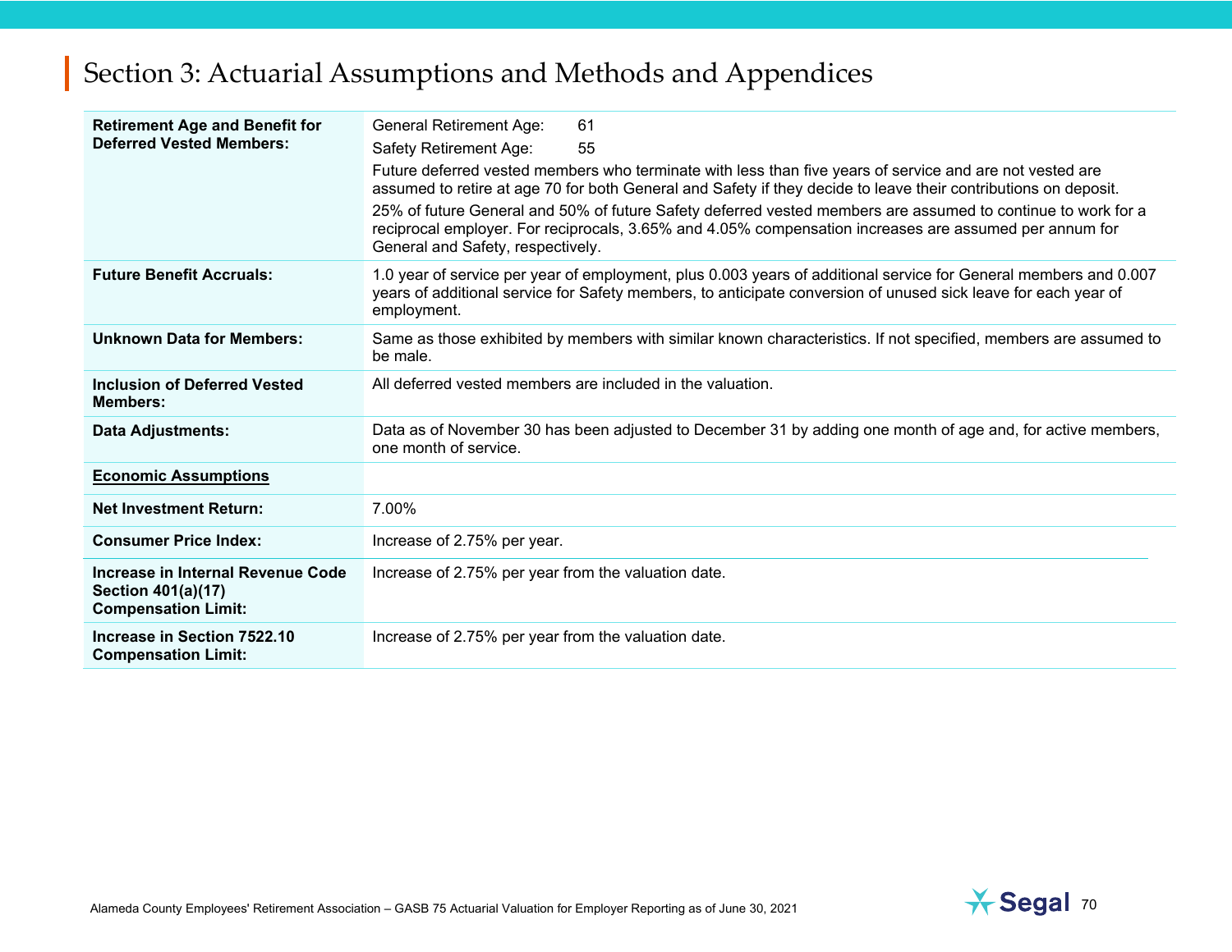# Section 3: Actuarial Assumptions and Methods and Appendices

| | |
|---|---|
| **Retirement Age and Benefit for Deferred Vested Members:** | General Retirement Age: 61<br>Safety Retirement Age: 55<br>Future deferred vested members who terminate with less than five years of service and are not vested are assumed to retire at age 70 for both General and Safety if they decide to leave their contributions on deposit.<br>25% of future General and 50% of future Safety deferred vested members are assumed to continue to work for a reciprocal employer. For reciprocals, 3.65% and 4.05% compensation increases are assumed per annum for General and Safety, respectively. |
| **Future Benefit Accruals:** | 1.0 year of service per year of employment, plus 0.003 years of additional service for General members and 0.007 years of additional service for Safety members, to anticipate conversion of unused sick leave for each year of employment. |
| **Unknown Data for Members:** | Same as those exhibited by members with similar known characteristics. If not specified, members are assumed to be male. |
| **Inclusion of Deferred Vested Members:** | All deferred vested members are included in the valuation. |
| **Data Adjustments:** | Data as of November 30 has been adjusted to December 31 by adding one month of age and, for active members, one month of service. |
| **<u>Economic Assumptions</u>** | |
| **Net Investment Return:** | 7.00% |
| **Consumer Price Index:** | Increase of 2.75% per year. |
| **Increase in Internal Revenue Code Section 401(a)(17) Compensation Limit:** | Increase of 2.75% per year from the valuation date. |
| **Increase in Section 7522.10 Compensation Limit:** | Increase of 2.75% per year from the valuation date. |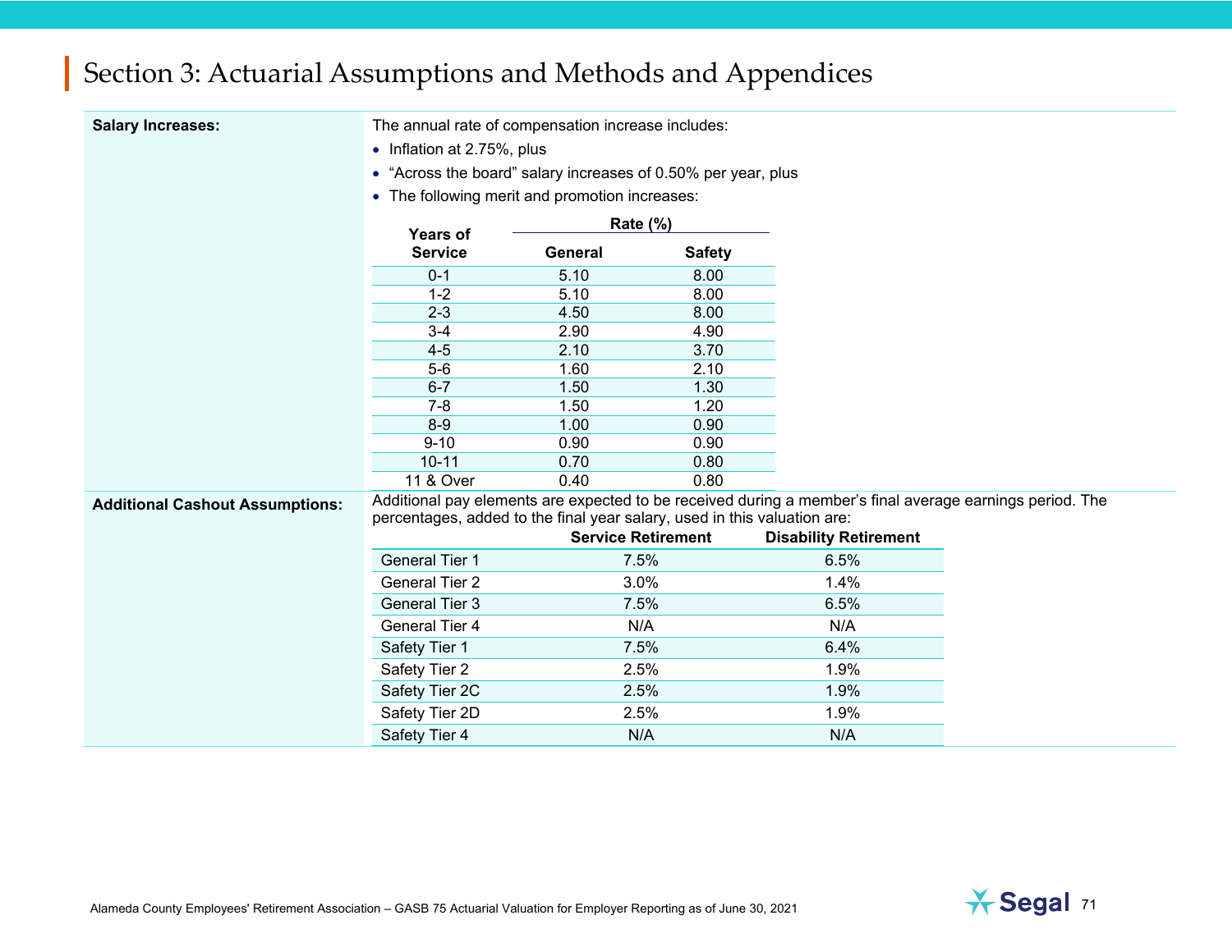# Section 3: Actuarial Assumptions and Methods and Appendices

**Salary Increases:**

The annual rate of compensation increase includes:

- Inflation at 2.75%, plus
- "Across the board" salary increases of 0.50% per year, plus
- The following merit and promotion increases:

| Years of Service | Rate (%) | |
|---|---|---|
| | General | Safety |
| 0-1 | 5.10 | 8.00 |
| 1-2 | 5.10 | 8.00 |
| 2-3 | 4.50 | 8.00 |
| 3-4 | 2.90 | 4.90 |
| 4-5 | 2.10 | 3.70 |
| 5-6 | 1.60 | 2.10 |
| 6-7 | 1.50 | 1.30 |
| 7-8 | 1.50 | 1.20 |
| 8-9 | 1.00 | 0.90 |
| 9-10 | 0.90 | 0.90 |
| 10-11 | 0.70 | 0.80 |
| 11 & Over | 0.40 | 0.80 |

**Additional Cashout Assumptions:**

Additional pay elements are expected to be received during a member's final average earnings period. The percentages, added to the final year salary, used in this valuation are:

| | Service Retirement | Disability Retirement |
|---|---|---|
| General Tier 1 | 7.5% | 6.5% |
| General Tier 2 | 3.0% | 1.4% |
| General Tier 3 | 7.5% | 6.5% |
| General Tier 4 | N/A | N/A |
| Safety Tier 1 | 7.5% | 6.4% |
| Safety Tier 2 | 2.5% | 1.9% |
| Safety Tier 2C | 2.5% | 1.9% |
| Safety Tier 2D | 2.5% | 1.9% |
| Safety Tier 4 | N/A | N/A |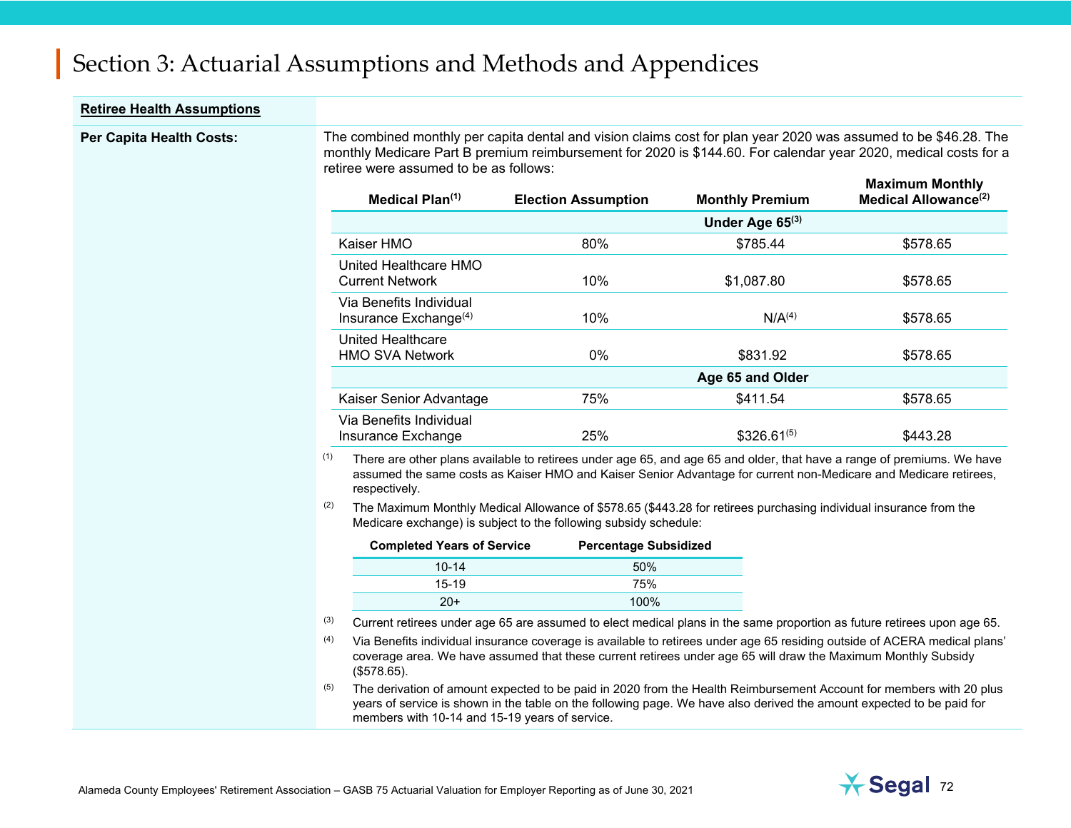# Section 3: Actuarial Assumptions and Methods and Appendices

**Retiree Health Assumptions**

**Per Capita Health Costs:**

The combined monthly per capita dental and vision claims cost for plan year 2020 was assumed to be $46.28. The monthly Medicare Part B premium reimbursement for 2020 is $144.60. For calendar year 2020, medical costs for a retiree were assumed to be as follows:

| Medical Plan[1] | Election Assumption | Monthly Premium | Maximum Monthly Medical Allowance[2] |
|---|---|---|---|
| | | **Under Age 65[3]** | |
| Kaiser HMO | 80% | $785.44 | $578.65 |
| United Healthcare HMO Current Network | 10% | $1,087.80 | $578.65 |
| Via Benefits Individual Insurance Exchange[4] | 10% | N/A[4] | $578.65 |
| United Healthcare HMO SVA Network | 0% | $831.92 | $578.65 |
| | | **Age 65 and Older** | |
| Kaiser Senior Advantage | 75% | $411.54 | $578.65 |
| Via Benefits Individual Insurance Exchange | 25% | $326.61[5] | $443.28 |

(1) There are other plans available to retirees under age 65, and age 65 and older, that have a range of premiums. We have assumed the same costs as Kaiser HMO and Kaiser Senior Advantage for current non-Medicare and Medicare retirees, respectively.

(2) The Maximum Monthly Medical Allowance of $578.65 ($443.28 for retirees purchasing individual insurance from the Medicare exchange) is subject to the following subsidy schedule:

| Completed Years of Service | Percentage Subsidized |
|---|---|
| 10-14 | 50% |
| 15-19 | 75% |
| 20+ | 100% |

(3) Current retirees under age 65 are assumed to elect medical plans in the same proportion as future retirees upon age 65.

(4) Via Benefits individual insurance coverage is available to retirees under age 65 residing outside of ACERA medical plans' coverage area. We have assumed that these current retirees under age 65 will draw the Maximum Monthly Subsidy ($578.65).

(5) The derivation of amount expected to be paid in 2020 from the Health Reimbursement Account for members with 20 plus years of service is shown in the table on the following page. We have also derived the amount expected to be paid for members with 10-14 and 15-19 years of service.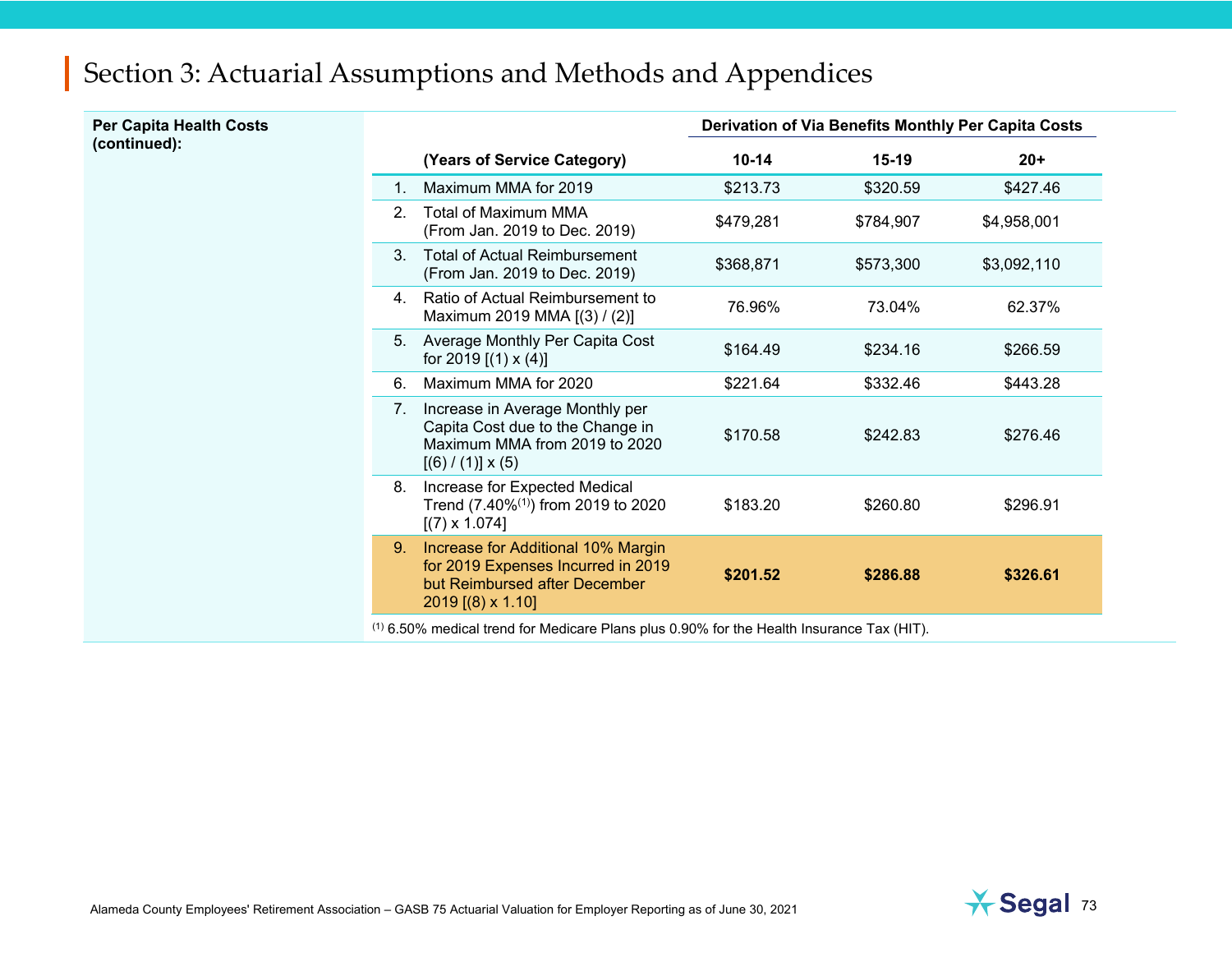# Section 3: Actuarial Assumptions and Methods and Appendices

**Per Capita Health Costs (continued):**

| | Derivation of Via Benefits Monthly Per Capita Costs | | |
|---|---|---|---|
| **(Years of Service Category)** | **10-14** | **15-19** | **20+** |
| 1. Maximum MMA for 2019 | $213.73 | $320.59 | $427.46 |
| 2. Total of Maximum MMA (From Jan. 2019 to Dec. 2019) | $479,281 | $784,907 | $4,958,001 |
| 3. Total of Actual Reimbursement (From Jan. 2019 to Dec. 2019) | $368,871 | $573,300 | $3,092,110 |
| 4. Ratio of Actual Reimbursement to Maximum 2019 MMA [(3) / (2)] | 76.96% | 73.04% | 62.37% |
| 5. Average Monthly Per Capita Cost for 2019 [(1) x (4)] | $164.49 | $234.16 | $266.59 |
| 6. Maximum MMA for 2020 | $221.64 | $332.46 | $443.28 |
| 7. Increase in Average Monthly per Capita Cost due to the Change in Maximum MMA from 2019 to 2020 [(6) / (1)] x (5) | $170.58 | $242.83 | $276.46 |
| 8. Increase for Expected Medical Trend (7.40%[1]) from 2019 to 2020 [(7) x 1.074] | $183.20 | $260.80 | $296.91 |
| 9. Increase for Additional 10% Margin for 2019 Expenses Incurred in 2019 but Reimbursed after December 2019 [(8) x 1.10] | **$201.52** | **$286.88** | **$326.61** |

[1] 6.50% medical trend for Medicare Plans plus 0.90% for the Health Insurance Tax (HIT).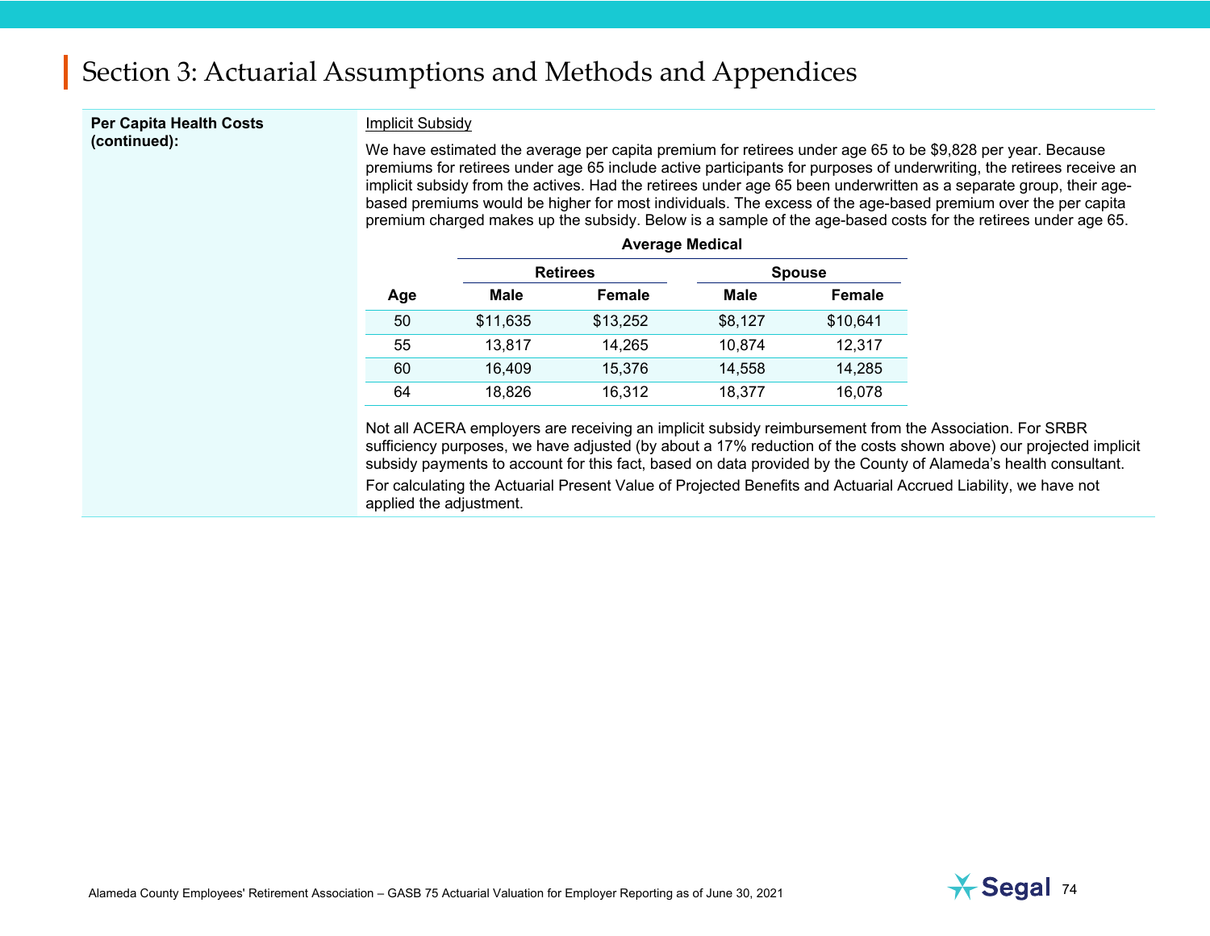# Section 3: Actuarial Assumptions and Methods and Appendices

**Per Capita Health Costs (continued):**

Implicit Subsidy

We have estimated the average per capita premium for retirees under age 65 to be $9,828 per year. Because premiums for retirees under age 65 include active participants for purposes of underwriting, the retirees receive an implicit subsidy from the actives. Had the retirees under age 65 been underwritten as a separate group, their age-based premiums would be higher for most individuals. The excess of the age-based premium over the per capita premium charged makes up the subsidy. Below is a sample of the age-based costs for the retirees under age 65.

**Average Medical**

| | Retirees | | Spouse | |
|---|---|---|---|---|
| **Age** | **Male** | **Female** | **Male** | **Female** |
| 50 | $11,635 | $13,252 | $8,127 | $10,641 |
| 55 | 13,817 | 14,265 | 10,874 | 12,317 |
| 60 | 16,409 | 15,376 | 14,558 | 14,285 |
| 64 | 18,826 | 16,312 | 18,377 | 16,078 |

Not all ACERA employers are receiving an implicit subsidy reimbursement from the Association. For SRBR sufficiency purposes, we have adjusted (by about a 17% reduction of the costs shown above) our projected implicit subsidy payments to account for this fact, based on data provided by the County of Alameda's health consultant.

For calculating the Actuarial Present Value of Projected Benefits and Actuarial Accrued Liability, we have not applied the adjustment.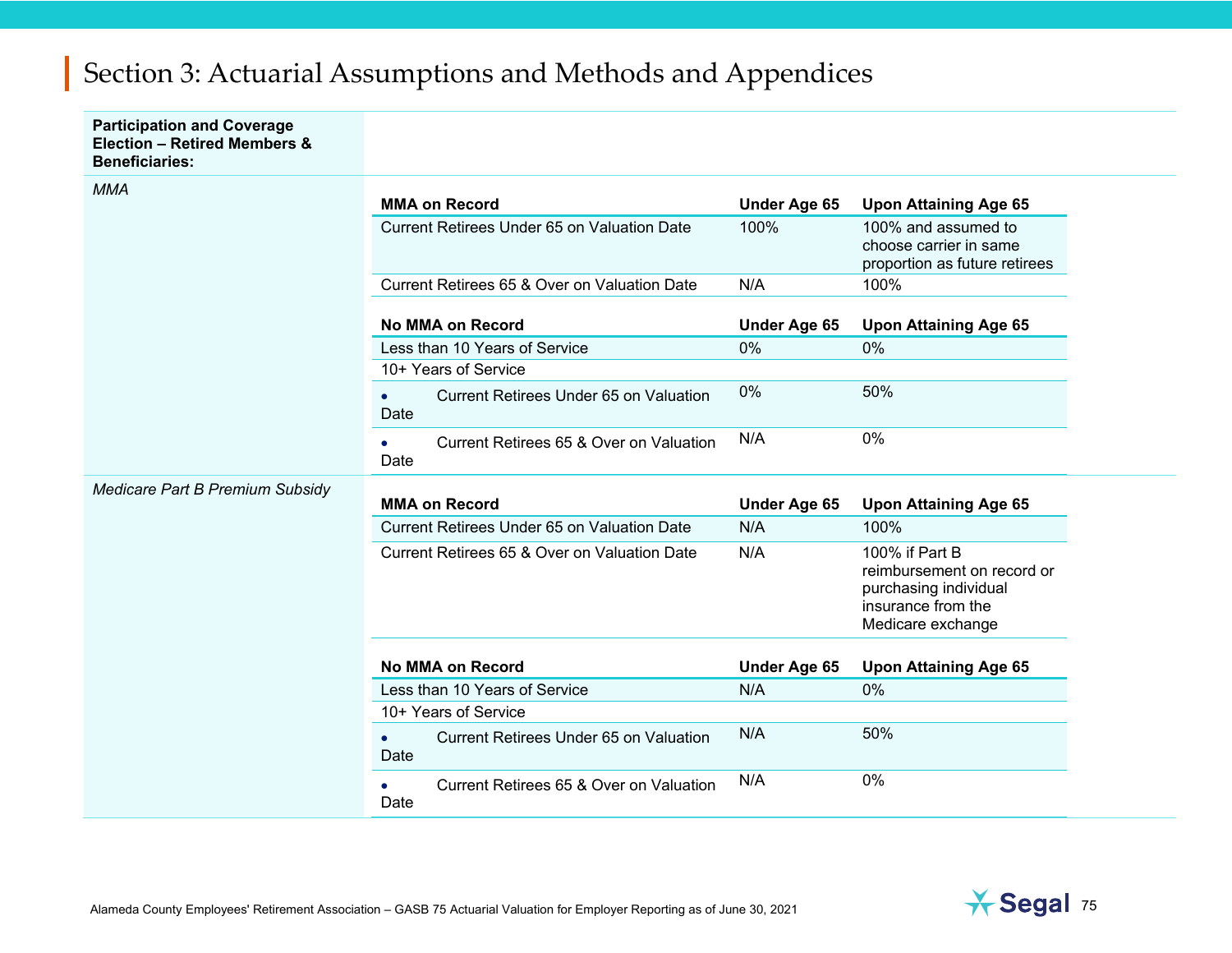# Section 3: Actuarial Assumptions and Methods and Appendices

**Participation and Coverage Election – Retired Members & Beneficiaries:**

*MMA*

| MMA on Record | Under Age 65 | Upon Attaining Age 65 |
|---|---|---|
| Current Retirees Under 65 on Valuation Date | 100% | 100% and assumed to choose carrier in same proportion as future retirees |
| Current Retirees 65 & Over on Valuation Date | N/A | 100% |

| No MMA on Record | Under Age 65 | Upon Attaining Age 65 |
|---|---|---|
| Less than 10 Years of Service | 0% | 0% |
| 10+ Years of Service | | |
| • Current Retirees Under 65 on Valuation Date | 0% | 50% |
| • Current Retirees 65 & Over on Valuation Date | N/A | 0% |

*Medicare Part B Premium Subsidy*

| MMA on Record | Under Age 65 | Upon Attaining Age 65 |
|---|---|---|
| Current Retirees Under 65 on Valuation Date | N/A | 100% |
| Current Retirees 65 & Over on Valuation Date | N/A | 100% if Part B reimbursement on record or purchasing individual insurance from the Medicare exchange |

| No MMA on Record | Under Age 65 | Upon Attaining Age 65 |
|---|---|---|
| Less than 10 Years of Service | N/A | 0% |
| 10+ Years of Service | | |
| • Current Retirees Under 65 on Valuation Date | N/A | 50% |
| • Current Retirees 65 & Over on Valuation Date | N/A | 0% |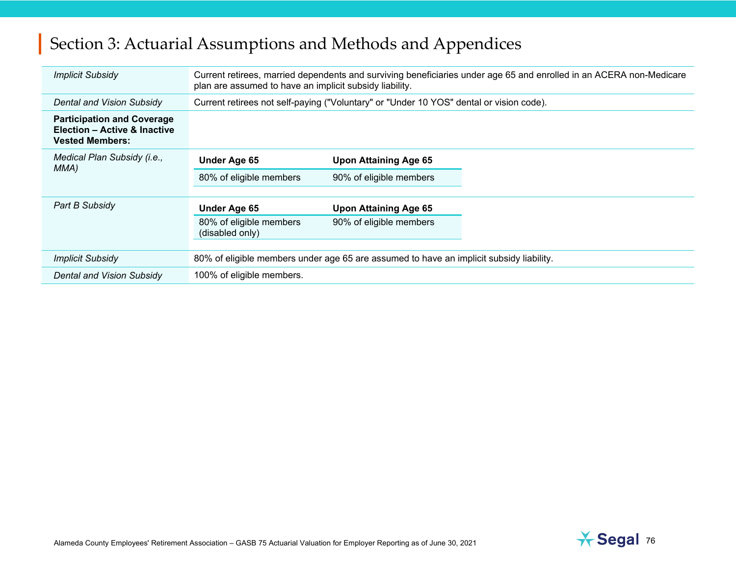## Section 3: Actuarial Assumptions and Methods and Appendices

| | |
|---|---|
| *Implicit Subsidy* | Current retirees, married dependents and surviving beneficiaries under age 65 and enrolled in an ACERA non-Medicare plan are assumed to have an implicit subsidy liability. |
| *Dental and Vision Subsidy* | Current retirees not self-paying ("Voluntary" or "Under 10 YOS" dental or vision code). |
| **Participation and Coverage Election – Active & Inactive Vested Members:** | |
| *Medical Plan Subsidy (i.e., MMA)* | **Under Age 65**: 80% of eligible members; **Upon Attaining Age 65**: 90% of eligible members |
| *Part B Subsidy* | **Under Age 65**: 80% of eligible members (disabled only); **Upon Attaining Age 65**: 90% of eligible members |
| *Implicit Subsidy* | 80% of eligible members under age 65 are assumed to have an implicit subsidy liability. |
| *Dental and Vision Subsidy* | 100% of eligible members. |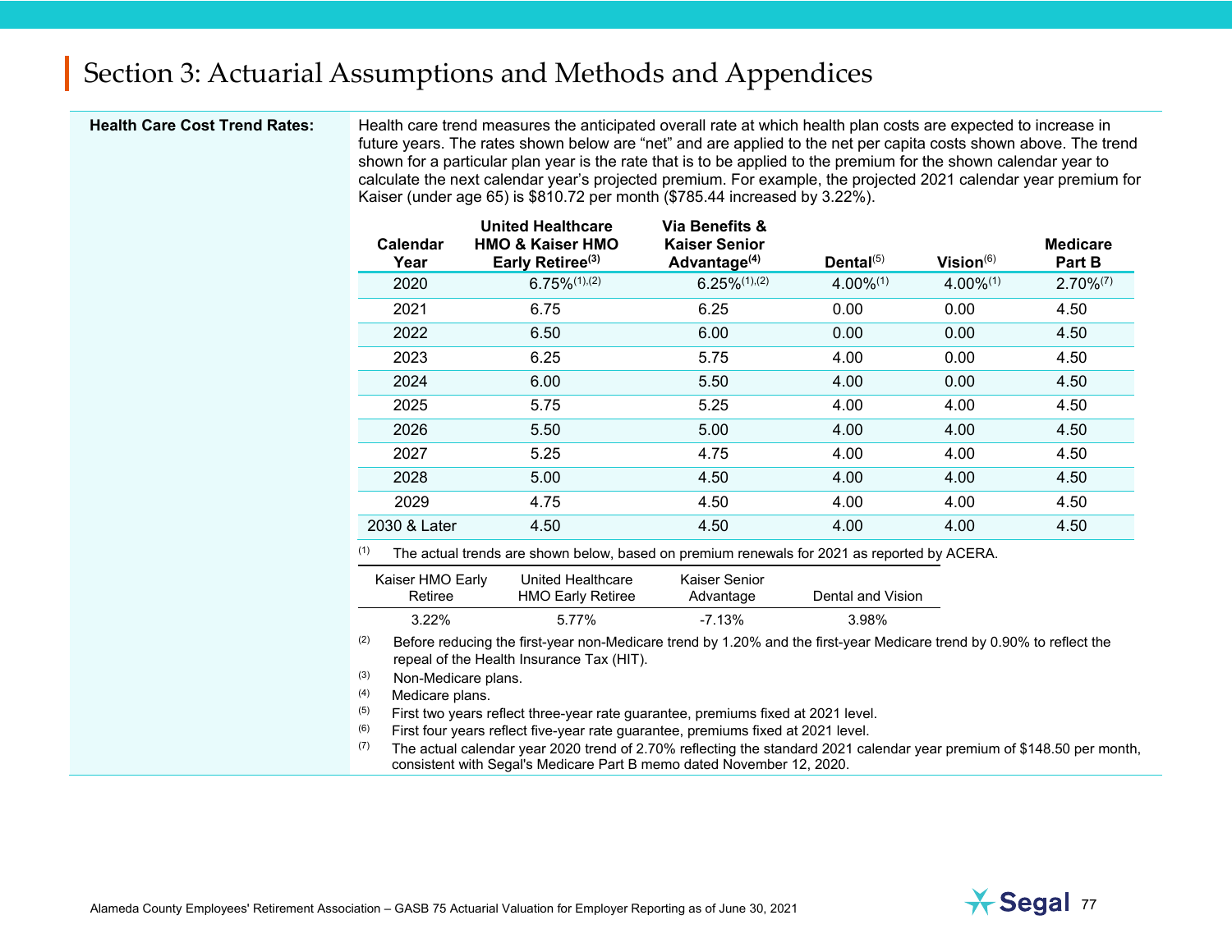# Section 3: Actuarial Assumptions and Methods and Appendices

**Health Care Cost Trend Rates:**

Health care trend measures the anticipated overall rate at which health plan costs are expected to increase in future years. The rates shown below are "net" and are applied to the net per capita costs shown above. The trend shown for a particular plan year is the rate that is to be applied to the premium for the shown calendar year to calculate the next calendar year's projected premium. For example, the projected 2021 calendar year premium for Kaiser (under age 65) is $810.72 per month ($785.44 increased by 3.22%).

| Calendar Year | United Healthcare HMO & Kaiser HMO Early Retiree[3] | Via Benefits & Kaiser Senior Advantage[4] | Dental[5] | Vision[6] | Medicare Part B |
|---|---|---|---|---|---|
| 2020 | 6.75%[1],[2] | 6.25%[1],[2] | 4.00%[1] | 4.00%[1] | 2.70%[7] |
| 2021 | 6.75 | 6.25 | 0.00 | 0.00 | 4.50 |
| 2022 | 6.50 | 6.00 | 0.00 | 0.00 | 4.50 |
| 2023 | 6.25 | 5.75 | 4.00 | 0.00 | 4.50 |
| 2024 | 6.00 | 5.50 | 4.00 | 0.00 | 4.50 |
| 2025 | 5.75 | 5.25 | 4.00 | 4.00 | 4.50 |
| 2026 | 5.50 | 5.00 | 4.00 | 4.00 | 4.50 |
| 2027 | 5.25 | 4.75 | 4.00 | 4.00 | 4.50 |
| 2028 | 5.00 | 4.50 | 4.00 | 4.00 | 4.50 |
| 2029 | 4.75 | 4.50 | 4.00 | 4.00 | 4.50 |
| 2030 & Later | 4.50 | 4.50 | 4.00 | 4.00 | 4.50 |

[1] The actual trends are shown below, based on premium renewals for 2021 as reported by ACERA.

| Kaiser HMO Early Retiree | United Healthcare HMO Early Retiree | Kaiser Senior Advantage | Dental and Vision |
|---|---|---|---|
| 3.22% | 5.77% | -7.13% | 3.98% |

[2] Before reducing the first-year non-Medicare trend by 1.20% and the first-year Medicare trend by 0.90% to reflect the repeal of the Health Insurance Tax (HIT).

[3] Non-Medicare plans.

[4] Medicare plans.

[5] First two years reflect three-year rate guarantee, premiums fixed at 2021 level.

[6] First four years reflect five-year rate guarantee, premiums fixed at 2021 level.

[7] The actual calendar year 2020 trend of 2.70% reflecting the standard 2021 calendar year premium of $148.50 per month, consistent with Segal's Medicare Part B memo dated November 12, 2020.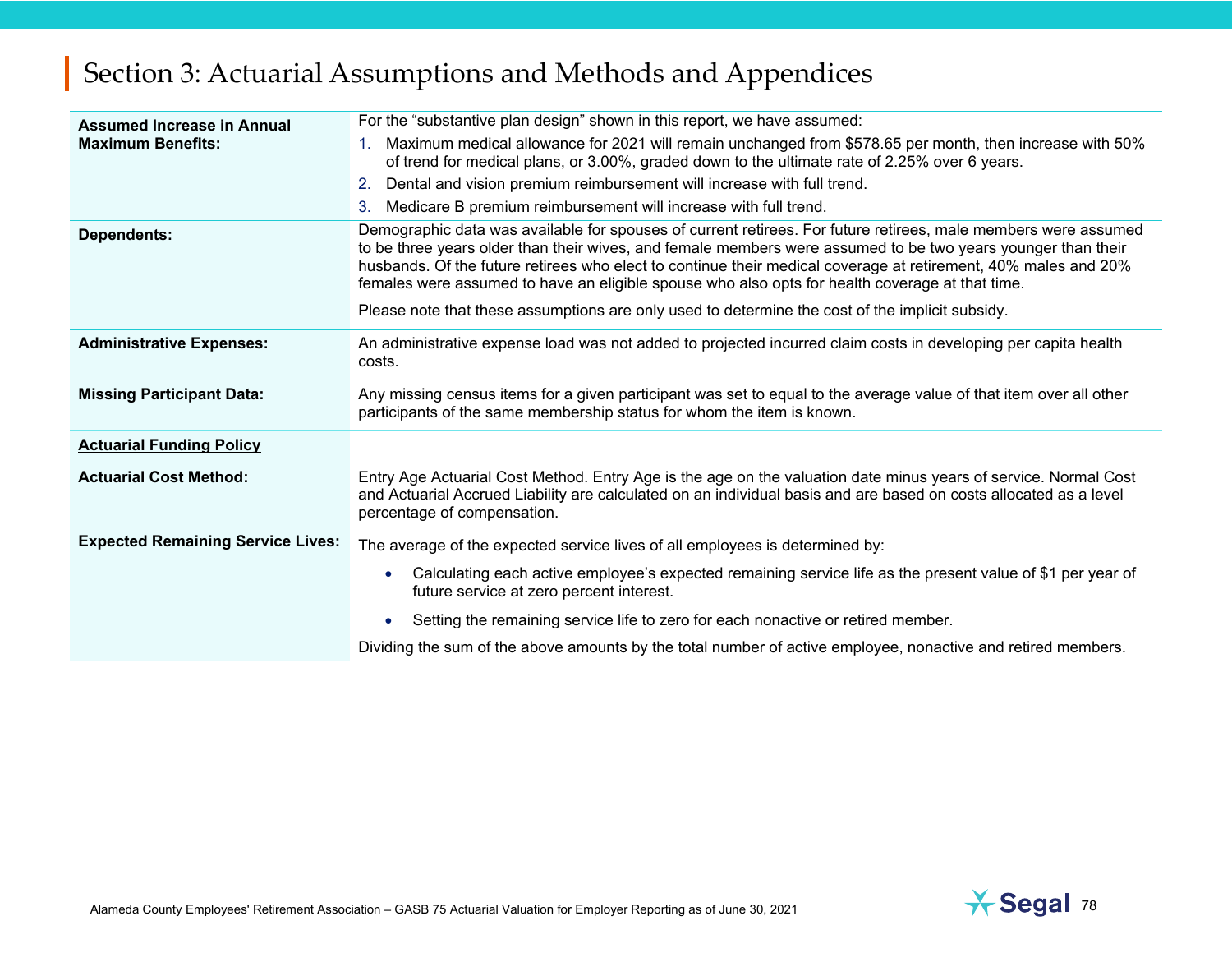# Section 3: Actuarial Assumptions and Methods and Appendices

| | |
|---|---|
| **Assumed Increase in Annual Maximum Benefits:** | For the "substantive plan design" shown in this report, we have assumed:<br>1. Maximum medical allowance for 2021 will remain unchanged from $578.65 per month, then increase with 50% of trend for medical plans, or 3.00%, graded down to the ultimate rate of 2.25% over 6 years.<br>2. Dental and vision premium reimbursement will increase with full trend.<br>3. Medicare B premium reimbursement will increase with full trend. |
| **Dependents:** | Demographic data was available for spouses of current retirees. For future retirees, male members were assumed to be three years older than their wives, and female members were assumed to be two years younger than their husbands. Of the future retirees who elect to continue their medical coverage at retirement, 40% males and 20% females were assumed to have an eligible spouse who also opts for health coverage at that time.<br><br>Please note that these assumptions are only used to determine the cost of the implicit subsidy. |
| **Administrative Expenses:** | An administrative expense load was not added to projected incurred claim costs in developing per capita health costs. |
| **Missing Participant Data:** | Any missing census items for a given participant was set to equal to the average value of that item over all other participants of the same membership status for whom the item is known. |
| **Actuarial Funding Policy** | |
| **Actuarial Cost Method:** | Entry Age Actuarial Cost Method. Entry Age is the age on the valuation date minus years of service. Normal Cost and Actuarial Accrued Liability are calculated on an individual basis and are based on costs allocated as a level percentage of compensation. |
| **Expected Remaining Service Lives:** | The average of the expected service lives of all employees is determined by:<br>• Calculating each active employee's expected remaining service life as the present value of $1 per year of future service at zero percent interest.<br>• Setting the remaining service life to zero for each nonactive or retired member.<br><br>Dividing the sum of the above amounts by the total number of active employee, nonactive and retired members. |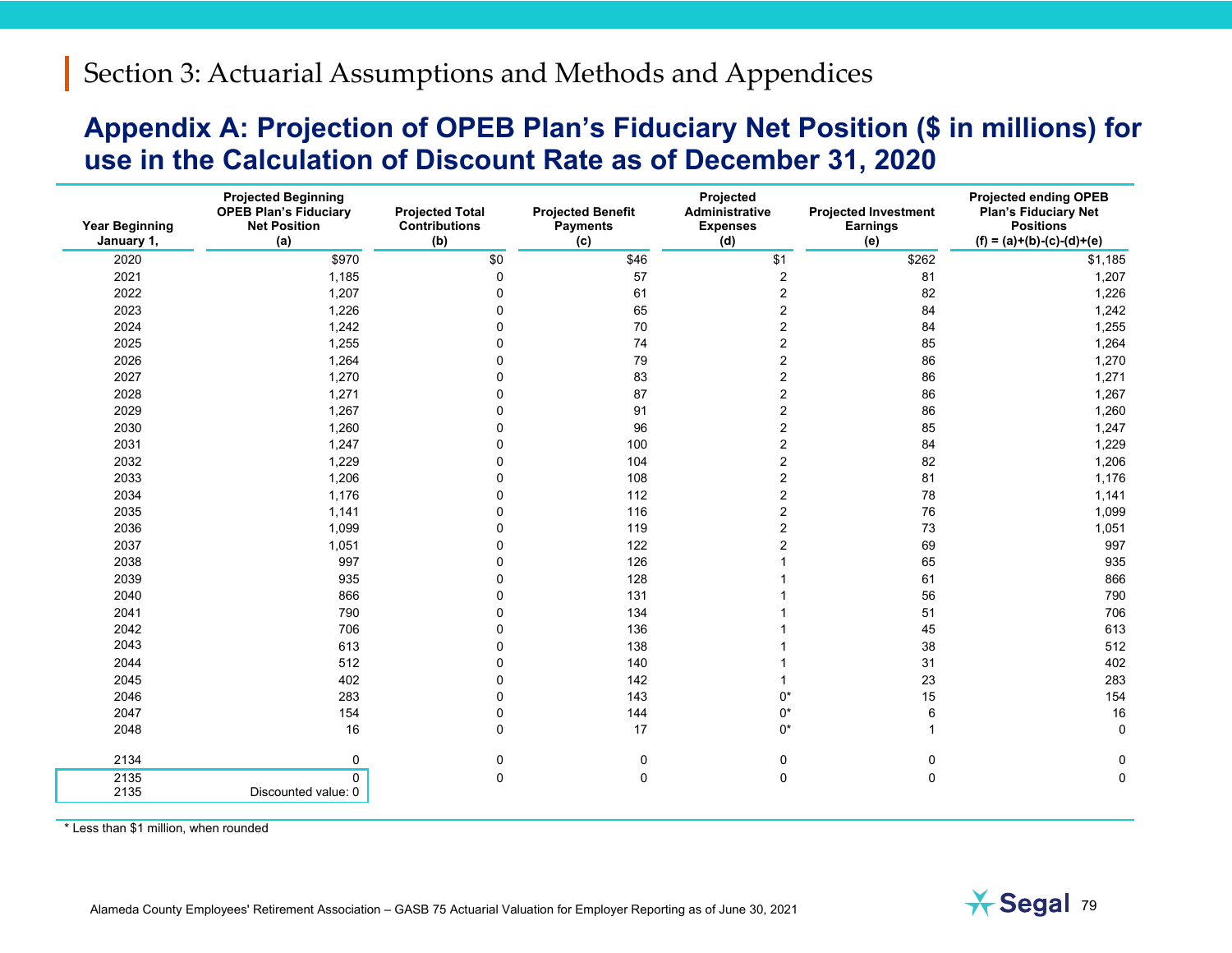# Section 3: Actuarial Assumptions and Methods and Appendices

## Appendix A: Projection of OPEB Plan's Fiduciary Net Position ($ in millions) for use in the Calculation of Discount Rate as of December 31, 2020

| Year Beginning January 1, | Projected Beginning OPEB Plan's Fiduciary Net Position (a) | Projected Total Contributions (b) | Projected Benefit Payments (c) | Projected Administrative Expenses (d) | Projected Investment Earnings (e) | Projected ending OPEB Plan's Fiduciary Net Positions (f) = (a)+(b)-(c)-(d)+(e) |
|---|---|---|---|---|---|---|
| 2020 | $970 | $0 | $46 | $1 | $262 | $1,185 |
| 2021 | 1,185 | 0 | 57 | 2 | 81 | 1,207 |
| 2022 | 1,207 | 0 | 61 | 2 | 82 | 1,226 |
| 2023 | 1,226 | 0 | 65 | 2 | 84 | 1,242 |
| 2024 | 1,242 | 0 | 70 | 2 | 84 | 1,255 |
| 2025 | 1,255 | 0 | 74 | 2 | 85 | 1,264 |
| 2026 | 1,264 | 0 | 79 | 2 | 86 | 1,270 |
| 2027 | 1,270 | 0 | 83 | 2 | 86 | 1,271 |
| 2028 | 1,271 | 0 | 87 | 2 | 86 | 1,267 |
| 2029 | 1,267 | 0 | 91 | 2 | 86 | 1,260 |
| 2030 | 1,260 | 0 | 96 | 2 | 85 | 1,247 |
| 2031 | 1,247 | 0 | 100 | 2 | 84 | 1,229 |
| 2032 | 1,229 | 0 | 104 | 2 | 82 | 1,206 |
| 2033 | 1,206 | 0 | 108 | 2 | 81 | 1,176 |
| 2034 | 1,176 | 0 | 112 | 2 | 78 | 1,141 |
| 2035 | 1,141 | 0 | 116 | 2 | 76 | 1,099 |
| 2036 | 1,099 | 0 | 119 | 2 | 73 | 1,051 |
| 2037 | 1,051 | 0 | 122 | 2 | 69 | 997 |
| 2038 | 997 | 0 | 126 | 1 | 65 | 935 |
| 2039 | 935 | 0 | 128 | 1 | 61 | 866 |
| 2040 | 866 | 0 | 131 | 1 | 56 | 790 |
| 2041 | 790 | 0 | 134 | 1 | 51 | 706 |
| 2042 | 706 | 0 | 136 | 1 | 45 | 613 |
| 2043 | 613 | 0 | 138 | 1 | 38 | 512 |
| 2044 | 512 | 0 | 140 | 1 | 31 | 402 |
| 2045 | 402 | 0 | 142 | 1 | 23 | 283 |
| 2046 | 283 | 0 | 143 | 0* | 15 | 154 |
| 2047 | 154 | 0 | 144 | 0* | 6 | 16 |
| 2048 | 16 | 0 | 17 | 0* | 1 | 0 |
| | | | | | | |
| 2134 | 0 | 0 | 0 | 0 | 0 | 0 |
| 2135 | 0 | 0 | 0 | 0 | 0 | 0 |
| 2135 | Discounted value: 0 | | | | | |

\* Less than $1 million, when rounded

Alameda County Employees' Retirement Association – GASB 75 Actuarial Valuation for Employer Reporting as of June 30, 2021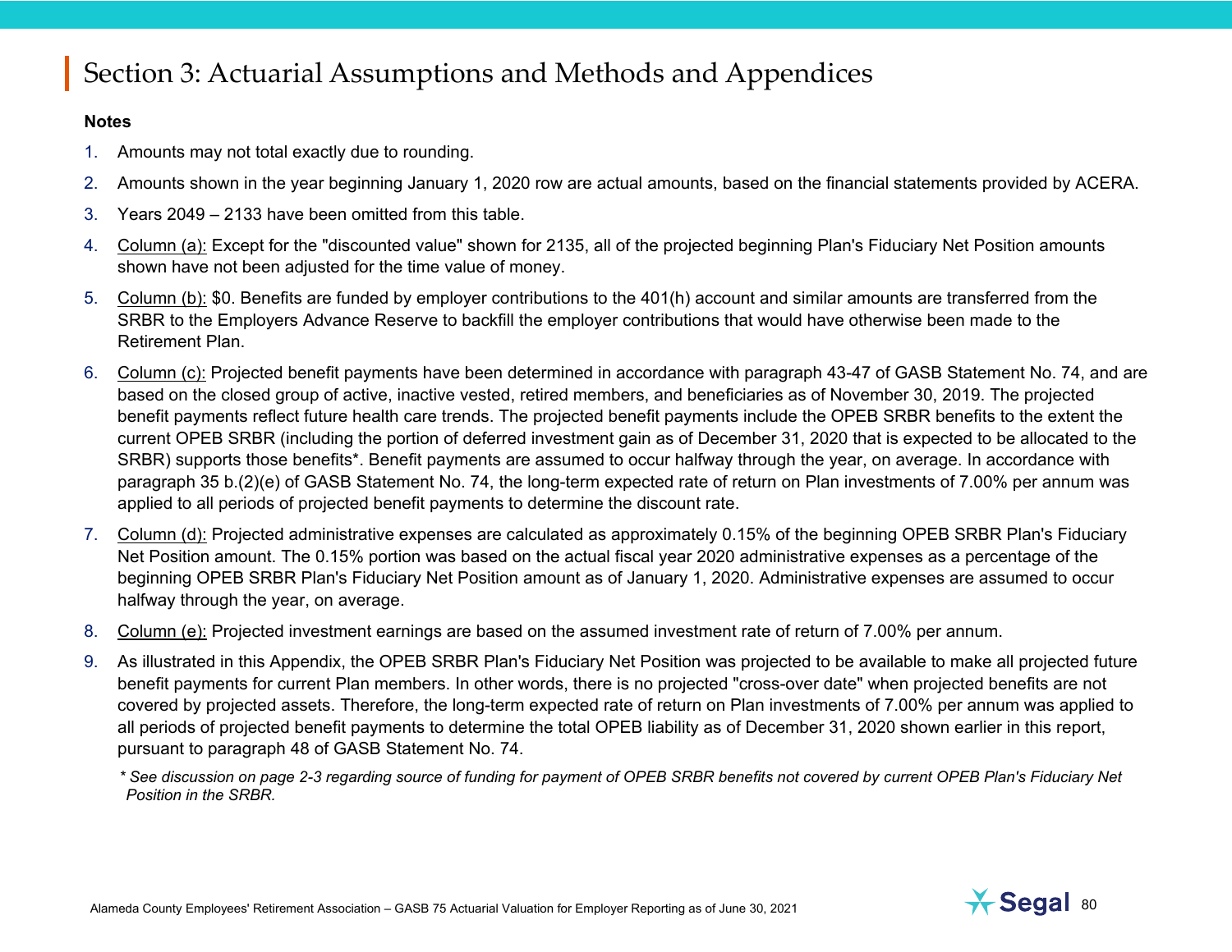# Section 3: Actuarial Assumptions and Methods and Appendices

**Notes**

1. Amounts may not total exactly due to rounding.
2. Amounts shown in the year beginning January 1, 2020 row are actual amounts, based on the financial statements provided by ACERA.
3. Years 2049 – 2133 have been omitted from this table.
4. Column (a): Except for the "discounted value" shown for 2135, all of the projected beginning Plan's Fiduciary Net Position amounts shown have not been adjusted for the time value of money.
5. Column (b): $0. Benefits are funded by employer contributions to the 401(h) account and similar amounts are transferred from the SRBR to the Employers Advance Reserve to backfill the employer contributions that would have otherwise been made to the Retirement Plan.
6. Column (c): Projected benefit payments have been determined in accordance with paragraph 43-47 of GASB Statement No. 74, and are based on the closed group of active, inactive vested, retired members, and beneficiaries as of November 30, 2019. The projected benefit payments reflect future health care trends. The projected benefit payments include the OPEB SRBR benefits to the extent the current OPEB SRBR (including the portion of deferred investment gain as of December 31, 2020 that is expected to be allocated to the SRBR) supports those benefits*. Benefit payments are assumed to occur halfway through the year, on average. In accordance with paragraph 35 b.(2)(e) of GASB Statement No. 74, the long-term expected rate of return on Plan investments of 7.00% per annum was applied to all periods of projected benefit payments to determine the discount rate.
7. Column (d): Projected administrative expenses are calculated as approximately 0.15% of the beginning OPEB SRBR Plan's Fiduciary Net Position amount. The 0.15% portion was based on the actual fiscal year 2020 administrative expenses as a percentage of the beginning OPEB SRBR Plan's Fiduciary Net Position amount as of January 1, 2020. Administrative expenses are assumed to occur halfway through the year, on average.
8. Column (e): Projected investment earnings are based on the assumed investment rate of return of 7.00% per annum.
9. As illustrated in this Appendix, the OPEB SRBR Plan's Fiduciary Net Position was projected to be available to make all projected future benefit payments for current Plan members. In other words, there is no projected "cross-over date" when projected benefits are not covered by projected assets. Therefore, the long-term expected rate of return on Plan investments of 7.00% per annum was applied to all periods of projected benefit payments to determine the total OPEB liability as of December 31, 2020 shown earlier in this report, pursuant to paragraph 48 of GASB Statement No. 74.

*\* See discussion on page 2-3 regarding source of funding for payment of OPEB SRBR benefits not covered by current OPEB Plan's Fiduciary Net Position in the SRBR.*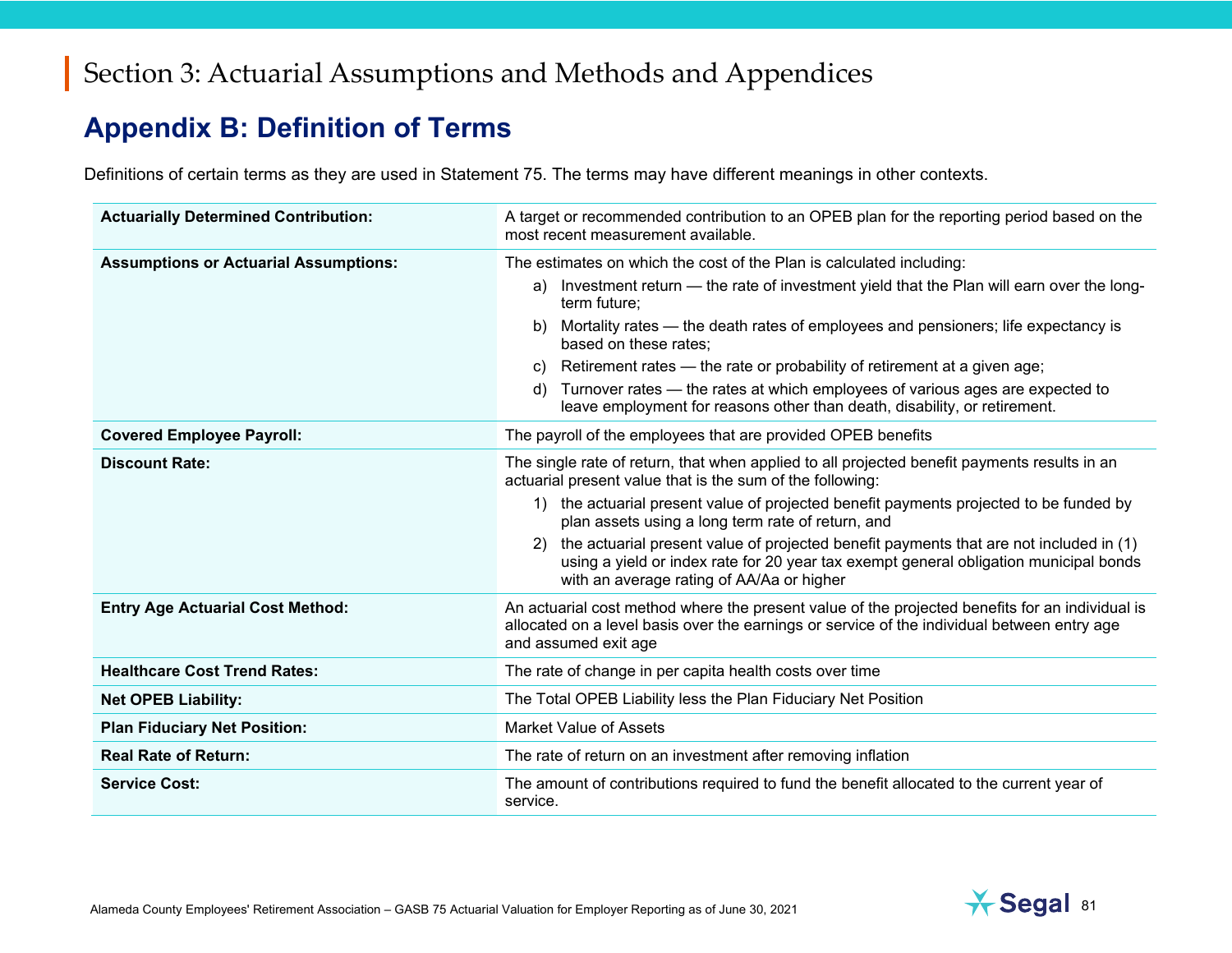# Section 3: Actuarial Assumptions and Methods and Appendices

## Appendix B: Definition of Terms

Definitions of certain terms as they are used in Statement 75. The terms may have different meanings in other contexts.

| | |
|---|---|
| **Actuarially Determined Contribution:** | A target or recommended contribution to an OPEB plan for the reporting period based on the most recent measurement available. |
| **Assumptions or Actuarial Assumptions:** | The estimates on which the cost of the Plan is calculated including:<br>a) Investment return — the rate of investment yield that the Plan will earn over the long-term future;<br>b) Mortality rates — the death rates of employees and pensioners; life expectancy is based on these rates;<br>c) Retirement rates — the rate or probability of retirement at a given age;<br>d) Turnover rates — the rates at which employees of various ages are expected to leave employment for reasons other than death, disability, or retirement. |
| **Covered Employee Payroll:** | The payroll of the employees that are provided OPEB benefits |
| **Discount Rate:** | The single rate of return, that when applied to all projected benefit payments results in an actuarial present value that is the sum of the following:<br>1) the actuarial present value of projected benefit payments projected to be funded by plan assets using a long term rate of return, and<br>2) the actuarial present value of projected benefit payments that are not included in (1) using a yield or index rate for 20 year tax exempt general obligation municipal bonds with an average rating of AA/Aa or higher |
| **Entry Age Actuarial Cost Method:** | An actuarial cost method where the present value of the projected benefits for an individual is allocated on a level basis over the earnings or service of the individual between entry age and assumed exit age |
| **Healthcare Cost Trend Rates:** | The rate of change in per capita health costs over time |
| **Net OPEB Liability:** | The Total OPEB Liability less the Plan Fiduciary Net Position |
| **Plan Fiduciary Net Position:** | Market Value of Assets |
| **Real Rate of Return:** | The rate of return on an investment after removing inflation |
| **Service Cost:** | The amount of contributions required to fund the benefit allocated to the current year of service. |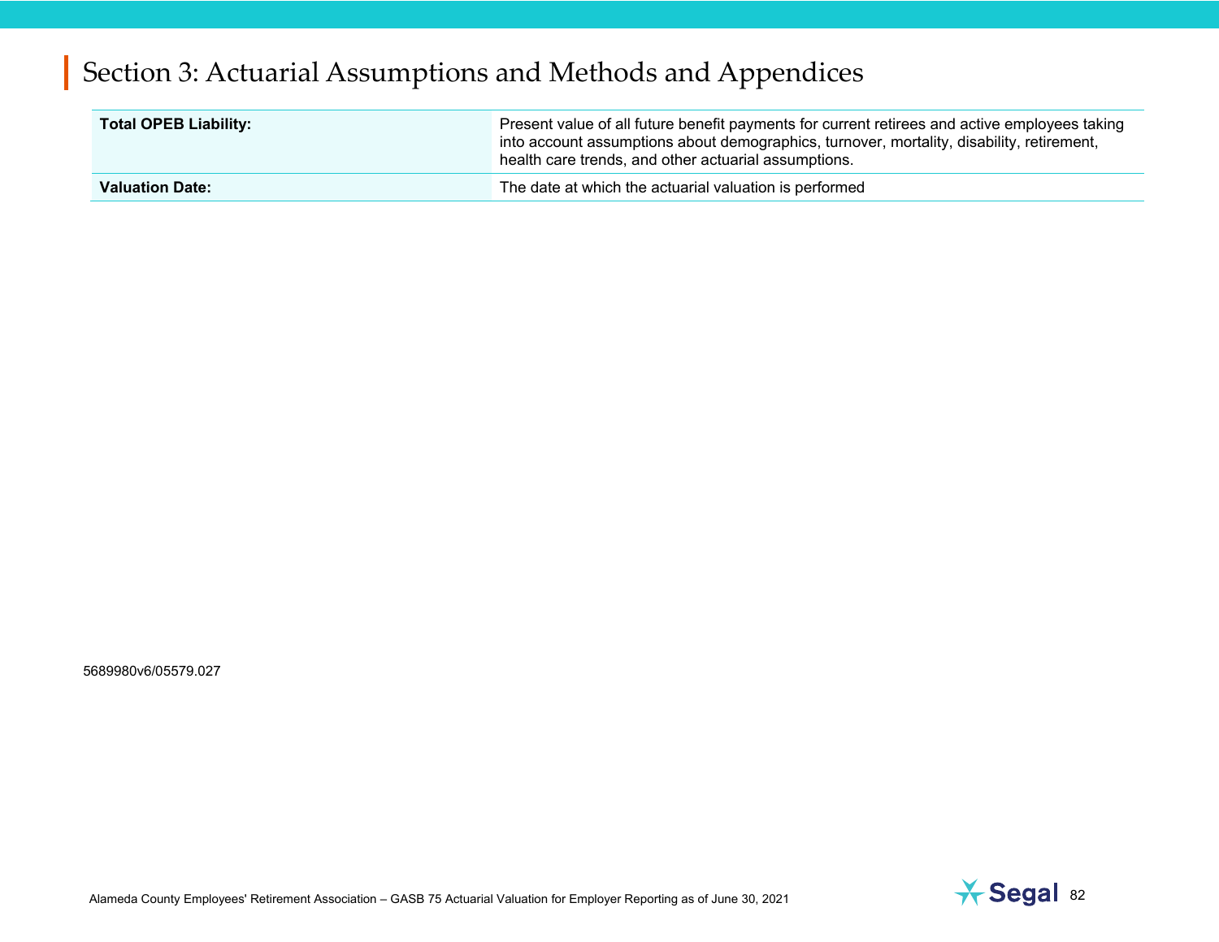| | |
|---|---|
| **Total OPEB Liability:** | Present value of all future benefit payments for current retirees and active employees taking into account assumptions about demographics, turnover, mortality, disability, retirement, health care trends, and other actuarial assumptions. |
| **Valuation Date:** | The date at which the actuarial valuation is performed |

5689980v6/05579.027